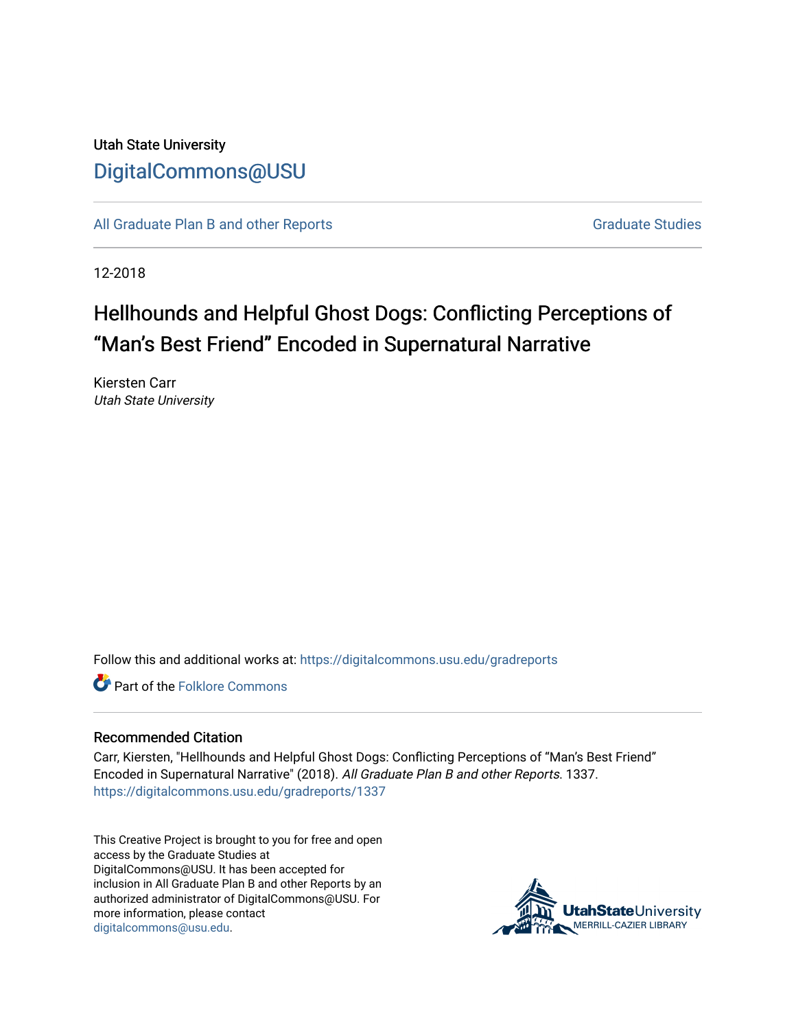Utah State University

# DigitalCommons@USU

All Graduate Plan B and other Reports | Graduate Studies

12-2018

# Hellhounds and Helpful Ghost Dogs: Conflicting Perceptions of "Man's Best Friend" Encoded in Supernatural Narrative

Kiersten Carr
*Utah State University*

Follow this and additional works at: https://digitalcommons.usu.edu/gradreports

Part of the Folklore Commons

## Recommended Citation

Carr, Kiersten, "Hellhounds and Helpful Ghost Dogs: Conflicting Perceptions of "Man's Best Friend" Encoded in Supernatural Narrative" (2018). *All Graduate Plan B and other Reports*. 1337.
https://digitalcommons.usu.edu/gradreports/1337

This Creative Project is brought to you for free and open access by the Graduate Studies at DigitalCommons@USU. It has been accepted for inclusion in All Graduate Plan B and other Reports by an authorized administrator of DigitalCommons@USU. For more information, please contact digitalcommons@usu.edu.

UtahStateUniversity
MERRILL-CAZIER LIBRARY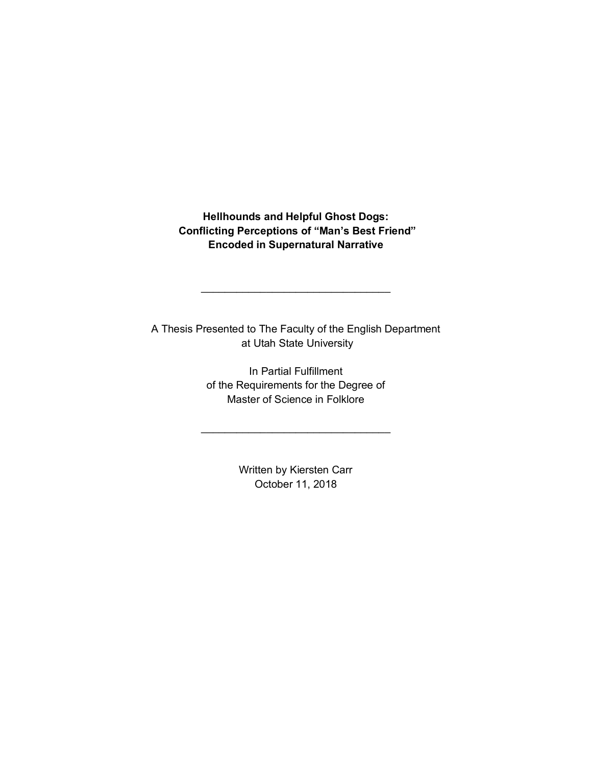**Hellhounds and Helpful Ghost Dogs:**
**Conflicting Perceptions of "Man's Best Friend"**
**Encoded in Supernatural Narrative**

\_\_\_\_\_\_\_\_\_\_\_\_\_\_\_\_\_\_\_\_\_\_\_\_\_\_\_\_\_\_\_\_

A Thesis Presented to The Faculty of the English Department
at Utah State University

In Partial Fulfillment
of the Requirements for the Degree of
Master of Science in Folklore

\_\_\_\_\_\_\_\_\_\_\_\_\_\_\_\_\_\_\_\_\_\_\_\_\_\_\_\_\_\_\_\_

Written by Kiersten Carr
October 11, 2018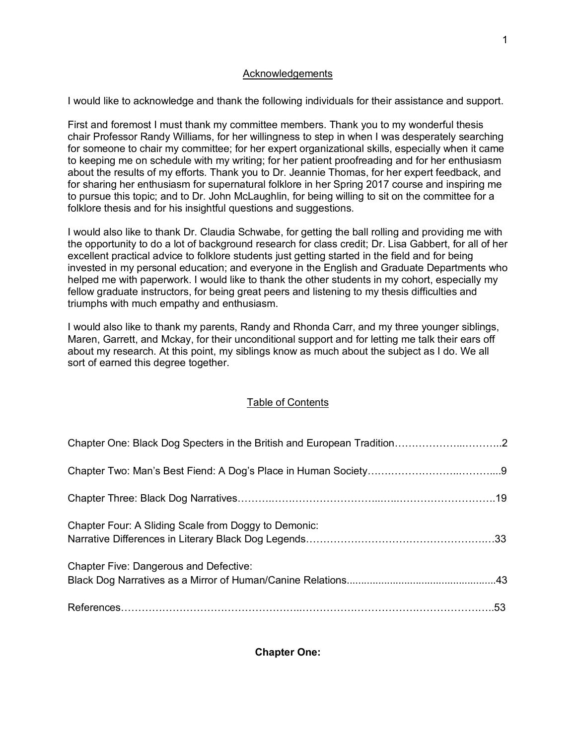## Acknowledgements

I would like to acknowledge and thank the following individuals for their assistance and support.

First and foremost I must thank my committee members. Thank you to my wonderful thesis chair Professor Randy Williams, for her willingness to step in when I was desperately searching for someone to chair my committee; for her expert organizational skills, especially when it came to keeping me on schedule with my writing; for her patient proofreading and for her enthusiasm about the results of my efforts. Thank you to Dr. Jeannie Thomas, for her expert feedback, and for sharing her enthusiasm for supernatural folklore in her Spring 2017 course and inspiring me to pursue this topic; and to Dr. John McLaughlin, for being willing to sit on the committee for a folklore thesis and for his insightful questions and suggestions.

I would also like to thank Dr. Claudia Schwabe, for getting the ball rolling and providing me with the opportunity to do a lot of background research for class credit; Dr. Lisa Gabbert, for all of her excellent practical advice to folklore students just getting started in the field and for being invested in my personal education; and everyone in the English and Graduate Departments who helped me with paperwork. I would like to thank the other students in my cohort, especially my fellow graduate instructors, for being great peers and listening to my thesis difficulties and triumphs with much empathy and enthusiasm.

I would also like to thank my parents, Randy and Rhonda Carr, and my three younger siblings, Maren, Garrett, and Mckay, for their unconditional support and for letting me talk their ears off about my research. At this point, my siblings know as much about the subject as I do. We all sort of earned this degree together.

## Table of Contents

Chapter One: Black Dog Specters in the British and European Tradition……………….……….2

Chapter Two: Man's Best Fiend: A Dog's Place in Human Society………………………………...9

Chapter Three: Black Dog Narratives……………………………………………………………….19

Chapter Four: A Sliding Scale from Doggy to Demonic:
Narrative Differences in Literary Black Dog Legends………………………………………………33

Chapter Five: Dangerous and Defective:
Black Dog Narratives as a Mirror of Human/Canine Relations.............................................43

References………………………………………………………………………………………………..53

**Chapter One:**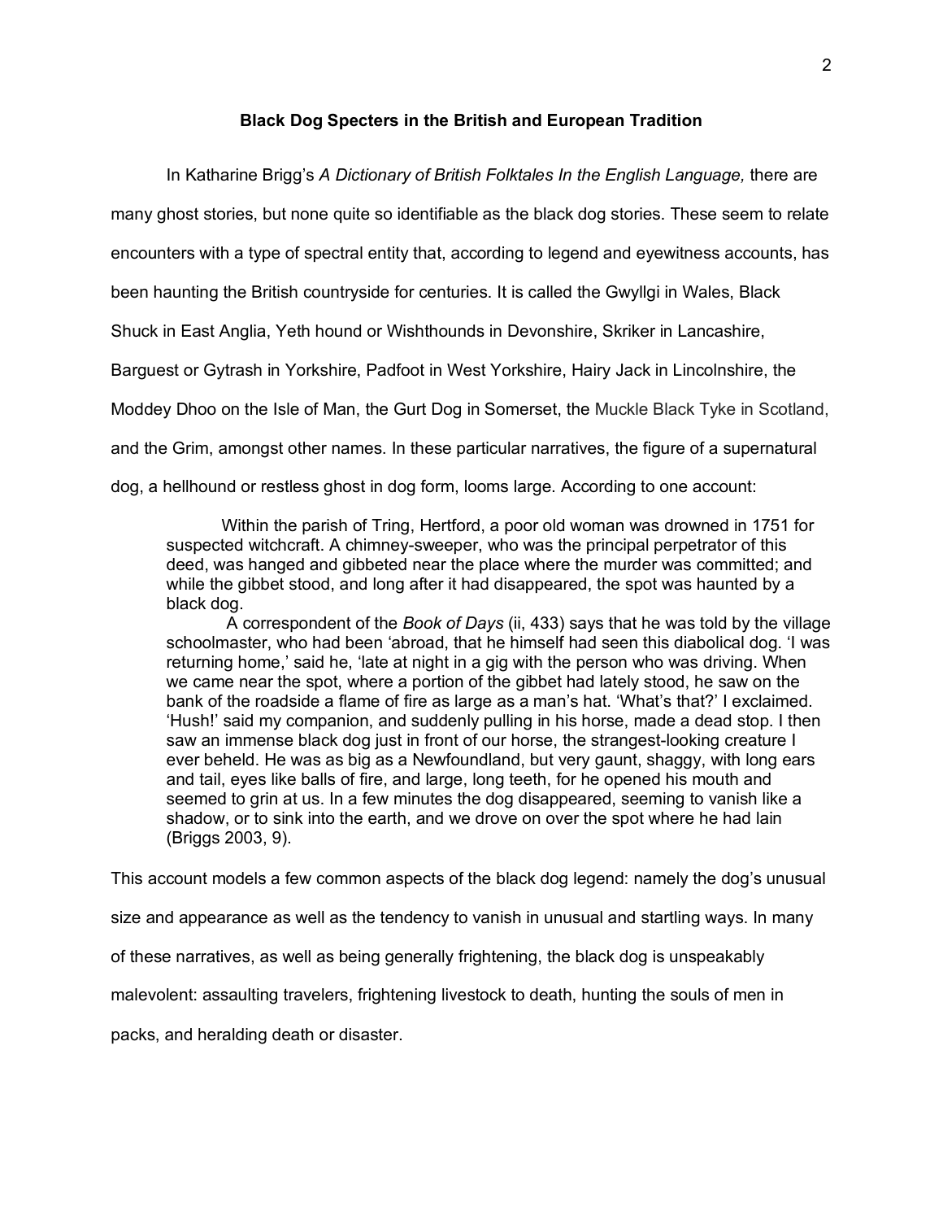## Black Dog Specters in the British and European Tradition

In Katharine Brigg's *A Dictionary of British Folktales In the English Language,* there are many ghost stories, but none quite so identifiable as the black dog stories. These seem to relate encounters with a type of spectral entity that, according to legend and eyewitness accounts, has been haunting the British countryside for centuries. It is called the Gwyllgi in Wales, Black Shuck in East Anglia, Yeth hound or Wishthounds in Devonshire, Skriker in Lancashire, Barguest or Gytrash in Yorkshire, Padfoot in West Yorkshire, Hairy Jack in Lincolnshire, the Moddey Dhoo on the Isle of Man, the Gurt Dog in Somerset, the Muckle Black Tyke in Scotland, and the Grim, amongst other names. In these particular narratives, the figure of a supernatural dog, a hellhound or restless ghost in dog form, looms large. According to one account:

> Within the parish of Tring, Hertford, a poor old woman was drowned in 1751 for suspected witchcraft. A chimney-sweeper, who was the principal perpetrator of this deed, was hanged and gibbeted near the place where the murder was committed; and while the gibbet stood, and long after it had disappeared, the spot was haunted by a black dog.
>
> A correspondent of the *Book of Days* (ii, 433) says that he was told by the village schoolmaster, who had been 'abroad, that he himself had seen this diabolical dog. 'I was returning home,' said he, 'late at night in a gig with the person who was driving. When we came near the spot, where a portion of the gibbet had lately stood, he saw on the bank of the roadside a flame of fire as large as a man's hat. 'What's that?' I exclaimed. 'Hush!' said my companion, and suddenly pulling in his horse, made a dead stop. I then saw an immense black dog just in front of our horse, the strangest-looking creature I ever beheld. He was as big as a Newfoundland, but very gaunt, shaggy, with long ears and tail, eyes like balls of fire, and large, long teeth, for he opened his mouth and seemed to grin at us. In a few minutes the dog disappeared, seeming to vanish like a shadow, or to sink into the earth, and we drove on over the spot where he had lain (Briggs 2003, 9).

This account models a few common aspects of the black dog legend: namely the dog's unusual size and appearance as well as the tendency to vanish in unusual and startling ways. In many of these narratives, as well as being generally frightening, the black dog is unspeakably malevolent: assaulting travelers, frightening livestock to death, hunting the souls of men in packs, and heralding death or disaster.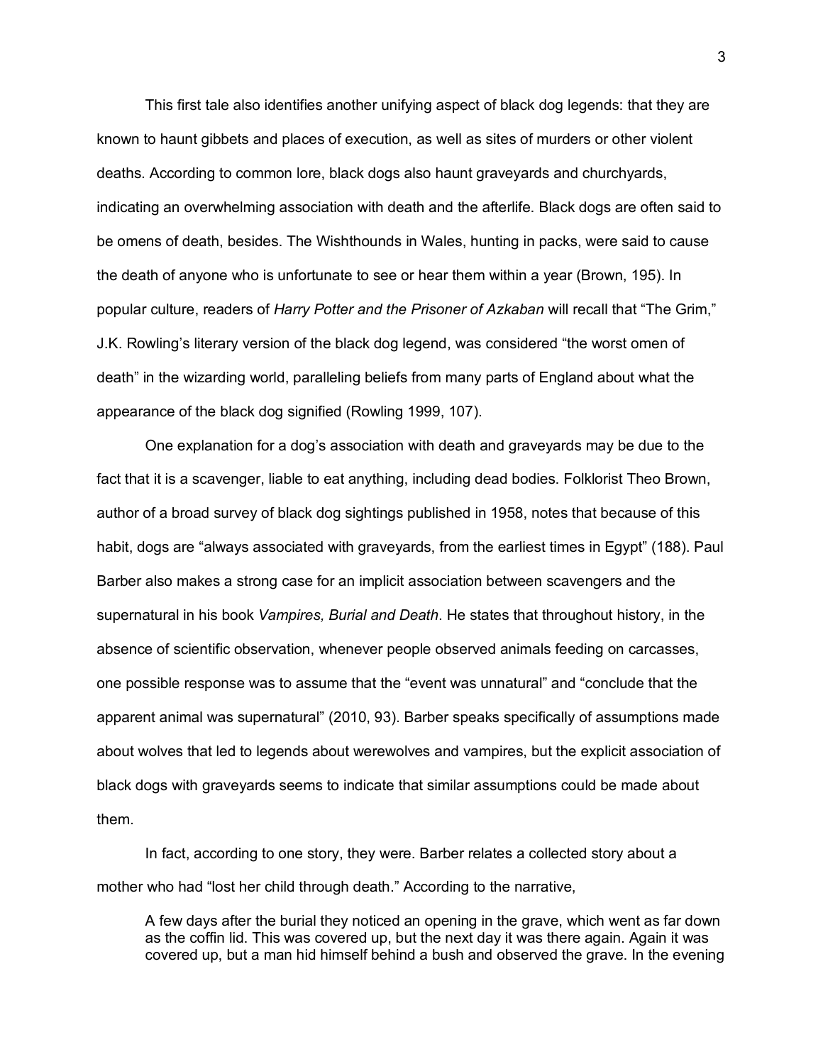This first tale also identifies another unifying aspect of black dog legends: that they are known to haunt gibbets and places of execution, as well as sites of murders or other violent deaths. According to common lore, black dogs also haunt graveyards and churchyards, indicating an overwhelming association with death and the afterlife. Black dogs are often said to be omens of death, besides. The Wishthounds in Wales, hunting in packs, were said to cause the death of anyone who is unfortunate to see or hear them within a year (Brown, 195). In popular culture, readers of *Harry Potter and the Prisoner of Azkaban* will recall that "The Grim," J.K. Rowling's literary version of the black dog legend, was considered "the worst omen of death" in the wizarding world, paralleling beliefs from many parts of England about what the appearance of the black dog signified (Rowling 1999, 107).

One explanation for a dog's association with death and graveyards may be due to the fact that it is a scavenger, liable to eat anything, including dead bodies. Folklorist Theo Brown, author of a broad survey of black dog sightings published in 1958, notes that because of this habit, dogs are "always associated with graveyards, from the earliest times in Egypt" (188). Paul Barber also makes a strong case for an implicit association between scavengers and the supernatural in his book *Vampires, Burial and Death*. He states that throughout history, in the absence of scientific observation, whenever people observed animals feeding on carcasses, one possible response was to assume that the "event was unnatural" and "conclude that the apparent animal was supernatural" (2010, 93). Barber speaks specifically of assumptions made about wolves that led to legends about werewolves and vampires, but the explicit association of black dogs with graveyards seems to indicate that similar assumptions could be made about them.

In fact, according to one story, they were. Barber relates a collected story about a mother who had "lost her child through death." According to the narrative,

> A few days after the burial they noticed an opening in the grave, which went as far down as the coffin lid. This was covered up, but the next day it was there again. Again it was covered up, but a man hid himself behind a bush and observed the grave. In the evening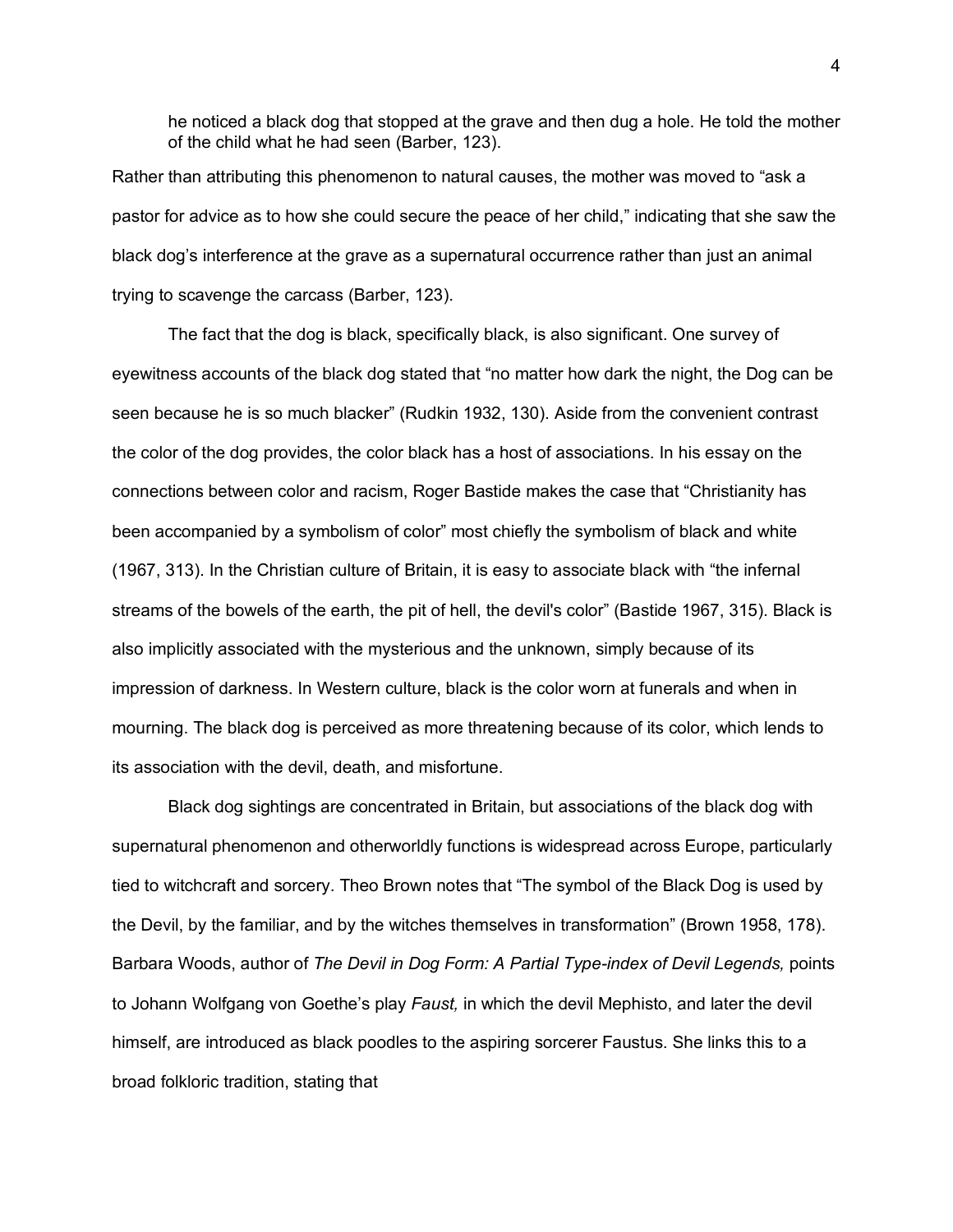> he noticed a black dog that stopped at the grave and then dug a hole. He told the mother of the child what he had seen (Barber, 123).

Rather than attributing this phenomenon to natural causes, the mother was moved to "ask a pastor for advice as to how she could secure the peace of her child," indicating that she saw the black dog's interference at the grave as a supernatural occurrence rather than just an animal trying to scavenge the carcass (Barber, 123).

The fact that the dog is black, specifically black, is also significant. One survey of eyewitness accounts of the black dog stated that "no matter how dark the night, the Dog can be seen because he is so much blacker" (Rudkin 1932, 130). Aside from the convenient contrast the color of the dog provides, the color black has a host of associations. In his essay on the connections between color and racism, Roger Bastide makes the case that "Christianity has been accompanied by a symbolism of color" most chiefly the symbolism of black and white (1967, 313). In the Christian culture of Britain, it is easy to associate black with "the infernal streams of the bowels of the earth, the pit of hell, the devil's color" (Bastide 1967, 315). Black is also implicitly associated with the mysterious and the unknown, simply because of its impression of darkness. In Western culture, black is the color worn at funerals and when in mourning. The black dog is perceived as more threatening because of its color, which lends to its association with the devil, death, and misfortune.

Black dog sightings are concentrated in Britain, but associations of the black dog with supernatural phenomenon and otherworldly functions is widespread across Europe, particularly tied to witchcraft and sorcery. Theo Brown notes that "The symbol of the Black Dog is used by the Devil, by the familiar, and by the witches themselves in transformation" (Brown 1958, 178). Barbara Woods, author of *The Devil in Dog Form: A Partial Type-index of Devil Legends,* points to Johann Wolfgang von Goethe's play *Faust,* in which the devil Mephisto, and later the devil himself, are introduced as black poodles to the aspiring sorcerer Faustus. She links this to a broad folkloric tradition, stating that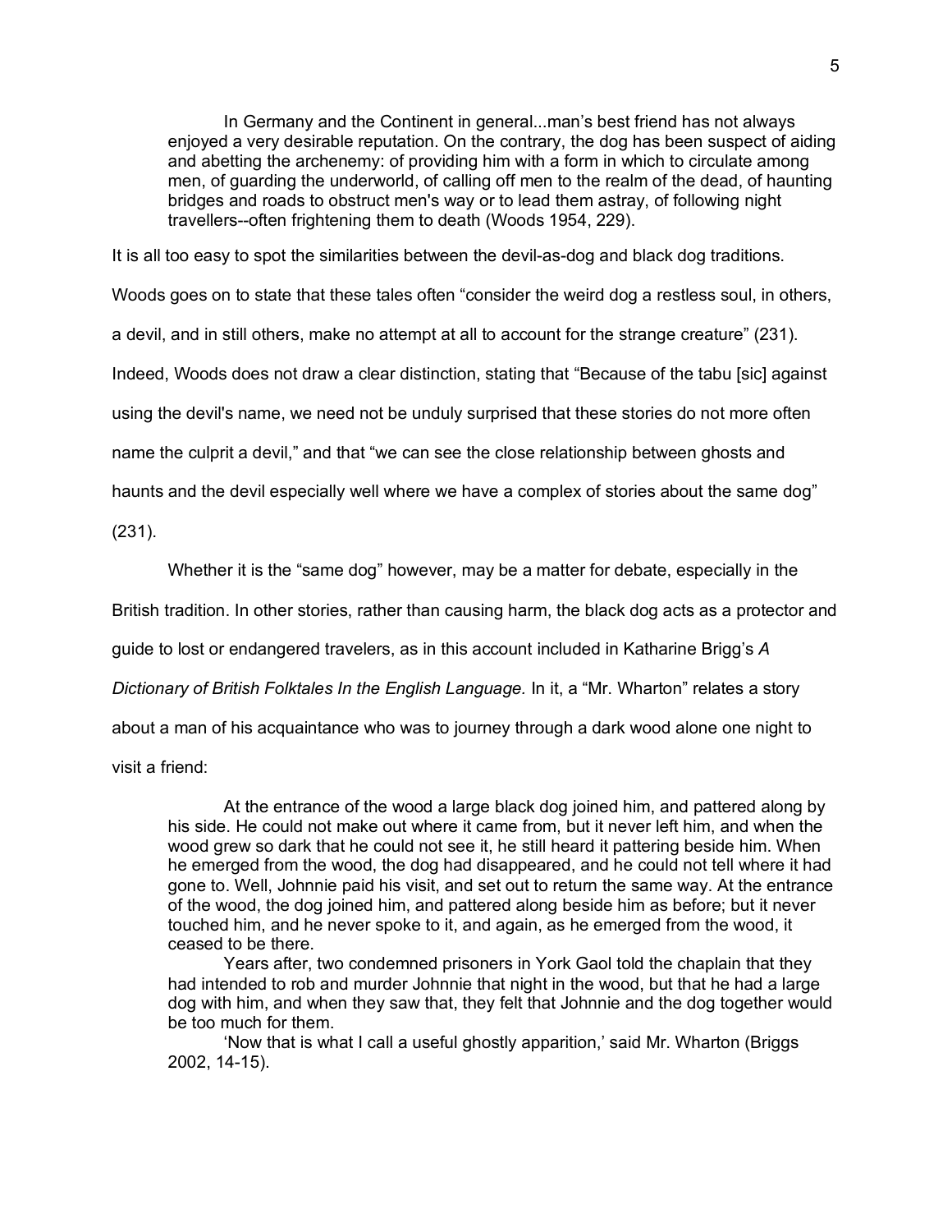> In Germany and the Continent in general...man's best friend has not always enjoyed a very desirable reputation. On the contrary, the dog has been suspect of aiding and abetting the archenemy: of providing him with a form in which to circulate among men, of guarding the underworld, of calling off men to the realm of the dead, of haunting bridges and roads to obstruct men's way or to lead them astray, of following night travellers--often frightening them to death (Woods 1954, 229).

It is all too easy to spot the similarities between the devil-as-dog and black dog traditions. Woods goes on to state that these tales often "consider the weird dog a restless soul, in others, a devil, and in still others, make no attempt at all to account for the strange creature" (231). Indeed, Woods does not draw a clear distinction, stating that "Because of the tabu [sic] against using the devil's name, we need not be unduly surprised that these stories do not more often name the culprit a devil," and that "we can see the close relationship between ghosts and haunts and the devil especially well where we have a complex of stories about the same dog" (231).

Whether it is the "same dog" however, may be a matter for debate, especially in the British tradition. In other stories, rather than causing harm, the black dog acts as a protector and guide to lost or endangered travelers, as in this account included in Katharine Brigg's *A Dictionary of British Folktales In the English Language.* In it, a "Mr. Wharton" relates a story about a man of his acquaintance who was to journey through a dark wood alone one night to visit a friend:

> At the entrance of the wood a large black dog joined him, and pattered along by his side. He could not make out where it came from, but it never left him, and when the wood grew so dark that he could not see it, he still heard it pattering beside him. When he emerged from the wood, the dog had disappeared, and he could not tell where it had gone to. Well, Johnnie paid his visit, and set out to return the same way. At the entrance of the wood, the dog joined him, and pattered along beside him as before; but it never touched him, and he never spoke to it, and again, as he emerged from the wood, it ceased to be there.
>
> Years after, two condemned prisoners in York Gaol told the chaplain that they had intended to rob and murder Johnnie that night in the wood, but that he had a large dog with him, and when they saw that, they felt that Johnnie and the dog together would be too much for them.
>
> 'Now that is what I call a useful ghostly apparition,' said Mr. Wharton (Briggs 2002, 14-15).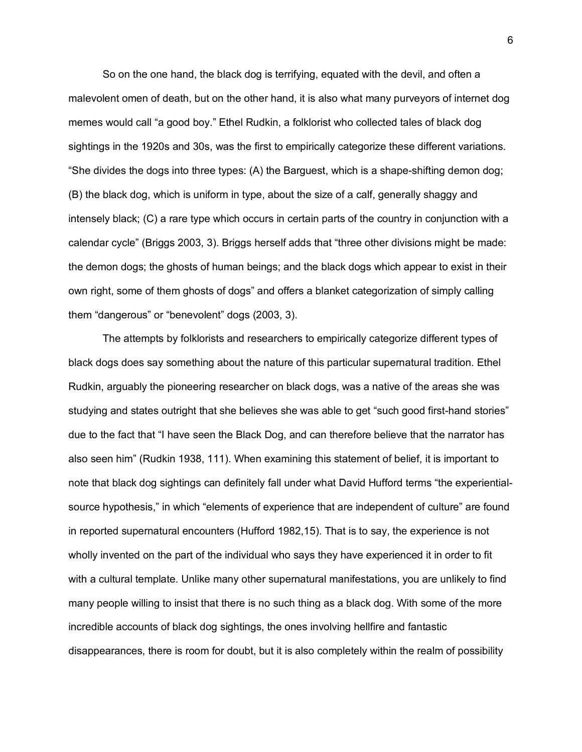So on the one hand, the black dog is terrifying, equated with the devil, and often a malevolent omen of death, but on the other hand, it is also what many purveyors of internet dog memes would call "a good boy." Ethel Rudkin, a folklorist who collected tales of black dog sightings in the 1920s and 30s, was the first to empirically categorize these different variations. "She divides the dogs into three types: (A) the Barguest, which is a shape-shifting demon dog; (B) the black dog, which is uniform in type, about the size of a calf, generally shaggy and intensely black; (C) a rare type which occurs in certain parts of the country in conjunction with a calendar cycle" (Briggs 2003, 3). Briggs herself adds that "three other divisions might be made: the demon dogs; the ghosts of human beings; and the black dogs which appear to exist in their own right, some of them ghosts of dogs" and offers a blanket categorization of simply calling them "dangerous" or "benevolent" dogs (2003, 3).

The attempts by folklorists and researchers to empirically categorize different types of black dogs does say something about the nature of this particular supernatural tradition. Ethel Rudkin, arguably the pioneering researcher on black dogs, was a native of the areas she was studying and states outright that she believes she was able to get "such good first-hand stories" due to the fact that "I have seen the Black Dog, and can therefore believe that the narrator has also seen him" (Rudkin 1938, 111). When examining this statement of belief, it is important to note that black dog sightings can definitely fall under what David Hufford terms "the experiential-source hypothesis," in which "elements of experience that are independent of culture" are found in reported supernatural encounters (Hufford 1982,15). That is to say, the experience is not wholly invented on the part of the individual who says they have experienced it in order to fit with a cultural template. Unlike many other supernatural manifestations, you are unlikely to find many people willing to insist that there is no such thing as a black dog. With some of the more incredible accounts of black dog sightings, the ones involving hellfire and fantastic disappearances, there is room for doubt, but it is also completely within the realm of possibility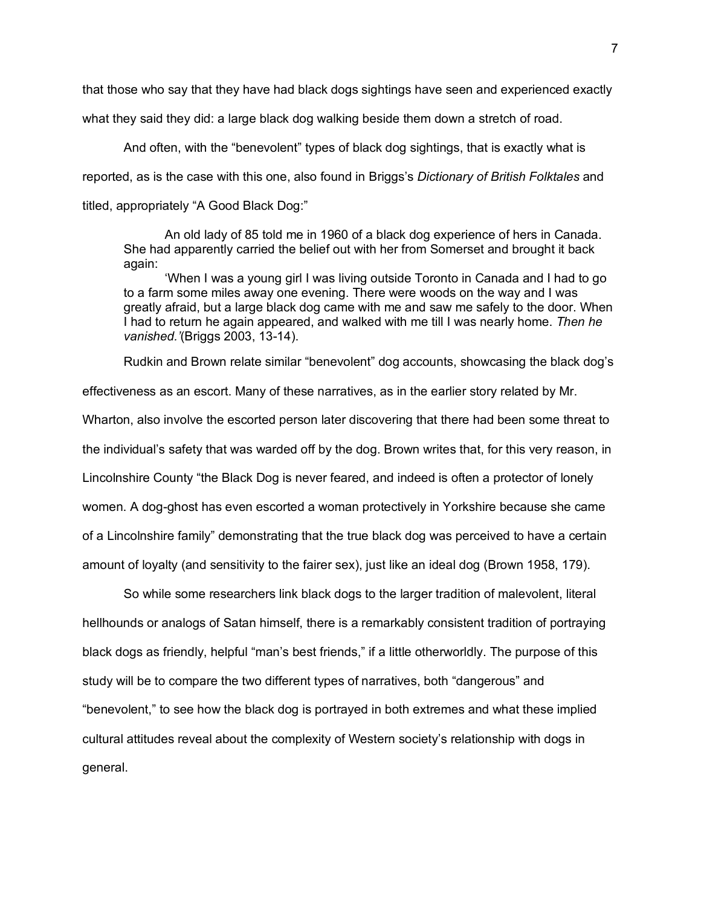that those who say that they have had black dogs sightings have seen and experienced exactly what they said they did: a large black dog walking beside them down a stretch of road.

And often, with the "benevolent" types of black dog sightings, that is exactly what is reported, as is the case with this one, also found in Briggs's *Dictionary of British Folktales* and titled, appropriately "A Good Black Dog:"

> An old lady of 85 told me in 1960 of a black dog experience of hers in Canada. She had apparently carried the belief out with her from Somerset and brought it back again:
>
> 'When I was a young girl I was living outside Toronto in Canada and I had to go to a farm some miles away one evening. There were woods on the way and I was greatly afraid, but a large black dog came with me and saw me safely to the door. When I had to return he again appeared, and walked with me till I was nearly home. *Then he vanished.'*(Briggs 2003, 13-14).

Rudkin and Brown relate similar "benevolent" dog accounts, showcasing the black dog's effectiveness as an escort. Many of these narratives, as in the earlier story related by Mr. Wharton, also involve the escorted person later discovering that there had been some threat to the individual's safety that was warded off by the dog. Brown writes that, for this very reason, in Lincolnshire County "the Black Dog is never feared, and indeed is often a protector of lonely women. A dog-ghost has even escorted a woman protectively in Yorkshire because she came of a Lincolnshire family" demonstrating that the true black dog was perceived to have a certain amount of loyalty (and sensitivity to the fairer sex), just like an ideal dog (Brown 1958, 179).

So while some researchers link black dogs to the larger tradition of malevolent, literal hellhounds or analogs of Satan himself, there is a remarkably consistent tradition of portraying black dogs as friendly, helpful "man's best friends," if a little otherworldly. The purpose of this study will be to compare the two different types of narratives, both "dangerous" and "benevolent," to see how the black dog is portrayed in both extremes and what these implied cultural attitudes reveal about the complexity of Western society's relationship with dogs in general.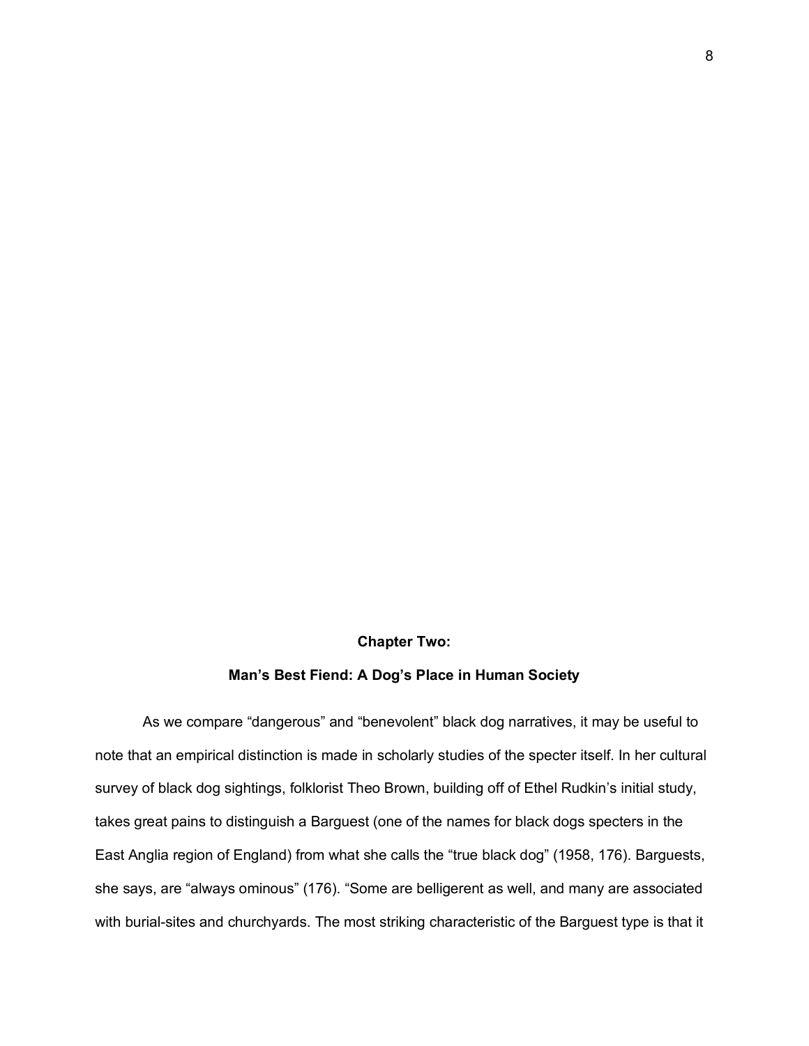# Chapter Two:

## Man's Best Fiend: A Dog's Place in Human Society

As we compare "dangerous" and "benevolent" black dog narratives, it may be useful to note that an empirical distinction is made in scholarly studies of the specter itself. In her cultural survey of black dog sightings, folklorist Theo Brown, building off of Ethel Rudkin's initial study, takes great pains to distinguish a Barguest (one of the names for black dogs specters in the East Anglia region of England) from what she calls the "true black dog" (1958, 176). Barguests, she says, are "always ominous" (176). "Some are belligerent as well, and many are associated with burial-sites and churchyards. The most striking characteristic of the Barguest type is that it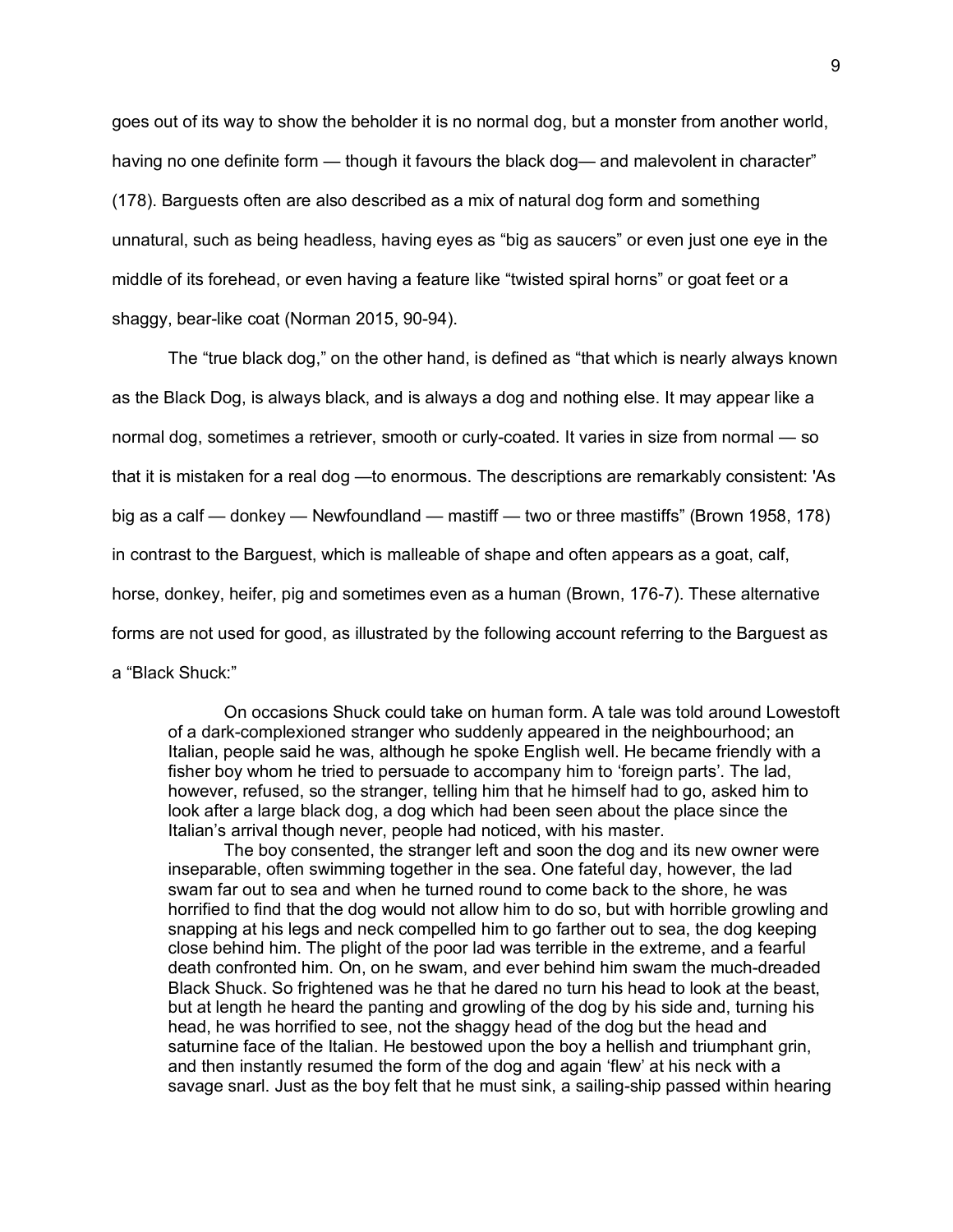goes out of its way to show the beholder it is no normal dog, but a monster from another world, having no one definite form — though it favours the black dog— and malevolent in character" (178). Barguests often are also described as a mix of natural dog form and something unnatural, such as being headless, having eyes as "big as saucers" or even just one eye in the middle of its forehead, or even having a feature like "twisted spiral horns" or goat feet or a shaggy, bear-like coat (Norman 2015, 90-94).

The "true black dog," on the other hand, is defined as "that which is nearly always known as the Black Dog, is always black, and is always a dog and nothing else. It may appear like a normal dog, sometimes a retriever, smooth or curly-coated. It varies in size from normal — so that it is mistaken for a real dog —to enormous. The descriptions are remarkably consistent: 'As big as a calf — donkey — Newfoundland — mastiff — two or three mastiffs" (Brown 1958, 178) in contrast to the Barguest, which is malleable of shape and often appears as a goat, calf, horse, donkey, heifer, pig and sometimes even as a human (Brown, 176-7). These alternative forms are not used for good, as illustrated by the following account referring to the Barguest as a "Black Shuck:"

> On occasions Shuck could take on human form. A tale was told around Lowestoft of a dark-complexioned stranger who suddenly appeared in the neighbourhood; an Italian, people said he was, although he spoke English well. He became friendly with a fisher boy whom he tried to persuade to accompany him to 'foreign parts'. The lad, however, refused, so the stranger, telling him that he himself had to go, asked him to look after a large black dog, a dog which had been seen about the place since the Italian's arrival though never, people had noticed, with his master.
>
> The boy consented, the stranger left and soon the dog and its new owner were inseparable, often swimming together in the sea. One fateful day, however, the lad swam far out to sea and when he turned round to come back to the shore, he was horrified to find that the dog would not allow him to do so, but with horrible growling and snapping at his legs and neck compelled him to go farther out to sea, the dog keeping close behind him. The plight of the poor lad was terrible in the extreme, and a fearful death confronted him. On, on he swam, and ever behind him swam the much-dreaded Black Shuck. So frightened was he that he dared no turn his head to look at the beast, but at length he heard the panting and growling of the dog by his side and, turning his head, he was horrified to see, not the shaggy head of the dog but the head and saturnine face of the Italian. He bestowed upon the boy a hellish and triumphant grin, and then instantly resumed the form of the dog and again 'flew' at his neck with a savage snarl. Just as the boy felt that he must sink, a sailing-ship passed within hearing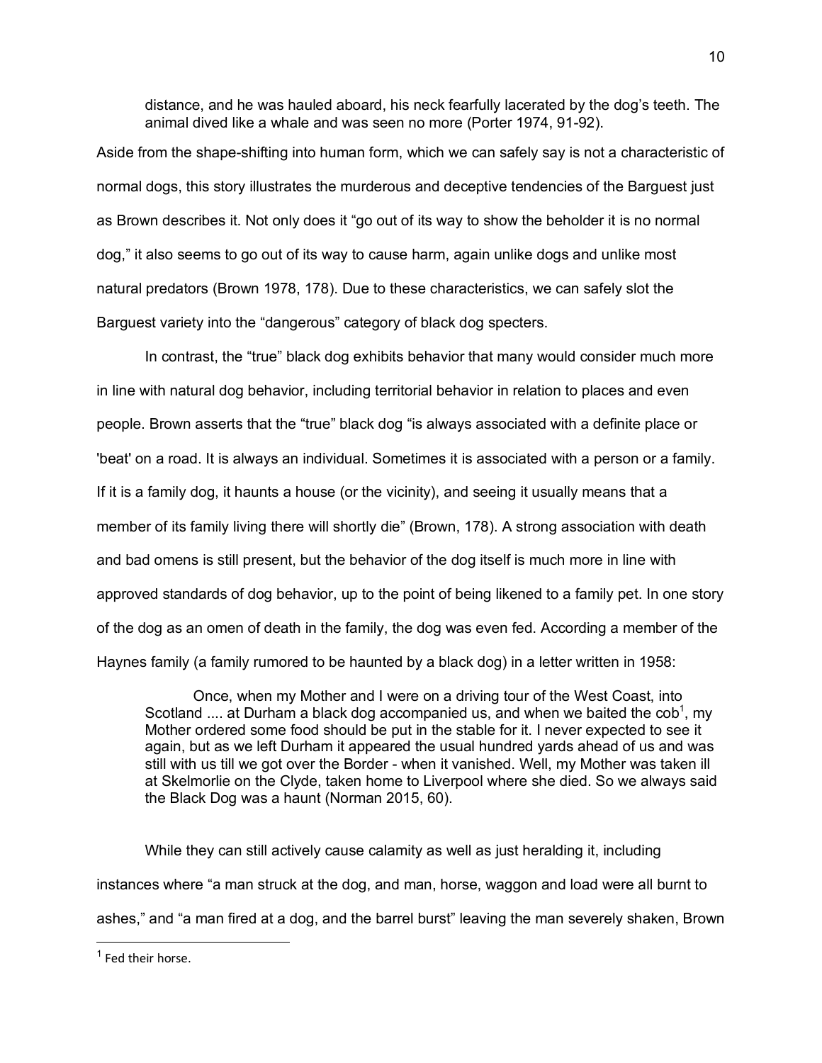> distance, and he was hauled aboard, his neck fearfully lacerated by the dog's teeth. The animal dived like a whale and was seen no more (Porter 1974, 91-92).

Aside from the shape-shifting into human form, which we can safely say is not a characteristic of normal dogs, this story illustrates the murderous and deceptive tendencies of the Barguest just as Brown describes it. Not only does it "go out of its way to show the beholder it is no normal dog," it also seems to go out of its way to cause harm, again unlike dogs and unlike most natural predators (Brown 1978, 178). Due to these characteristics, we can safely slot the Barguest variety into the "dangerous" category of black dog specters.

In contrast, the "true" black dog exhibits behavior that many would consider much more in line with natural dog behavior, including territorial behavior in relation to places and even people. Brown asserts that the "true" black dog "is always associated with a definite place or 'beat' on a road. It is always an individual. Sometimes it is associated with a person or a family. If it is a family dog, it haunts a house (or the vicinity), and seeing it usually means that a member of its family living there will shortly die" (Brown, 178). A strong association with death and bad omens is still present, but the behavior of the dog itself is much more in line with approved standards of dog behavior, up to the point of being likened to a family pet. In one story of the dog as an omen of death in the family, the dog was even fed. According a member of the Haynes family (a family rumored to be haunted by a black dog) in a letter written in 1958:

> Once, when my Mother and I were on a driving tour of the West Coast, into Scotland .... at Durham a black dog accompanied us, and when we baited the cob[1], my Mother ordered some food should be put in the stable for it. I never expected to see it again, but as we left Durham it appeared the usual hundred yards ahead of us and was still with us till we got over the Border - when it vanished. Well, my Mother was taken ill at Skelmorlie on the Clyde, taken home to Liverpool where she died. So we always said the Black Dog was a haunt (Norman 2015, 60).

While they can still actively cause calamity as well as just heralding it, including instances where "a man struck at the dog, and man, horse, waggon and load were all burnt to ashes," and "a man fired at a dog, and the barrel burst" leaving the man severely shaken, Brown

---

[1] Fed their horse.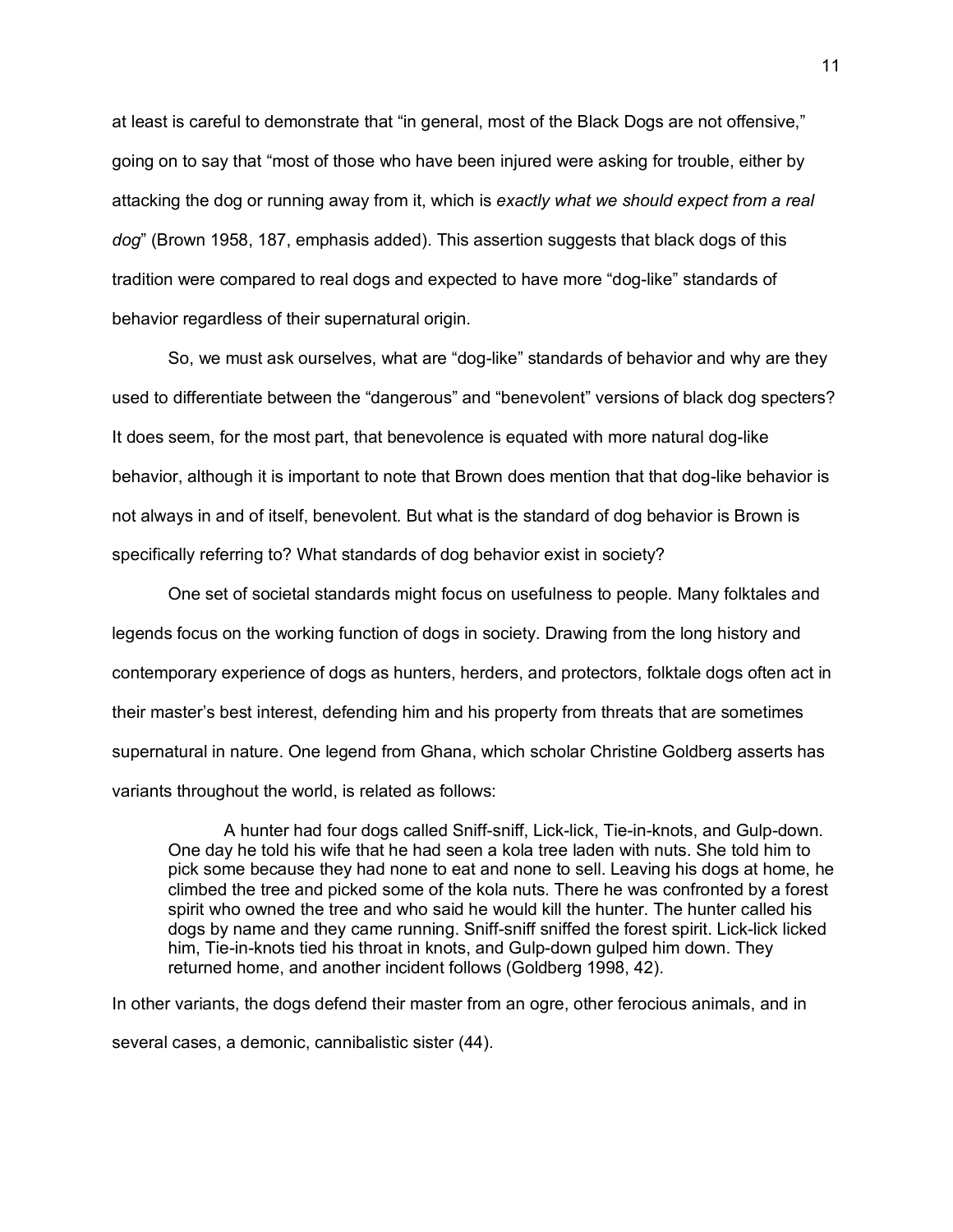at least is careful to demonstrate that "in general, most of the Black Dogs are not offensive," going on to say that "most of those who have been injured were asking for trouble, either by attacking the dog or running away from it, which is *exactly what we should expect from a real dog*" (Brown 1958, 187, emphasis added). This assertion suggests that black dogs of this tradition were compared to real dogs and expected to have more "dog-like" standards of behavior regardless of their supernatural origin.

So, we must ask ourselves, what are "dog-like" standards of behavior and why are they used to differentiate between the "dangerous" and "benevolent" versions of black dog specters? It does seem, for the most part, that benevolence is equated with more natural dog-like behavior, although it is important to note that Brown does mention that that dog-like behavior is not always in and of itself, benevolent. But what is the standard of dog behavior is Brown is specifically referring to? What standards of dog behavior exist in society?

One set of societal standards might focus on usefulness to people. Many folktales and legends focus on the working function of dogs in society. Drawing from the long history and contemporary experience of dogs as hunters, herders, and protectors, folktale dogs often act in their master's best interest, defending him and his property from threats that are sometimes supernatural in nature. One legend from Ghana, which scholar Christine Goldberg asserts has variants throughout the world, is related as follows:

> A hunter had four dogs called Sniff-sniff, Lick-lick, Tie-in-knots, and Gulp-down. One day he told his wife that he had seen a kola tree laden with nuts. She told him to pick some because they had none to eat and none to sell. Leaving his dogs at home, he climbed the tree and picked some of the kola nuts. There he was confronted by a forest spirit who owned the tree and who said he would kill the hunter. The hunter called his dogs by name and they came running. Sniff-sniff sniffed the forest spirit. Lick-lick licked him, Tie-in-knots tied his throat in knots, and Gulp-down gulped him down. They returned home, and another incident follows (Goldberg 1998, 42).

In other variants, the dogs defend their master from an ogre, other ferocious animals, and in several cases, a demonic, cannibalistic sister (44).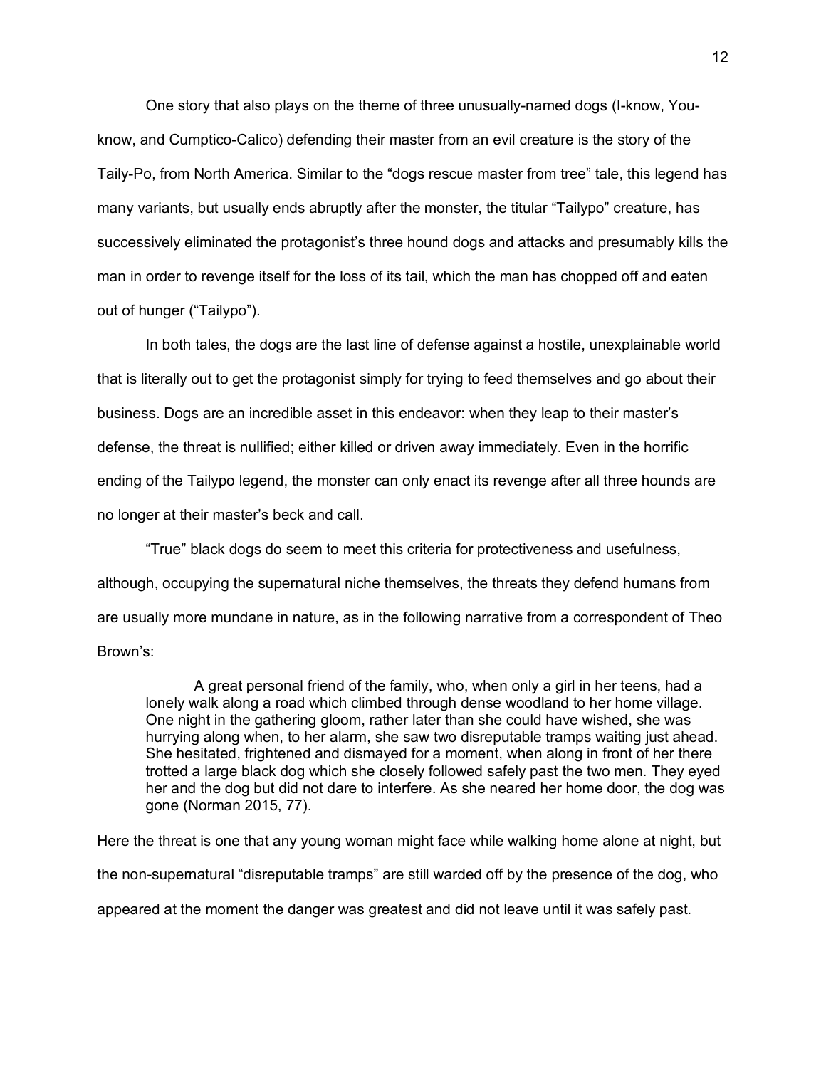One story that also plays on the theme of three unusually-named dogs (I-know, You-know, and Cumptico-Calico) defending their master from an evil creature is the story of the Taily-Po, from North America. Similar to the "dogs rescue master from tree" tale, this legend has many variants, but usually ends abruptly after the monster, the titular "Tailypo" creature, has successively eliminated the protagonist's three hound dogs and attacks and presumably kills the man in order to revenge itself for the loss of its tail, which the man has chopped off and eaten out of hunger ("Tailypo").

In both tales, the dogs are the last line of defense against a hostile, unexplainable world that is literally out to get the protagonist simply for trying to feed themselves and go about their business. Dogs are an incredible asset in this endeavor: when they leap to their master's defense, the threat is nullified; either killed or driven away immediately. Even in the horrific ending of the Tailypo legend, the monster can only enact its revenge after all three hounds are no longer at their master's beck and call.

"True" black dogs do seem to meet this criteria for protectiveness and usefulness, although, occupying the supernatural niche themselves, the threats they defend humans from are usually more mundane in nature, as in the following narrative from a correspondent of Theo Brown's:

> A great personal friend of the family, who, when only a girl in her teens, had a lonely walk along a road which climbed through dense woodland to her home village. One night in the gathering gloom, rather later than she could have wished, she was hurrying along when, to her alarm, she saw two disreputable tramps waiting just ahead. She hesitated, frightened and dismayed for a moment, when along in front of her there trotted a large black dog which she closely followed safely past the two men. They eyed her and the dog but did not dare to interfere. As she neared her home door, the dog was gone (Norman 2015, 77).

Here the threat is one that any young woman might face while walking home alone at night, but the non-supernatural "disreputable tramps" are still warded off by the presence of the dog, who appeared at the moment the danger was greatest and did not leave until it was safely past.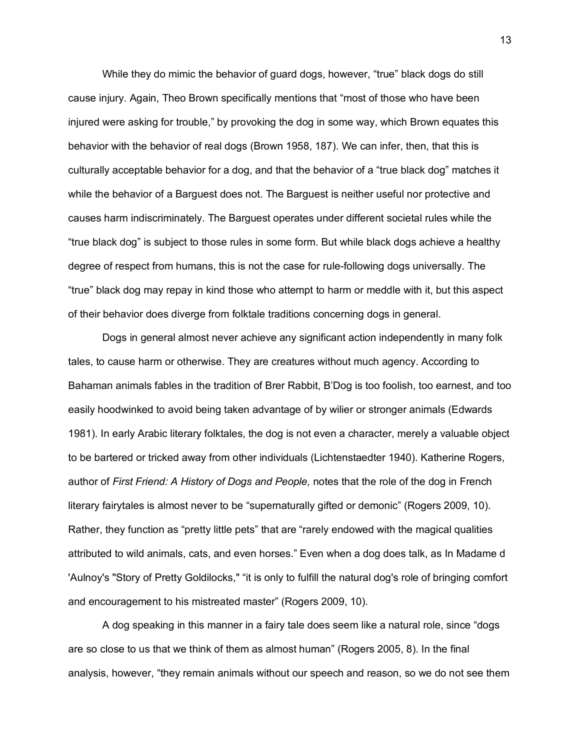While they do mimic the behavior of guard dogs, however, “true” black dogs do still cause injury. Again, Theo Brown specifically mentions that “most of those who have been injured were asking for trouble,” by provoking the dog in some way, which Brown equates this behavior with the behavior of real dogs (Brown 1958, 187). We can infer, then, that this is culturally acceptable behavior for a dog, and that the behavior of a “true black dog” matches it while the behavior of a Barguest does not. The Barguest is neither useful nor protective and causes harm indiscriminately. The Barguest operates under different societal rules while the “true black dog” is subject to those rules in some form. But while black dogs achieve a healthy degree of respect from humans, this is not the case for rule-following dogs universally. The “true” black dog may repay in kind those who attempt to harm or meddle with it, but this aspect of their behavior does diverge from folktale traditions concerning dogs in general.

Dogs in general almost never achieve any significant action independently in many folk tales, to cause harm or otherwise. They are creatures without much agency. According to Bahaman animals fables in the tradition of Brer Rabbit, B’Dog is too foolish, too earnest, and too easily hoodwinked to avoid being taken advantage of by wilier or stronger animals (Edwards 1981). In early Arabic literary folktales, the dog is not even a character, merely a valuable object to be bartered or tricked away from other individuals (Lichtenstaedter 1940). Katherine Rogers, author of *First Friend: A History of Dogs and People,* notes that the role of the dog in French literary fairytales is almost never to be “supernaturally gifted or demonic” (Rogers 2009, 10). Rather, they function as “pretty little pets” that are “rarely endowed with the magical qualities attributed to wild animals, cats, and even horses.” Even when a dog does talk, as In Madame d 'Aulnoy's "Story of Pretty Goldilocks," “it is only to fulfill the natural dog's role of bringing comfort and encouragement to his mistreated master” (Rogers 2009, 10).

A dog speaking in this manner in a fairy tale does seem like a natural role, since “dogs are so close to us that we think of them as almost human” (Rogers 2005, 8). In the final analysis, however, “they remain animals without our speech and reason, so we do not see them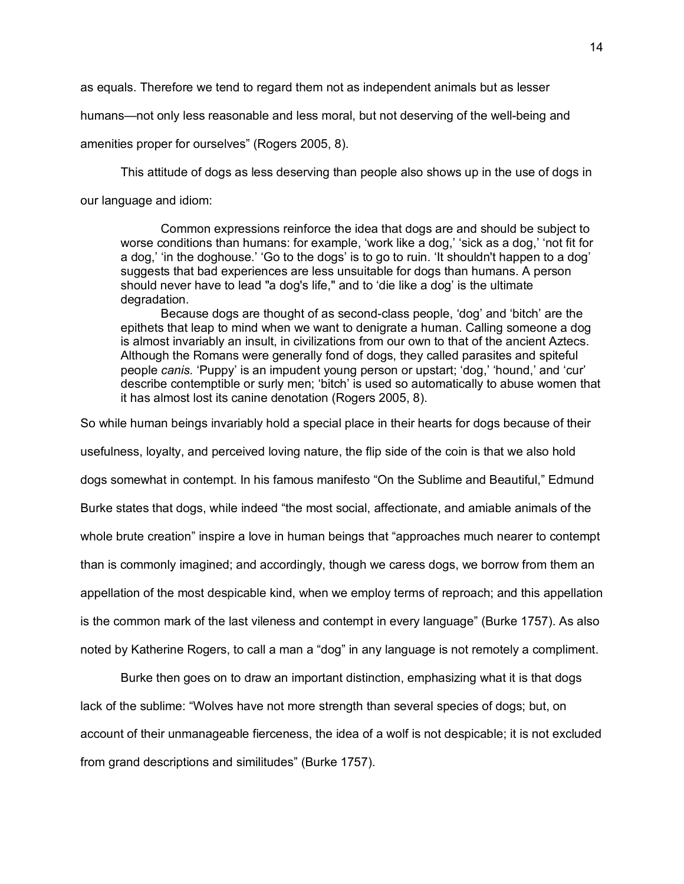as equals. Therefore we tend to regard them not as independent animals but as lesser humans—not only less reasonable and less moral, but not deserving of the well-being and amenities proper for ourselves" (Rogers 2005, 8).

This attitude of dogs as less deserving than people also shows up in the use of dogs in our language and idiom:

> Common expressions reinforce the idea that dogs are and should be subject to worse conditions than humans: for example, 'work like a dog,' 'sick as a dog,' 'not fit for a dog,' 'in the doghouse.' 'Go to the dogs' is to go to ruin. 'It shouldn't happen to a dog' suggests that bad experiences are less unsuitable for dogs than humans. A person should never have to lead "a dog's life," and to 'die like a dog' is the ultimate degradation.
>
> Because dogs are thought of as second-class people, 'dog' and 'bitch' are the epithets that leap to mind when we want to denigrate a human. Calling someone a dog is almost invariably an insult, in civilizations from our own to that of the ancient Aztecs. Although the Romans were generally fond of dogs, they called parasites and spiteful people *canis.* 'Puppy' is an impudent young person or upstart; 'dog,' 'hound,' and 'cur' describe contemptible or surly men; 'bitch' is used so automatically to abuse women that it has almost lost its canine denotation (Rogers 2005, 8).

So while human beings invariably hold a special place in their hearts for dogs because of their usefulness, loyalty, and perceived loving nature, the flip side of the coin is that we also hold dogs somewhat in contempt. In his famous manifesto "On the Sublime and Beautiful," Edmund Burke states that dogs, while indeed "the most social, affectionate, and amiable animals of the whole brute creation" inspire a love in human beings that "approaches much nearer to contempt than is commonly imagined; and accordingly, though we caress dogs, we borrow from them an appellation of the most despicable kind, when we employ terms of reproach; and this appellation is the common mark of the last vileness and contempt in every language" (Burke 1757). As also noted by Katherine Rogers, to call a man a "dog" in any language is not remotely a compliment.

Burke then goes on to draw an important distinction, emphasizing what it is that dogs lack of the sublime: "Wolves have not more strength than several species of dogs; but, on account of their unmanageable fierceness, the idea of a wolf is not despicable; it is not excluded from grand descriptions and similitudes" (Burke 1757).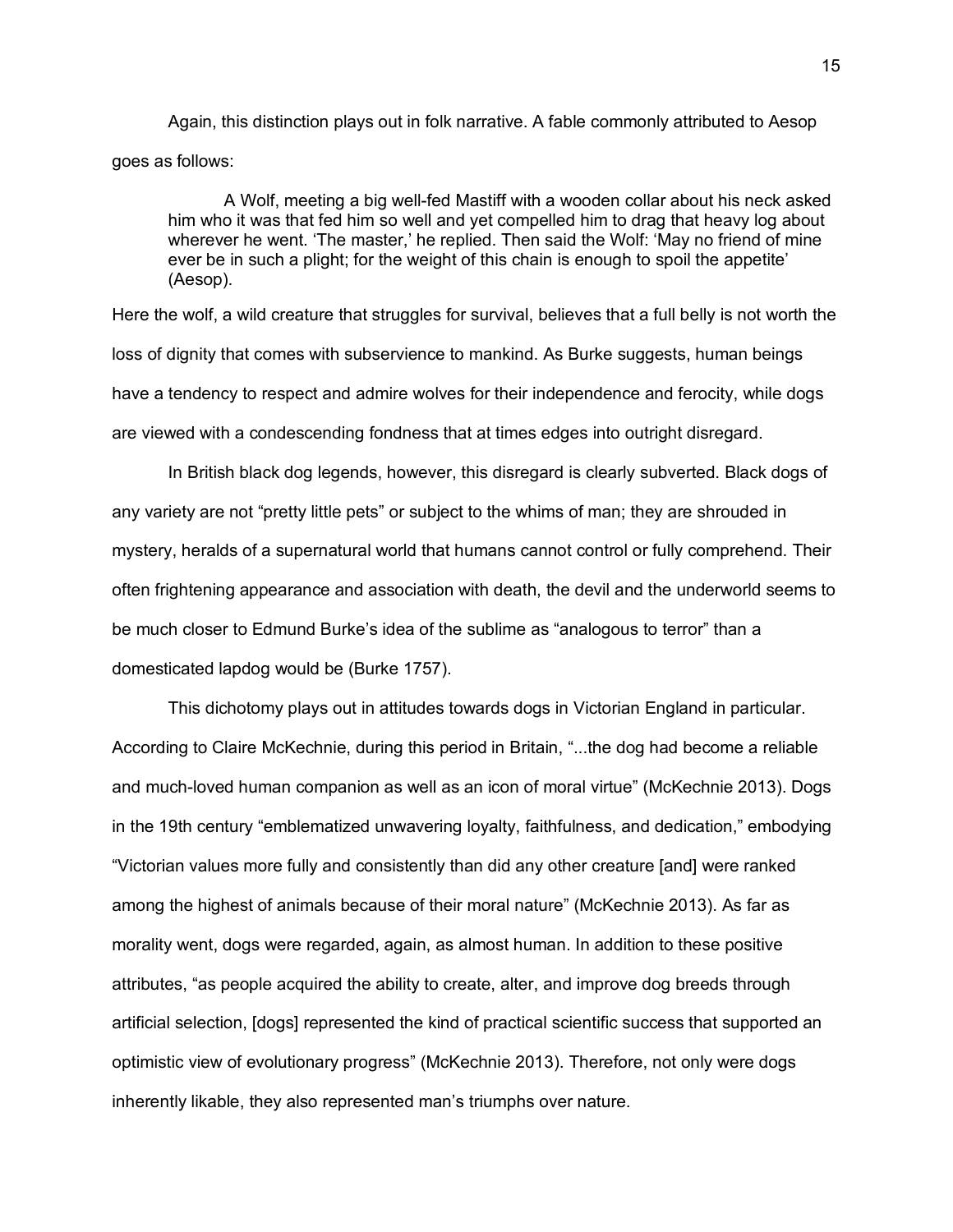Again, this distinction plays out in folk narrative. A fable commonly attributed to Aesop goes as follows:

> A Wolf, meeting a big well-fed Mastiff with a wooden collar about his neck asked him who it was that fed him so well and yet compelled him to drag that heavy log about wherever he went. 'The master,' he replied. Then said the Wolf: 'May no friend of mine ever be in such a plight; for the weight of this chain is enough to spoil the appetite' (Aesop).

Here the wolf, a wild creature that struggles for survival, believes that a full belly is not worth the loss of dignity that comes with subservience to mankind. As Burke suggests, human beings have a tendency to respect and admire wolves for their independence and ferocity, while dogs are viewed with a condescending fondness that at times edges into outright disregard.

In British black dog legends, however, this disregard is clearly subverted. Black dogs of any variety are not "pretty little pets" or subject to the whims of man; they are shrouded in mystery, heralds of a supernatural world that humans cannot control or fully comprehend. Their often frightening appearance and association with death, the devil and the underworld seems to be much closer to Edmund Burke's idea of the sublime as "analogous to terror" than a domesticated lapdog would be (Burke 1757).

This dichotomy plays out in attitudes towards dogs in Victorian England in particular. According to Claire McKechnie, during this period in Britain, "...the dog had become a reliable and much-loved human companion as well as an icon of moral virtue" (McKechnie 2013). Dogs in the 19th century "emblematized unwavering loyalty, faithfulness, and dedication," embodying "Victorian values more fully and consistently than did any other creature [and] were ranked among the highest of animals because of their moral nature" (McKechnie 2013). As far as morality went, dogs were regarded, again, as almost human. In addition to these positive attributes, "as people acquired the ability to create, alter, and improve dog breeds through artificial selection, [dogs] represented the kind of practical scientific success that supported an optimistic view of evolutionary progress" (McKechnie 2013). Therefore, not only were dogs inherently likable, they also represented man's triumphs over nature.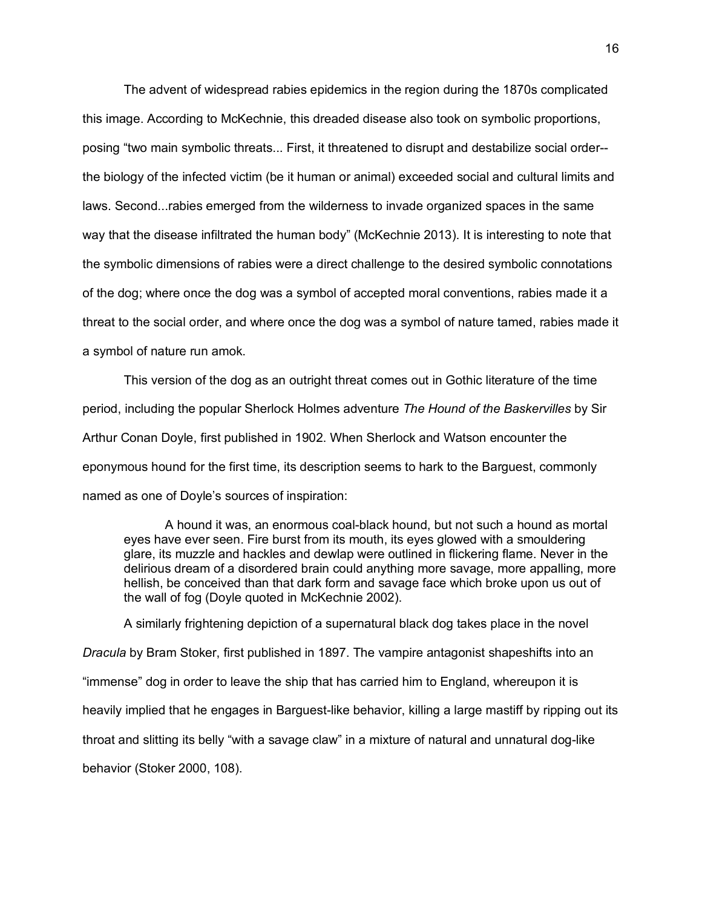The advent of widespread rabies epidemics in the region during the 1870s complicated this image. According to McKechnie, this dreaded disease also took on symbolic proportions, posing "two main symbolic threats... First, it threatened to disrupt and destabilize social order--the biology of the infected victim (be it human or animal) exceeded social and cultural limits and laws. Second...rabies emerged from the wilderness to invade organized spaces in the same way that the disease infiltrated the human body" (McKechnie 2013). It is interesting to note that the symbolic dimensions of rabies were a direct challenge to the desired symbolic connotations of the dog; where once the dog was a symbol of accepted moral conventions, rabies made it a threat to the social order, and where once the dog was a symbol of nature tamed, rabies made it a symbol of nature run amok.

This version of the dog as an outright threat comes out in Gothic literature of the time period, including the popular Sherlock Holmes adventure *The Hound of the Baskervilles* by Sir Arthur Conan Doyle, first published in 1902. When Sherlock and Watson encounter the eponymous hound for the first time, its description seems to hark to the Barguest, commonly named as one of Doyle's sources of inspiration:

> A hound it was, an enormous coal-black hound, but not such a hound as mortal eyes have ever seen. Fire burst from its mouth, its eyes glowed with a smouldering glare, its muzzle and hackles and dewlap were outlined in flickering flame. Never in the delirious dream of a disordered brain could anything more savage, more appalling, more hellish, be conceived than that dark form and savage face which broke upon us out of the wall of fog (Doyle quoted in McKechnie 2002).

A similarly frightening depiction of a supernatural black dog takes place in the novel *Dracula* by Bram Stoker, first published in 1897. The vampire antagonist shapeshifts into an "immense" dog in order to leave the ship that has carried him to England, whereupon it is heavily implied that he engages in Barguest-like behavior, killing a large mastiff by ripping out its throat and slitting its belly "with a savage claw" in a mixture of natural and unnatural dog-like behavior (Stoker 2000, 108).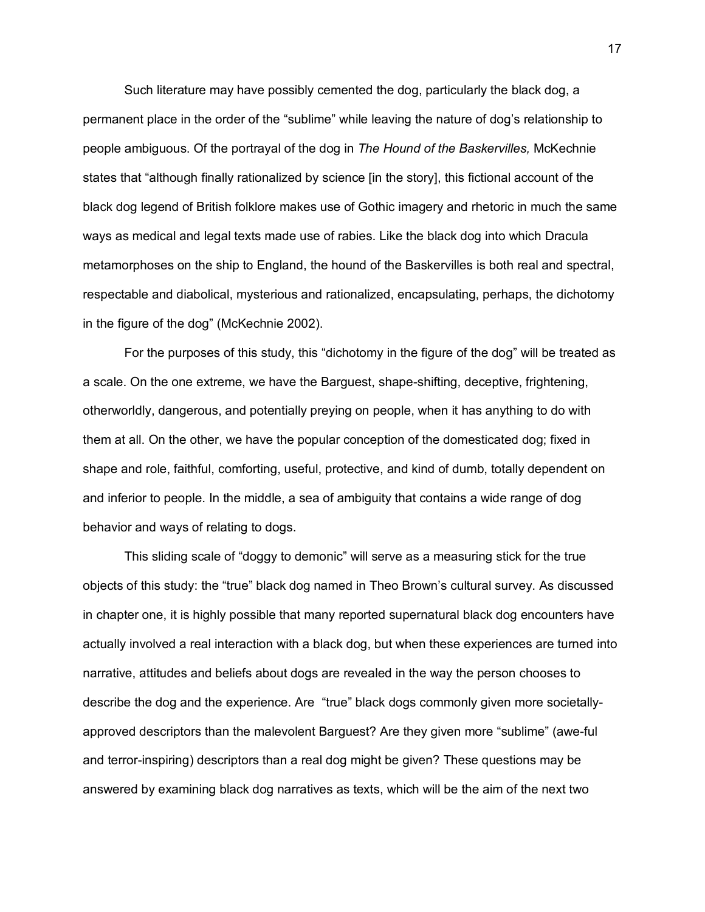Such literature may have possibly cemented the dog, particularly the black dog, a permanent place in the order of the "sublime" while leaving the nature of dog's relationship to people ambiguous. Of the portrayal of the dog in *The Hound of the Baskervilles,* McKechnie states that "although finally rationalized by science [in the story], this fictional account of the black dog legend of British folklore makes use of Gothic imagery and rhetoric in much the same ways as medical and legal texts made use of rabies. Like the black dog into which Dracula metamorphoses on the ship to England, the hound of the Baskervilles is both real and spectral, respectable and diabolical, mysterious and rationalized, encapsulating, perhaps, the dichotomy in the figure of the dog" (McKechnie 2002).

For the purposes of this study, this "dichotomy in the figure of the dog" will be treated as a scale. On the one extreme, we have the Barguest, shape-shifting, deceptive, frightening, otherworldly, dangerous, and potentially preying on people, when it has anything to do with them at all. On the other, we have the popular conception of the domesticated dog; fixed in shape and role, faithful, comforting, useful, protective, and kind of dumb, totally dependent on and inferior to people. In the middle, a sea of ambiguity that contains a wide range of dog behavior and ways of relating to dogs.

This sliding scale of "doggy to demonic" will serve as a measuring stick for the true objects of this study: the "true" black dog named in Theo Brown's cultural survey. As discussed in chapter one, it is highly possible that many reported supernatural black dog encounters have actually involved a real interaction with a black dog, but when these experiences are turned into narrative, attitudes and beliefs about dogs are revealed in the way the person chooses to describe the dog and the experience. Are "true" black dogs commonly given more societally-approved descriptors than the malevolent Barguest? Are they given more "sublime" (awe-ful and terror-inspiring) descriptors than a real dog might be given? These questions may be answered by examining black dog narratives as texts, which will be the aim of the next two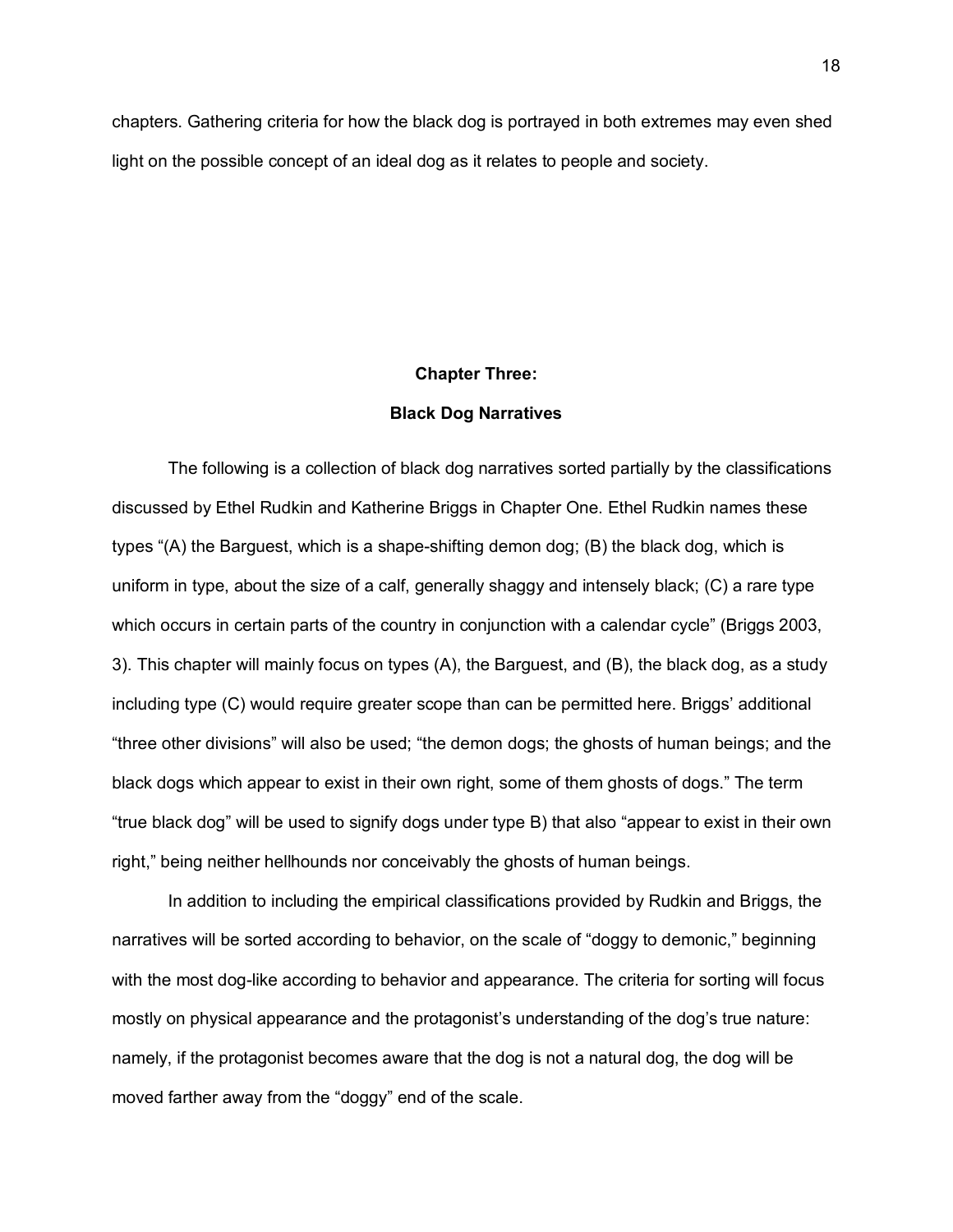chapters. Gathering criteria for how the black dog is portrayed in both extremes may even shed light on the possible concept of an ideal dog as it relates to people and society.

## Chapter Three:

## Black Dog Narratives

The following is a collection of black dog narratives sorted partially by the classifications discussed by Ethel Rudkin and Katherine Briggs in Chapter One. Ethel Rudkin names these types "(A) the Barguest, which is a shape-shifting demon dog; (B) the black dog, which is uniform in type, about the size of a calf, generally shaggy and intensely black; (C) a rare type which occurs in certain parts of the country in conjunction with a calendar cycle" (Briggs 2003, 3). This chapter will mainly focus on types (A), the Barguest, and (B), the black dog, as a study including type (C) would require greater scope than can be permitted here. Briggs' additional "three other divisions" will also be used; "the demon dogs; the ghosts of human beings; and the black dogs which appear to exist in their own right, some of them ghosts of dogs." The term "true black dog" will be used to signify dogs under type B) that also "appear to exist in their own right," being neither hellhounds nor conceivably the ghosts of human beings.

In addition to including the empirical classifications provided by Rudkin and Briggs, the narratives will be sorted according to behavior, on the scale of "doggy to demonic," beginning with the most dog-like according to behavior and appearance. The criteria for sorting will focus mostly on physical appearance and the protagonist's understanding of the dog's true nature: namely, if the protagonist becomes aware that the dog is not a natural dog, the dog will be moved farther away from the "doggy" end of the scale.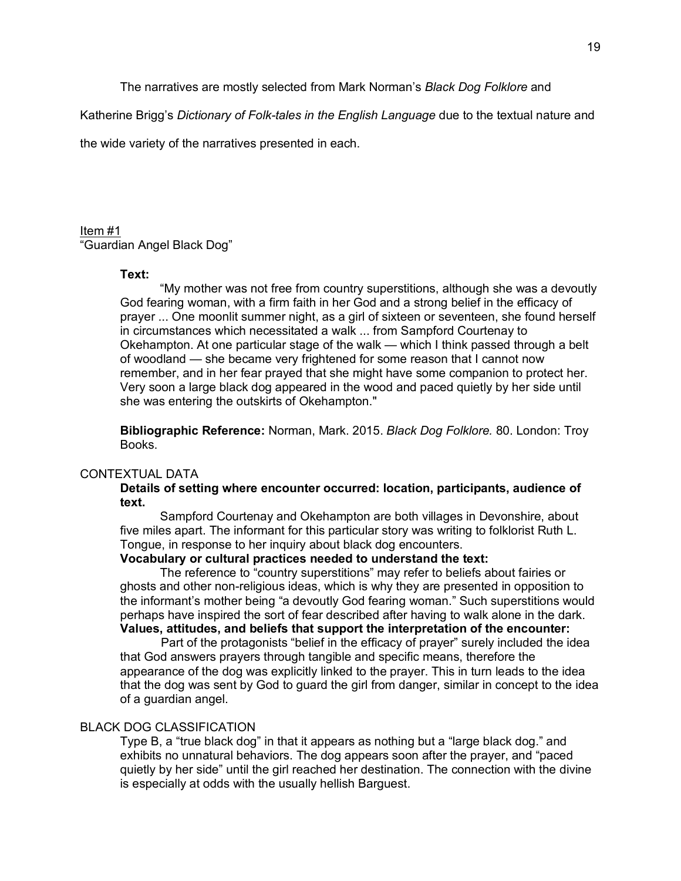The narratives are mostly selected from Mark Norman's *Black Dog Folklore* and Katherine Brigg's *Dictionary of Folk-tales in the English Language* due to the textual nature and the wide variety of the narratives presented in each.

Item #1
"Guardian Angel Black Dog"

**Text:**

"My mother was not free from country superstitions, although she was a devoutly God fearing woman, with a firm faith in her God and a strong belief in the efficacy of prayer ... One moonlit summer night, as a girl of sixteen or seventeen, she found herself in circumstances which necessitated a walk ... from Sampford Courtenay to Okehampton. At one particular stage of the walk — which I think passed through a belt of woodland — she became very frightened for some reason that I cannot now remember, and in her fear prayed that she might have some companion to protect her. Very soon a large black dog appeared in the wood and paced quietly by her side until she was entering the outskirts of Okehampton."

**Bibliographic Reference:** Norman, Mark. 2015. *Black Dog Folklore.* 80. London: Troy Books.

CONTEXTUAL DATA

**Details of setting where encounter occurred: location, participants, audience of text.**

Sampford Courtenay and Okehampton are both villages in Devonshire, about five miles apart. The informant for this particular story was writing to folklorist Ruth L. Tongue, in response to her inquiry about black dog encounters.

**Vocabulary or cultural practices needed to understand the text:**

The reference to "country superstitions" may refer to beliefs about fairies or ghosts and other non-religious ideas, which is why they are presented in opposition to the informant's mother being "a devoutly God fearing woman." Such superstitions would perhaps have inspired the sort of fear described after having to walk alone in the dark.

**Values, attitudes, and beliefs that support the interpretation of the encounter:**

Part of the protagonists "belief in the efficacy of prayer" surely included the idea that God answers prayers through tangible and specific means, therefore the appearance of the dog was explicitly linked to the prayer. This in turn leads to the idea that the dog was sent by God to guard the girl from danger, similar in concept to the idea of a guardian angel.

BLACK DOG CLASSIFICATION

Type B, a "true black dog" in that it appears as nothing but a "large black dog." and exhibits no unnatural behaviors. The dog appears soon after the prayer, and "paced quietly by her side" until the girl reached her destination. The connection with the divine is especially at odds with the usually hellish Barguest.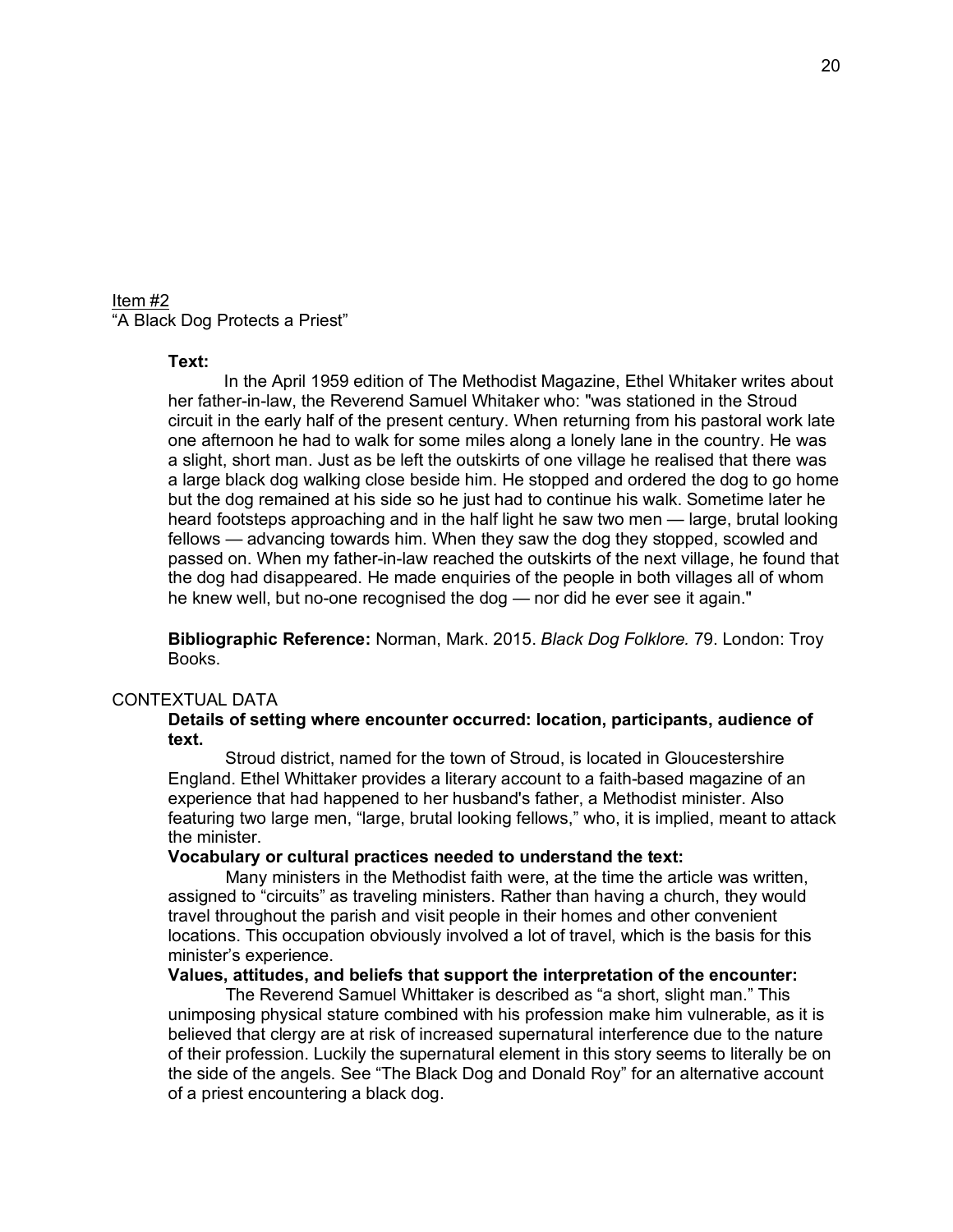Item #2

"A Black Dog Protects a Priest"

**Text:**

In the April 1959 edition of The Methodist Magazine, Ethel Whitaker writes about her father-in-law, the Reverend Samuel Whitaker who: "was stationed in the Stroud circuit in the early half of the present century. When returning from his pastoral work late one afternoon he had to walk for some miles along a lonely lane in the country. He was a slight, short man. Just as be left the outskirts of one village he realised that there was a large black dog walking close beside him. He stopped and ordered the dog to go home but the dog remained at his side so he just had to continue his walk. Sometime later he heard footsteps approaching and in the half light he saw two men — large, brutal looking fellows — advancing towards him. When they saw the dog they stopped, scowled and passed on. When my father-in-law reached the outskirts of the next village, he found that the dog had disappeared. He made enquiries of the people in both villages all of whom he knew well, but no-one recognised the dog — nor did he ever see it again."

**Bibliographic Reference:** Norman, Mark. 2015. *Black Dog Folklore.* 79. London: Troy Books.

CONTEXTUAL DATA

**Details of setting where encounter occurred: location, participants, audience of text.**

Stroud district, named for the town of Stroud, is located in Gloucestershire England. Ethel Whittaker provides a literary account to a faith-based magazine of an experience that had happened to her husband's father, a Methodist minister. Also featuring two large men, "large, brutal looking fellows," who, it is implied, meant to attack the minister.

**Vocabulary or cultural practices needed to understand the text:**

Many ministers in the Methodist faith were, at the time the article was written, assigned to "circuits" as traveling ministers. Rather than having a church, they would travel throughout the parish and visit people in their homes and other convenient locations. This occupation obviously involved a lot of travel, which is the basis for this minister's experience.

**Values, attitudes, and beliefs that support the interpretation of the encounter:**

The Reverend Samuel Whittaker is described as "a short, slight man." This unimposing physical stature combined with his profession make him vulnerable, as it is believed that clergy are at risk of increased supernatural interference due to the nature of their profession. Luckily the supernatural element in this story seems to literally be on the side of the angels. See "The Black Dog and Donald Roy" for an alternative account of a priest encountering a black dog.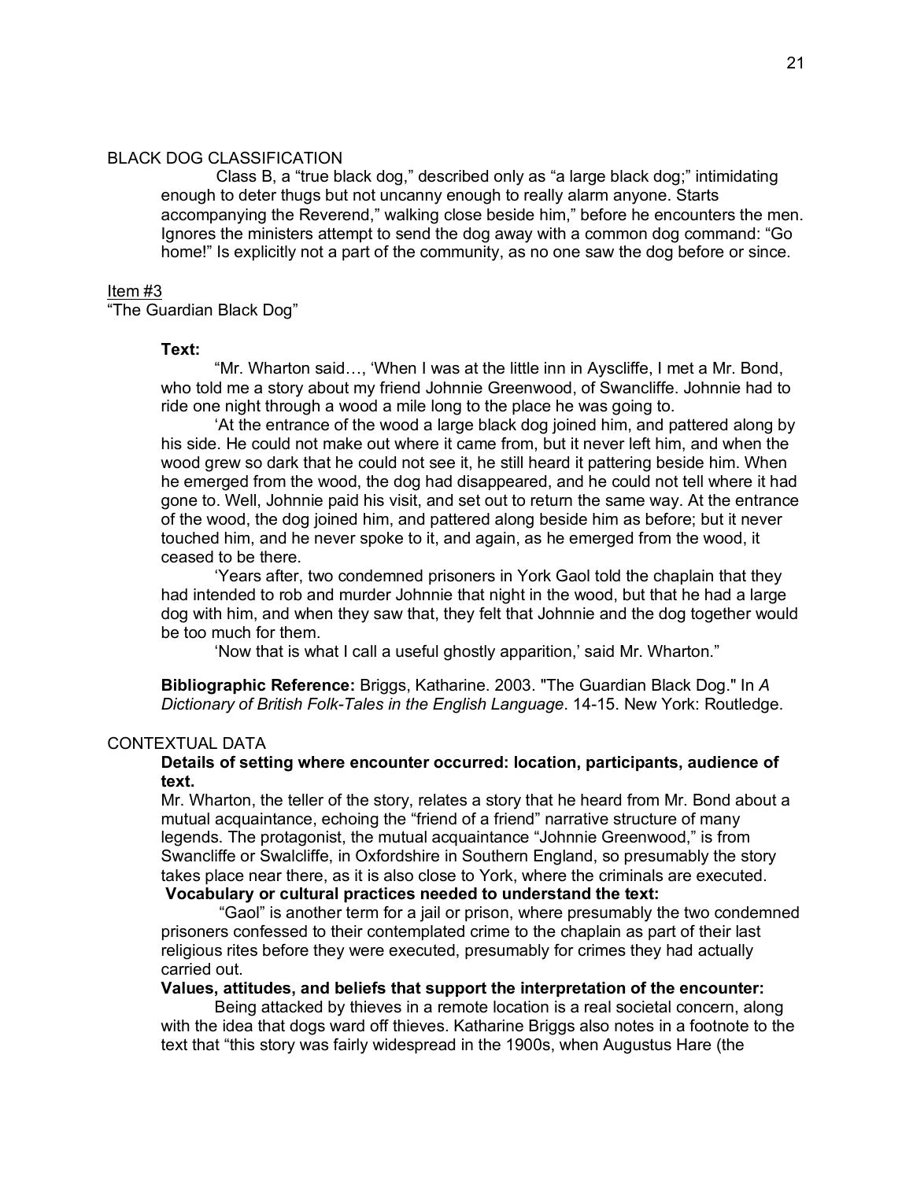BLACK DOG CLASSIFICATION

Class B, a "true black dog," described only as "a large black dog;" intimidating enough to deter thugs but not uncanny enough to really alarm anyone. Starts accompanying the Reverend," walking close beside him," before he encounters the men. Ignores the ministers attempt to send the dog away with a common dog command: "Go home!" Is explicitly not a part of the community, as no one saw the dog before or since.

Item #3

"The Guardian Black Dog"

**Text:**

"Mr. Wharton said…, 'When I was at the little inn in Ayscliffe, I met a Mr. Bond, who told me a story about my friend Johnnie Greenwood, of Swancliffe. Johnnie had to ride one night through a wood a mile long to the place he was going to.

'At the entrance of the wood a large black dog joined him, and pattered along by his side. He could not make out where it came from, but it never left him, and when the wood grew so dark that he could not see it, he still heard it pattering beside him. When he emerged from the wood, the dog had disappeared, and he could not tell where it had gone to. Well, Johnnie paid his visit, and set out to return the same way. At the entrance of the wood, the dog joined him, and pattered along beside him as before; but it never touched him, and he never spoke to it, and again, as he emerged from the wood, it ceased to be there.

'Years after, two condemned prisoners in York Gaol told the chaplain that they had intended to rob and murder Johnnie that night in the wood, but that he had a large dog with him, and when they saw that, they felt that Johnnie and the dog together would be too much for them.

'Now that is what I call a useful ghostly apparition,' said Mr. Wharton."

**Bibliographic Reference:** Briggs, Katharine. 2003. "The Guardian Black Dog." In *A Dictionary of British Folk-Tales in the English Language*. 14-15. New York: Routledge.

CONTEXTUAL DATA

**Details of setting where encounter occurred: location, participants, audience of text.**

Mr. Wharton, the teller of the story, relates a story that he heard from Mr. Bond about a mutual acquaintance, echoing the "friend of a friend" narrative structure of many legends. The protagonist, the mutual acquaintance "Johnnie Greenwood," is from Swancliffe or Swalcliffe, in Oxfordshire in Southern England, so presumably the story takes place near there, as it is also close to York, where the criminals are executed.

**Vocabulary or cultural practices needed to understand the text:**

"Gaol" is another term for a jail or prison, where presumably the two condemned prisoners confessed to their contemplated crime to the chaplain as part of their last religious rites before they were executed, presumably for crimes they had actually carried out.

**Values, attitudes, and beliefs that support the interpretation of the encounter:**

Being attacked by thieves in a remote location is a real societal concern, along with the idea that dogs ward off thieves. Katharine Briggs also notes in a footnote to the text that "this story was fairly widespread in the 1900s, when Augustus Hare (the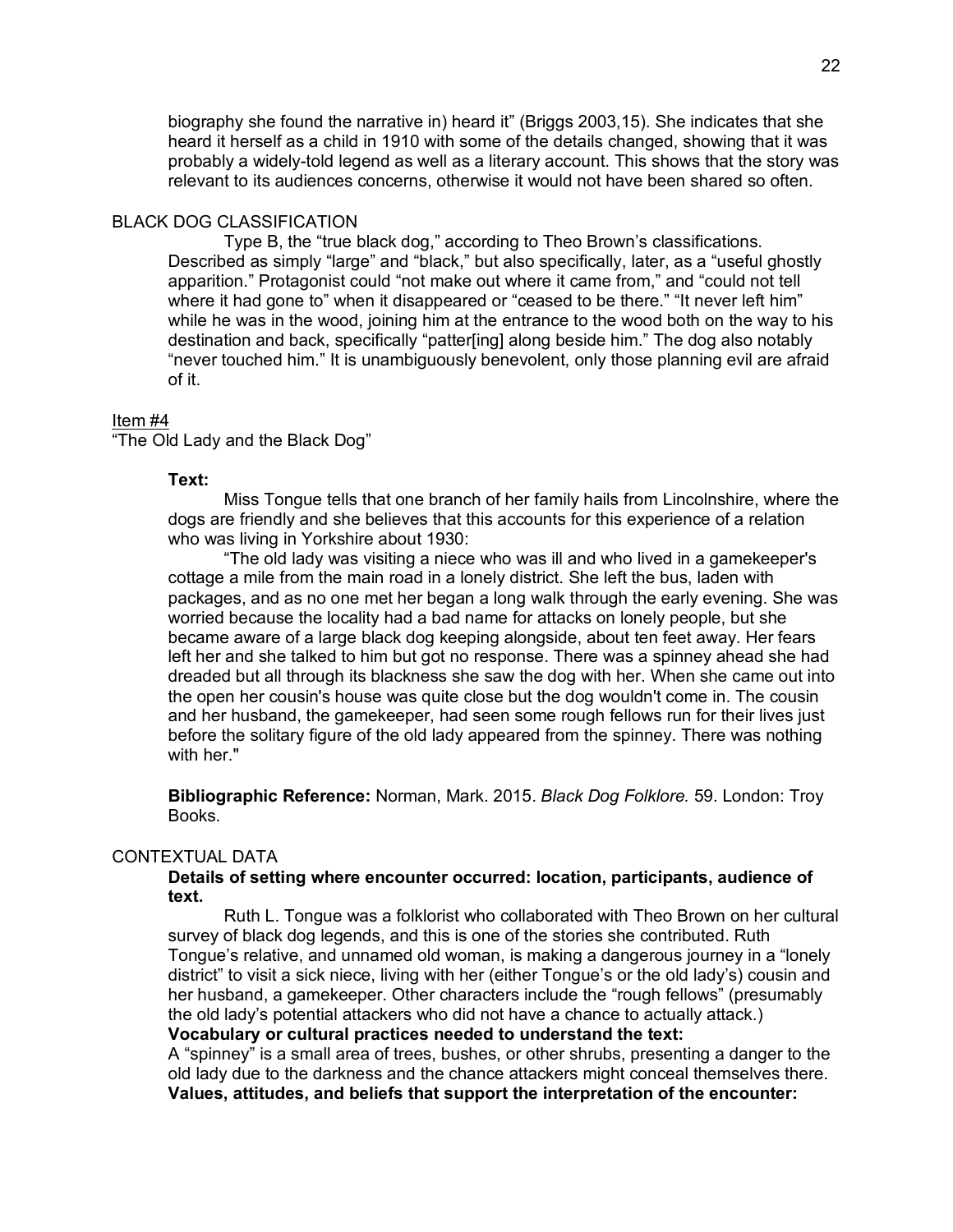biography she found the narrative in) heard it" (Briggs 2003,15). She indicates that she heard it herself as a child in 1910 with some of the details changed, showing that it was probably a widely-told legend as well as a literary account. This shows that the story was relevant to its audiences concerns, otherwise it would not have been shared so often.

BLACK DOG CLASSIFICATION

Type B, the "true black dog," according to Theo Brown's classifications. Described as simply "large" and "black," but also specifically, later, as a "useful ghostly apparition." Protagonist could "not make out where it came from," and "could not tell where it had gone to" when it disappeared or "ceased to be there." "It never left him" while he was in the wood, joining him at the entrance to the wood both on the way to his destination and back, specifically "patter[ing] along beside him." The dog also notably "never touched him." It is unambiguously benevolent, only those planning evil are afraid of it.

<u>Item #4</u>

"The Old Lady and the Black Dog"

**Text:**

Miss Tongue tells that one branch of her family hails from Lincolnshire, where the dogs are friendly and she believes that this accounts for this experience of a relation who was living in Yorkshire about 1930:

"The old lady was visiting a niece who was ill and who lived in a gamekeeper's cottage a mile from the main road in a lonely district. She left the bus, laden with packages, and as no one met her began a long walk through the early evening. She was worried because the locality had a bad name for attacks on lonely people, but she became aware of a large black dog keeping alongside, about ten feet away. Her fears left her and she talked to him but got no response. There was a spinney ahead she had dreaded but all through its blackness she saw the dog with her. When she came out into the open her cousin's house was quite close but the dog wouldn't come in. The cousin and her husband, the gamekeeper, had seen some rough fellows run for their lives just before the solitary figure of the old lady appeared from the spinney. There was nothing with her."

**Bibliographic Reference:** Norman, Mark. 2015. *Black Dog Folklore.* 59. London: Troy Books.

CONTEXTUAL DATA

**Details of setting where encounter occurred: location, participants, audience of text.**

Ruth L. Tongue was a folklorist who collaborated with Theo Brown on her cultural survey of black dog legends, and this is one of the stories she contributed. Ruth Tongue's relative, and unnamed old woman, is making a dangerous journey in a "lonely district" to visit a sick niece, living with her (either Tongue's or the old lady's) cousin and her husband, a gamekeeper. Other characters include the "rough fellows" (presumably the old lady's potential attackers who did not have a chance to actually attack.)

**Vocabulary or cultural practices needed to understand the text:**

A "spinney" is a small area of trees, bushes, or other shrubs, presenting a danger to the old lady due to the darkness and the chance attackers might conceal themselves there.

**Values, attitudes, and beliefs that support the interpretation of the encounter:**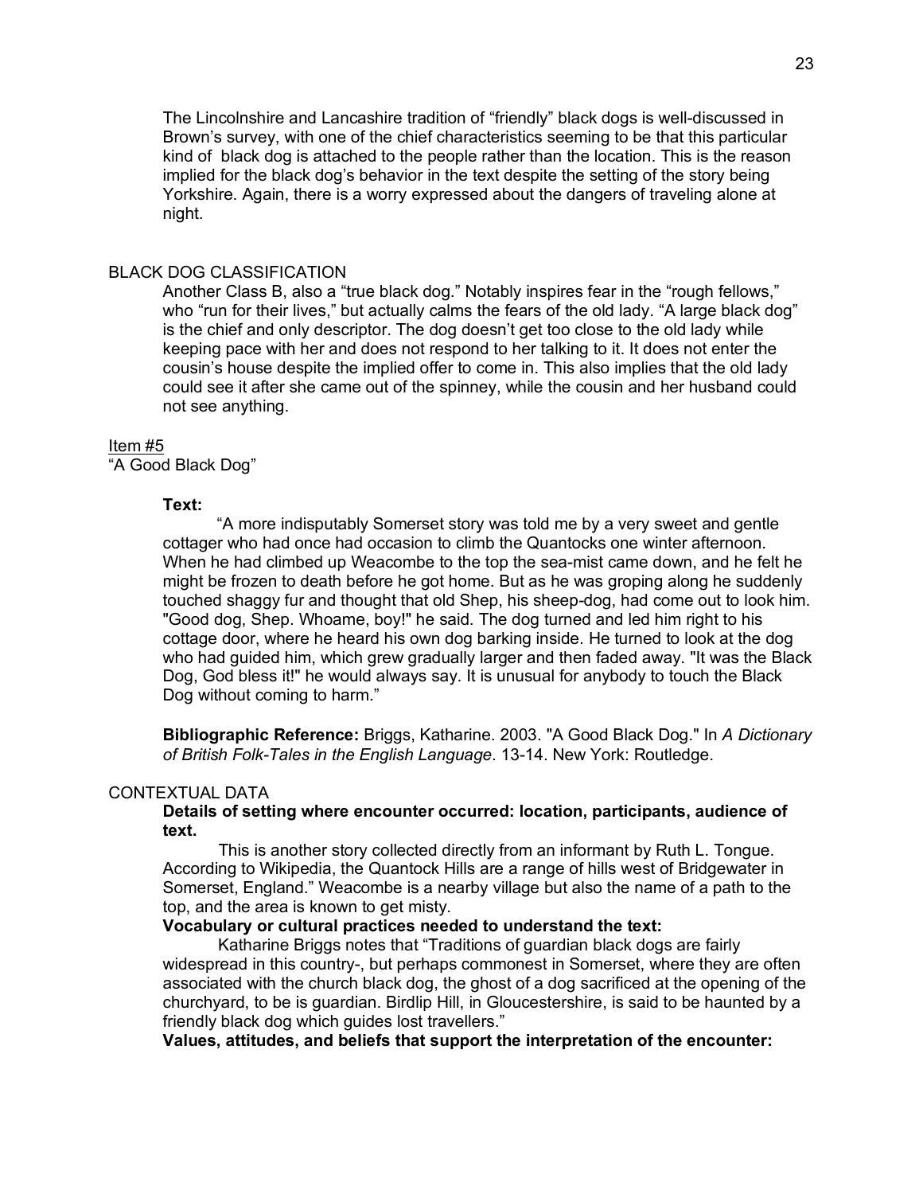The Lincolnshire and Lancashire tradition of "friendly" black dogs is well-discussed in Brown's survey, with one of the chief characteristics seeming to be that this particular kind of black dog is attached to the people rather than the location. This is the reason implied for the black dog's behavior in the text despite the setting of the story being Yorkshire. Again, there is a worry expressed about the dangers of traveling alone at night.

BLACK DOG CLASSIFICATION

Another Class B, also a "true black dog." Notably inspires fear in the "rough fellows," who "run for their lives," but actually calms the fears of the old lady. "A large black dog" is the chief and only descriptor. The dog doesn't get too close to the old lady while keeping pace with her and does not respond to her talking to it. It does not enter the cousin's house despite the implied offer to come in. This also implies that the old lady could see it after she came out of the spinney, while the cousin and her husband could not see anything.

<u>Item #5</u>

"A Good Black Dog"

**Text:**

"A more indisputably Somerset story was told me by a very sweet and gentle cottager who had once had occasion to climb the Quantocks one winter afternoon. When he had climbed up Weacombe to the top the sea-mist came down, and he felt he might be frozen to death before he got home. But as he was groping along he suddenly touched shaggy fur and thought that old Shep, his sheep-dog, had come out to look him. "Good dog, Shep. Whoame, boy!" he said. The dog turned and led him right to his cottage door, where he heard his own dog barking inside. He turned to look at the dog who had guided him, which grew gradually larger and then faded away. "It was the Black Dog, God bless it!" he would always say. It is unusual for anybody to touch the Black Dog without coming to harm."

**Bibliographic Reference:** Briggs, Katharine. 2003. "A Good Black Dog." In *A Dictionary of British Folk-Tales in the English Language*. 13-14. New York: Routledge.

CONTEXTUAL DATA

**Details of setting where encounter occurred: location, participants, audience of text.**

This is another story collected directly from an informant by Ruth L. Tongue. According to Wikipedia, the Quantock Hills are a range of hills west of Bridgewater in Somerset, England." Weacombe is a nearby village but also the name of a path to the top, and the area is known to get misty.

**Vocabulary or cultural practices needed to understand the text:**

Katharine Briggs notes that "Traditions of guardian black dogs are fairly widespread in this country-, but perhaps commonest in Somerset, where they are often associated with the church black dog, the ghost of a dog sacrificed at the opening of the churchyard, to be is guardian. Birdlip Hill, in Gloucestershire, is said to be haunted by a friendly black dog which guides lost travellers."

**Values, attitudes, and beliefs that support the interpretation of the encounter:**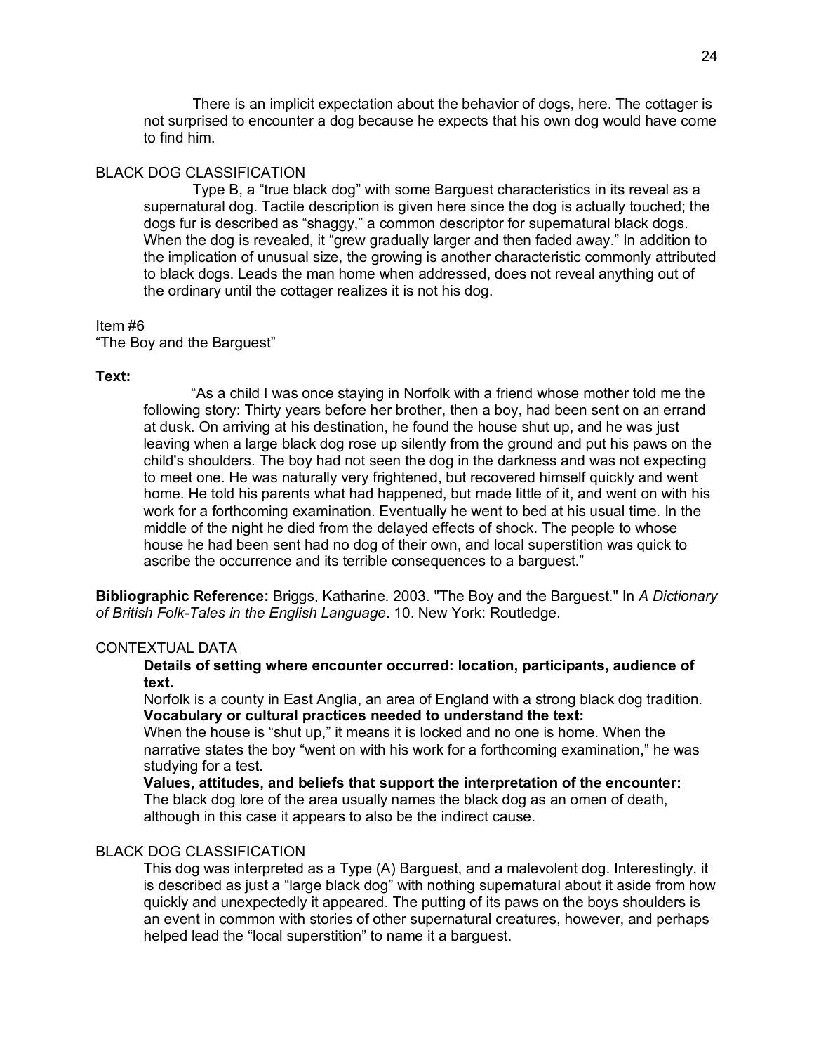There is an implicit expectation about the behavior of dogs, here. The cottager is not surprised to encounter a dog because he expects that his own dog would have come to find him.

BLACK DOG CLASSIFICATION

Type B, a “true black dog” with some Barguest characteristics in its reveal as a supernatural dog. Tactile description is given here since the dog is actually touched; the dogs fur is described as “shaggy,” a common descriptor for supernatural black dogs. When the dog is revealed, it “grew gradually larger and then faded away.” In addition to the implication of unusual size, the growing is another characteristic commonly attributed to black dogs. Leads the man home when addressed, does not reveal anything out of the ordinary until the cottager realizes it is not his dog.

<u>Item #6</u>
“The Boy and the Barguest”

**Text:**

“As a child I was once staying in Norfolk with a friend whose mother told me the following story: Thirty years before her brother, then a boy, had been sent on an errand at dusk. On arriving at his destination, he found the house shut up, and he was just leaving when a large black dog rose up silently from the ground and put his paws on the child's shoulders. The boy had not seen the dog in the darkness and was not expecting to meet one. He was naturally very frightened, but recovered himself quickly and went home. He told his parents what had happened, but made little of it, and went on with his work for a forthcoming examination. Eventually he went to bed at his usual time. In the middle of the night he died from the delayed effects of shock. The people to whose house he had been sent had no dog of their own, and local superstition was quick to ascribe the occurrence and its terrible consequences to a barguest.”

**Bibliographic Reference:** Briggs, Katharine. 2003. "The Boy and the Barguest." In *A Dictionary of British Folk-Tales in the English Language*. 10. New York: Routledge.

CONTEXTUAL DATA

**Details of setting where encounter occurred: location, participants, audience of text.**
Norfolk is a county in East Anglia, an area of England with a strong black dog tradition.
**Vocabulary or cultural practices needed to understand the text:**
When the house is “shut up,” it means it is locked and no one is home. When the narrative states the boy “went on with his work for a forthcoming examination,” he was studying for a test.
**Values, attitudes, and beliefs that support the interpretation of the encounter:**
The black dog lore of the area usually names the black dog as an omen of death, although in this case it appears to also be the indirect cause.

BLACK DOG CLASSIFICATION

This dog was interpreted as a Type (A) Barguest, and a malevolent dog. Interestingly, it is described as just a “large black dog” with nothing supernatural about it aside from how quickly and unexpectedly it appeared. The putting of its paws on the boys shoulders is an event in common with stories of other supernatural creatures, however, and perhaps helped lead the “local superstition” to name it a barguest.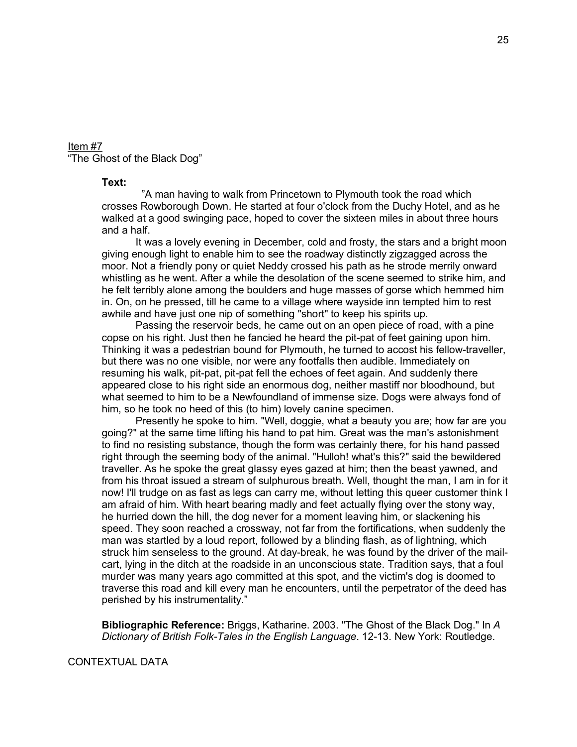Item #7
"The Ghost of the Black Dog"

**Text:**

"A man having to walk from Princetown to Plymouth took the road which crosses Rowborough Down. He started at four o'clock from the Duchy Hotel, and as he walked at a good swinging pace, hoped to cover the sixteen miles in about three hours and a half.

It was a lovely evening in December, cold and frosty, the stars and a bright moon giving enough light to enable him to see the roadway distinctly zigzagged across the moor. Not a friendly pony or quiet Neddy crossed his path as he strode merrily onward whistling as he went. After a while the desolation of the scene seemed to strike him, and he felt terribly alone among the boulders and huge masses of gorse which hemmed him in. On, on he pressed, till he came to a village where wayside inn tempted him to rest awhile and have just one nip of something "short" to keep his spirits up.

Passing the reservoir beds, he came out on an open piece of road, with a pine copse on his right. Just then he fancied he heard the pit-pat of feet gaining upon him. Thinking it was a pedestrian bound for Plymouth, he turned to accost his fellow-traveller, but there was no one visible, nor were any footfalls then audible. Immediately on resuming his walk, pit-pat, pit-pat fell the echoes of feet again. And suddenly there appeared close to his right side an enormous dog, neither mastiff nor bloodhound, but what seemed to him to be a Newfoundland of immense size. Dogs were always fond of him, so he took no heed of this (to him) lovely canine specimen.

Presently he spoke to him. "Well, doggie, what a beauty you are; how far are you going?" at the same time lifting his hand to pat him. Great was the man's astonishment to find no resisting substance, though the form was certainly there, for his hand passed right through the seeming body of the animal. "Hulloh! what's this?" said the bewildered traveller. As he spoke the great glassy eyes gazed at him; then the beast yawned, and from his throat issued a stream of sulphurous breath. Well, thought the man, I am in for it now! I'll trudge on as fast as legs can carry me, without letting this queer customer think I am afraid of him. With heart bearing madly and feet actually flying over the stony way, he hurried down the hill, the dog never for a moment leaving him, or slackening his speed. They soon reached a crossway, not far from the fortifications, when suddenly the man was startled by a loud report, followed by a blinding flash, as of lightning, which struck him senseless to the ground. At day-break, he was found by the driver of the mail-cart, lying in the ditch at the roadside in an unconscious state. Tradition says, that a foul murder was many years ago committed at this spot, and the victim's dog is doomed to traverse this road and kill every man he encounters, until the perpetrator of the deed has perished by his instrumentality."

**Bibliographic Reference:** Briggs, Katharine. 2003. "The Ghost of the Black Dog." In *A Dictionary of British Folk-Tales in the English Language*. 12-13. New York: Routledge.

CONTEXTUAL DATA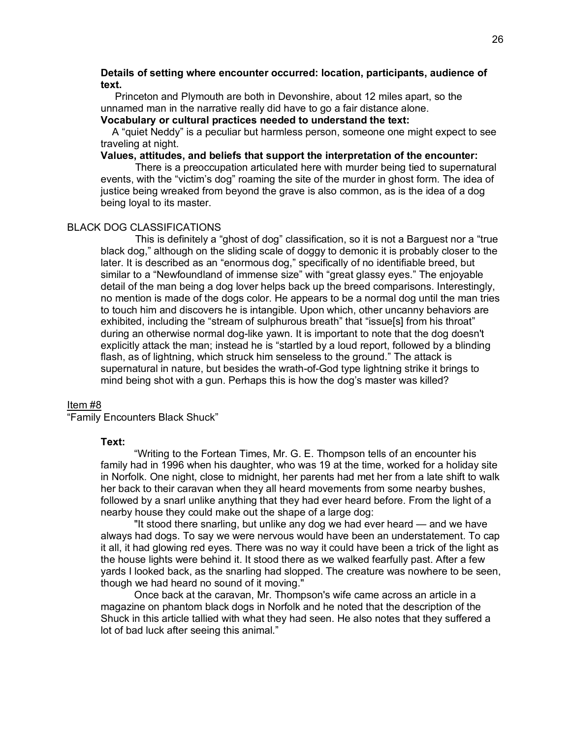**Details of setting where encounter occurred: location, participants, audience of text.**

Princeton and Plymouth are both in Devonshire, about 12 miles apart, so the unnamed man in the narrative really did have to go a fair distance alone.

**Vocabulary or cultural practices needed to understand the text:**

A "quiet Neddy" is a peculiar but harmless person, someone one might expect to see traveling at night.

**Values, attitudes, and beliefs that support the interpretation of the encounter:**

There is a preoccupation articulated here with murder being tied to supernatural events, with the "victim's dog" roaming the site of the murder in ghost form. The idea of justice being wreaked from beyond the grave is also common, as is the idea of a dog being loyal to its master.

BLACK DOG CLASSIFICATIONS

This is definitely a "ghost of dog" classification, so it is not a Barguest nor a "true black dog," although on the sliding scale of doggy to demonic it is probably closer to the later. It is described as an "enormous dog," specifically of no identifiable breed, but similar to a "Newfoundland of immense size" with "great glassy eyes." The enjoyable detail of the man being a dog lover helps back up the breed comparisons. Interestingly, no mention is made of the dogs color. He appears to be a normal dog until the man tries to touch him and discovers he is intangible. Upon which, other uncanny behaviors are exhibited, including the "stream of sulphurous breath" that "issue[s] from his throat" during an otherwise normal dog-like yawn. It is important to note that the dog doesn't explicitly attack the man; instead he is "startled by a loud report, followed by a blinding flash, as of lightning, which struck him senseless to the ground." The attack is supernatural in nature, but besides the wrath-of-God type lightning strike it brings to mind being shot with a gun. Perhaps this is how the dog's master was killed?

Item #8

"Family Encounters Black Shuck"

**Text:**

"Writing to the Fortean Times, Mr. G. E. Thompson tells of an encounter his family had in 1996 when his daughter, who was 19 at the time, worked for a holiday site in Norfolk. One night, close to midnight, her parents had met her from a late shift to walk her back to their caravan when they all heard movements from some nearby bushes, followed by a snarl unlike anything that they had ever heard before. From the light of a nearby house they could make out the shape of a large dog:

"It stood there snarling, but unlike any dog we had ever heard — and we have always had dogs. To say we were nervous would have been an understatement. To cap it all, it had glowing red eyes. There was no way it could have been a trick of the light as the house lights were behind it. It stood there as we walked fearfully past. After a few yards I looked back, as the snarling had slopped. The creature was nowhere to be seen, though we had heard no sound of it moving."

Once back at the caravan, Mr. Thompson's wife came across an article in a magazine on phantom black dogs in Norfolk and he noted that the description of the Shuck in this article tallied with what they had seen. He also notes that they suffered a lot of bad luck after seeing this animal."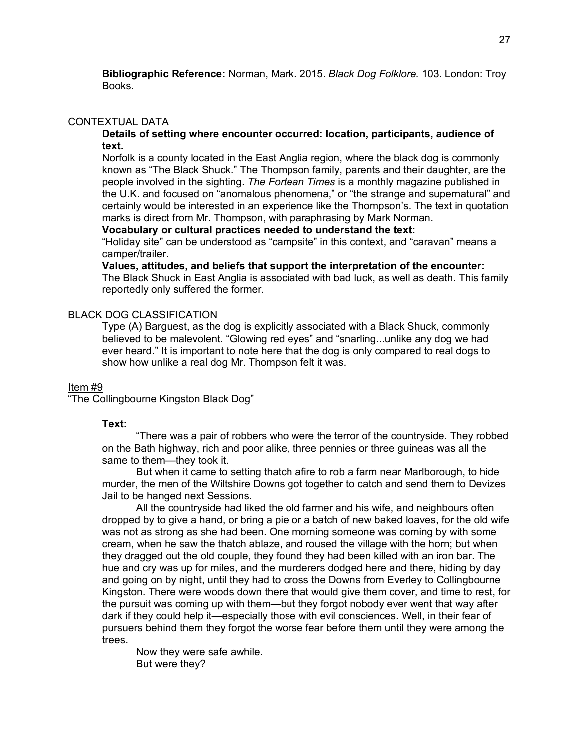**Bibliographic Reference:** Norman, Mark. 2015. *Black Dog Folklore.* 103. London: Troy Books.

## CONTEXTUAL DATA

**Details of setting where encounter occurred: location, participants, audience of text.**

Norfolk is a county located in the East Anglia region, where the black dog is commonly known as "The Black Shuck." The Thompson family, parents and their daughter, are the people involved in the sighting. *The Fortean Times* is a monthly magazine published in the U.K. and focused on "anomalous phenomena," or "the strange and supernatural" and certainly would be interested in an experience like the Thompson's. The text in quotation marks is direct from Mr. Thompson, with paraphrasing by Mark Norman.

**Vocabulary or cultural practices needed to understand the text:**

"Holiday site" can be understood as "campsite" in this context, and "caravan" means a camper/trailer.

**Values, attitudes, and beliefs that support the interpretation of the encounter:**

The Black Shuck in East Anglia is associated with bad luck, as well as death. This family reportedly only suffered the former.

## BLACK DOG CLASSIFICATION

Type (A) Barguest, as the dog is explicitly associated with a Black Shuck, commonly believed to be malevolent. "Glowing red eyes" and "snarling...unlike any dog we had ever heard." It is important to note here that the dog is only compared to real dogs to show how unlike a real dog Mr. Thompson felt it was.

Item #9

"The Collingbourne Kingston Black Dog"

**Text:**

"There was a pair of robbers who were the terror of the countryside. They robbed on the Bath highway, rich and poor alike, three pennies or three guineas was all the same to them—they took it.

But when it came to setting thatch afire to rob a farm near Marlborough, to hide murder, the men of the Wiltshire Downs got together to catch and send them to Devizes Jail to be hanged next Sessions.

All the countryside had liked the old farmer and his wife, and neighbours often dropped by to give a hand, or bring a pie or a batch of new baked loaves, for the old wife was not as strong as she had been. One morning someone was coming by with some cream, when he saw the thatch ablaze, and roused the village with the horn; but when they dragged out the old couple, they found they had been killed with an iron bar. The hue and cry was up for miles, and the murderers dodged here and there, hiding by day and going on by night, until they had to cross the Downs from Everley to Collingbourne Kingston. There were woods down there that would give them cover, and time to rest, for the pursuit was coming up with them—but they forgot nobody ever went that way after dark if they could help it—especially those with evil consciences. Well, in their fear of pursuers behind them they forgot the worse fear before them until they were among the trees.

Now they were safe awhile.

But were they?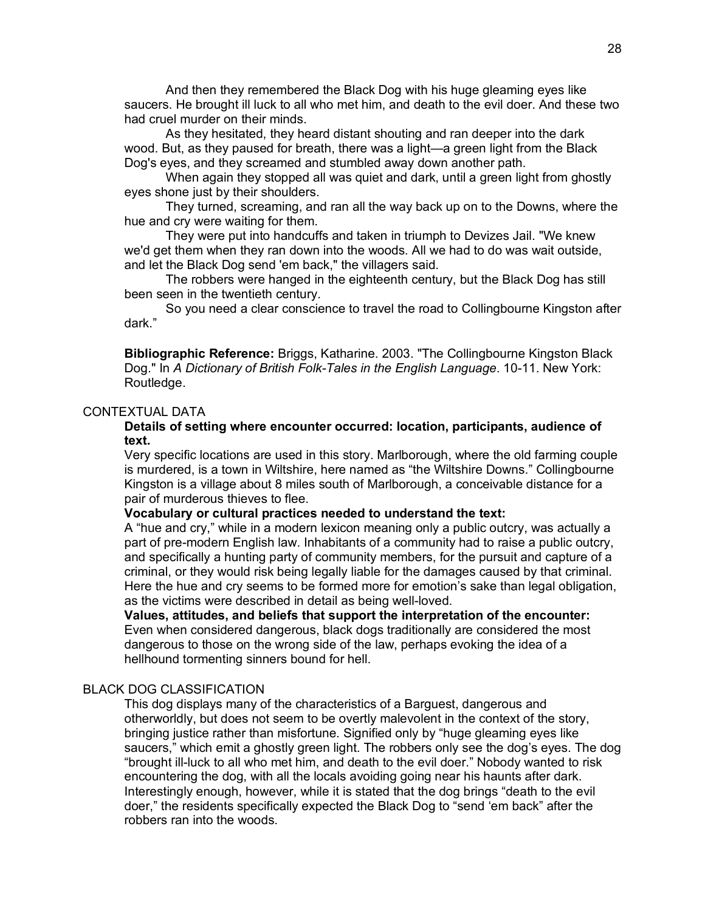And then they remembered the Black Dog with his huge gleaming eyes like saucers. He brought ill luck to all who met him, and death to the evil doer. And these two had cruel murder on their minds.

As they hesitated, they heard distant shouting and ran deeper into the dark wood. But, as they paused for breath, there was a light—a green light from the Black Dog's eyes, and they screamed and stumbled away down another path.

When again they stopped all was quiet and dark, until a green light from ghostly eyes shone just by their shoulders.

They turned, screaming, and ran all the way back up on to the Downs, where the hue and cry were waiting for them.

They were put into handcuffs and taken in triumph to Devizes Jail. "We knew we'd get them when they ran down into the woods. All we had to do was wait outside, and let the Black Dog send 'em back," the villagers said.

The robbers were hanged in the eighteenth century, but the Black Dog has still been seen in the twentieth century.

So you need a clear conscience to travel the road to Collingbourne Kingston after dark."

**Bibliographic Reference:** Briggs, Katharine. 2003. "The Collingbourne Kingston Black Dog." In *A Dictionary of British Folk-Tales in the English Language*. 10-11. New York: Routledge.

## CONTEXTUAL DATA

**Details of setting where encounter occurred: location, participants, audience of text.**

Very specific locations are used in this story. Marlborough, where the old farming couple is murdered, is a town in Wiltshire, here named as "the Wiltshire Downs." Collingbourne Kingston is a village about 8 miles south of Marlborough, a conceivable distance for a pair of murderous thieves to flee.

**Vocabulary or cultural practices needed to understand the text:**

A "hue and cry," while in a modern lexicon meaning only a public outcry, was actually a part of pre-modern English law. Inhabitants of a community had to raise a public outcry, and specifically a hunting party of community members, for the pursuit and capture of a criminal, or they would risk being legally liable for the damages caused by that criminal. Here the hue and cry seems to be formed more for emotion's sake than legal obligation, as the victims were described in detail as being well-loved.

**Values, attitudes, and beliefs that support the interpretation of the encounter:**

Even when considered dangerous, black dogs traditionally are considered the most dangerous to those on the wrong side of the law, perhaps evoking the idea of a hellhound tormenting sinners bound for hell.

## BLACK DOG CLASSIFICATION

This dog displays many of the characteristics of a Barguest, dangerous and otherworldly, but does not seem to be overtly malevolent in the context of the story, bringing justice rather than misfortune. Signified only by "huge gleaming eyes like saucers," which emit a ghostly green light. The robbers only see the dog's eyes. The dog "brought ill-luck to all who met him, and death to the evil doer." Nobody wanted to risk encountering the dog, with all the locals avoiding going near his haunts after dark. Interestingly enough, however, while it is stated that the dog brings "death to the evil doer," the residents specifically expected the Black Dog to "send 'em back" after the robbers ran into the woods.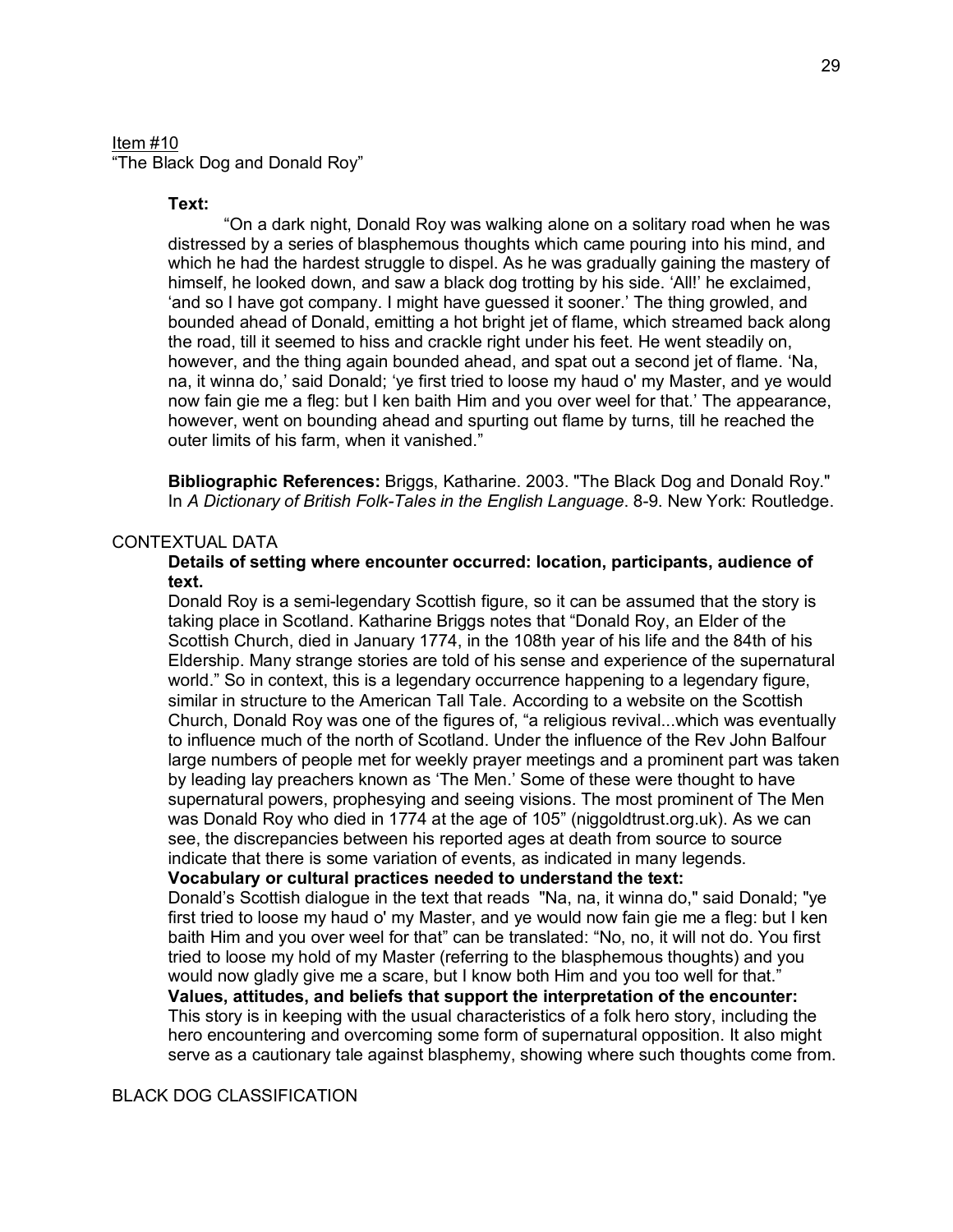Item #10

"The Black Dog and Donald Roy"

**Text:**

"On a dark night, Donald Roy was walking alone on a solitary road when he was distressed by a series of blasphemous thoughts which came pouring into his mind, and which he had the hardest struggle to dispel. As he was gradually gaining the mastery of himself, he looked down, and saw a black dog trotting by his side. 'All!' he exclaimed, 'and so I have got company. I might have guessed it sooner.' The thing growled, and bounded ahead of Donald, emitting a hot bright jet of flame, which streamed back along the road, till it seemed to hiss and crackle right under his feet. He went steadily on, however, and the thing again bounded ahead, and spat out a second jet of flame. 'Na, na, it winna do,' said Donald; 'ye first tried to loose my haud o' my Master, and ye would now fain gie me a fleg: but I ken baith Him and you over weel for that.' The appearance, however, went on bounding ahead and spurting out flame by turns, till he reached the outer limits of his farm, when it vanished."

**Bibliographic References:** Briggs, Katharine. 2003. "The Black Dog and Donald Roy." In *A Dictionary of British Folk-Tales in the English Language*. 8-9. New York: Routledge.

CONTEXTUAL DATA

**Details of setting where encounter occurred: location, participants, audience of text.**

Donald Roy is a semi-legendary Scottish figure, so it can be assumed that the story is taking place in Scotland. Katharine Briggs notes that "Donald Roy, an Elder of the Scottish Church, died in January 1774, in the 108th year of his life and the 84th of his Eldership. Many strange stories are told of his sense and experience of the supernatural world." So in context, this is a legendary occurrence happening to a legendary figure, similar in structure to the American Tall Tale. According to a website on the Scottish Church, Donald Roy was one of the figures of, "a religious revival...which was eventually to influence much of the north of Scotland. Under the influence of the Rev John Balfour large numbers of people met for weekly prayer meetings and a prominent part was taken by leading lay preachers known as 'The Men.' Some of these were thought to have supernatural powers, prophesying and seeing visions. The most prominent of The Men was Donald Roy who died in 1774 at the age of 105" (niggoldtrust.org.uk). As we can see, the discrepancies between his reported ages at death from source to source indicate that there is some variation of events, as indicated in many legends.

**Vocabulary or cultural practices needed to understand the text:**

Donald's Scottish dialogue in the text that reads "Na, na, it winna do," said Donald; "ye first tried to loose my haud o' my Master, and ye would now fain gie me a fleg: but I ken baith Him and you over weel for that" can be translated: "No, no, it will not do. You first tried to loose my hold of my Master (referring to the blasphemous thoughts) and you would now gladly give me a scare, but I know both Him and you too well for that."

**Values, attitudes, and beliefs that support the interpretation of the encounter:**

This story is in keeping with the usual characteristics of a folk hero story, including the hero encountering and overcoming some form of supernatural opposition. It also might serve as a cautionary tale against blasphemy, showing where such thoughts come from.

BLACK DOG CLASSIFICATION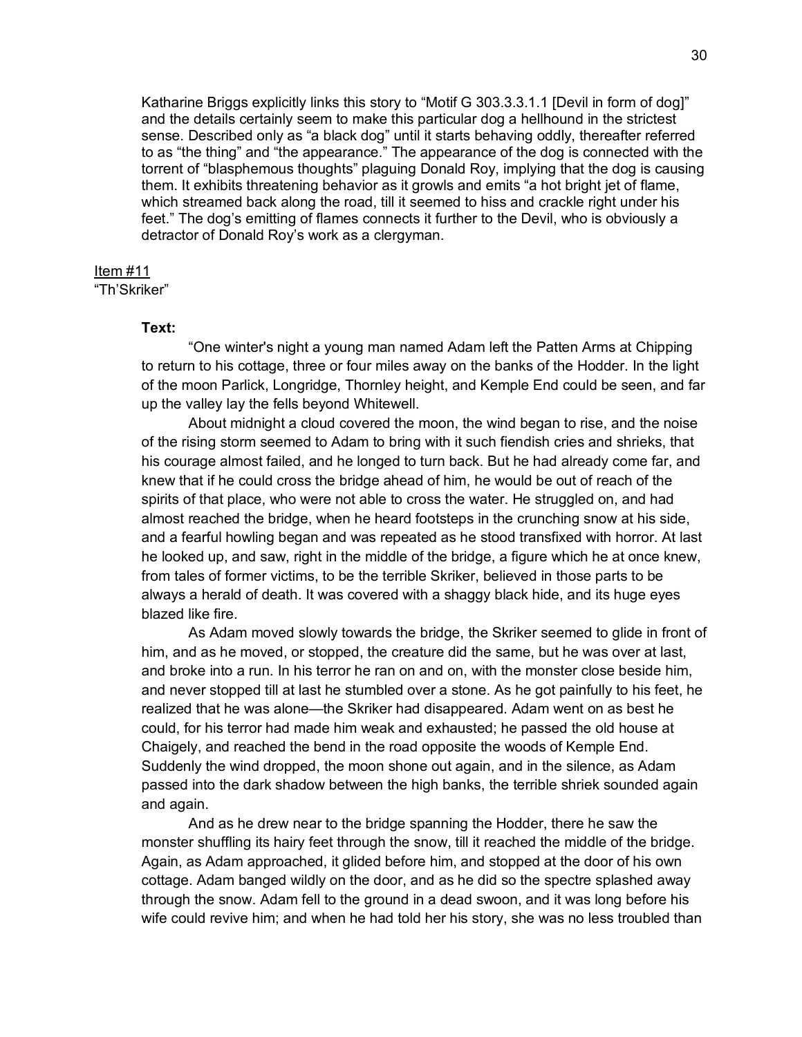Katharine Briggs explicitly links this story to "Motif G 303.3.3.1.1 [Devil in form of dog]" and the details certainly seem to make this particular dog a hellhound in the strictest sense. Described only as "a black dog" until it starts behaving oddly, thereafter referred to as "the thing" and "the appearance." The appearance of the dog is connected with the torrent of "blasphemous thoughts" plaguing Donald Roy, implying that the dog is causing them. It exhibits threatening behavior as it growls and emits "a hot bright jet of flame, which streamed back along the road, till it seemed to hiss and crackle right under his feet." The dog's emitting of flames connects it further to the Devil, who is obviously a detractor of Donald Roy's work as a clergyman.

<u>Item #11</u>
"Th'Skriker"

**Text:**

"One winter's night a young man named Adam left the Patten Arms at Chipping to return to his cottage, three or four miles away on the banks of the Hodder. In the light of the moon Parlick, Longridge, Thornley height, and Kemple End could be seen, and far up the valley lay the fells beyond Whitewell.

About midnight a cloud covered the moon, the wind began to rise, and the noise of the rising storm seemed to Adam to bring with it such fiendish cries and shrieks, that his courage almost failed, and he longed to turn back. But he had already come far, and knew that if he could cross the bridge ahead of him, he would be out of reach of the spirits of that place, who were not able to cross the water. He struggled on, and had almost reached the bridge, when he heard footsteps in the crunching snow at his side, and a fearful howling began and was repeated as he stood transfixed with horror. At last he looked up, and saw, right in the middle of the bridge, a figure which he at once knew, from tales of former victims, to be the terrible Skriker, believed in those parts to be always a herald of death. It was covered with a shaggy black hide, and its huge eyes blazed like fire.

As Adam moved slowly towards the bridge, the Skriker seemed to glide in front of him, and as he moved, or stopped, the creature did the same, but he was over at last, and broke into a run. In his terror he ran on and on, with the monster close beside him, and never stopped till at last he stumbled over a stone. As he got painfully to his feet, he realized that he was alone—the Skriker had disappeared. Adam went on as best he could, for his terror had made him weak and exhausted; he passed the old house at Chaigely, and reached the bend in the road opposite the woods of Kemple End. Suddenly the wind dropped, the moon shone out again, and in the silence, as Adam passed into the dark shadow between the high banks, the terrible shriek sounded again and again.

And as he drew near to the bridge spanning the Hodder, there he saw the monster shuffling its hairy feet through the snow, till it reached the middle of the bridge. Again, as Adam approached, it glided before him, and stopped at the door of his own cottage. Adam banged wildly on the door, and as he did so the spectre splashed away through the snow. Adam fell to the ground in a dead swoon, and it was long before his wife could revive him; and when he had told her his story, she was no less troubled than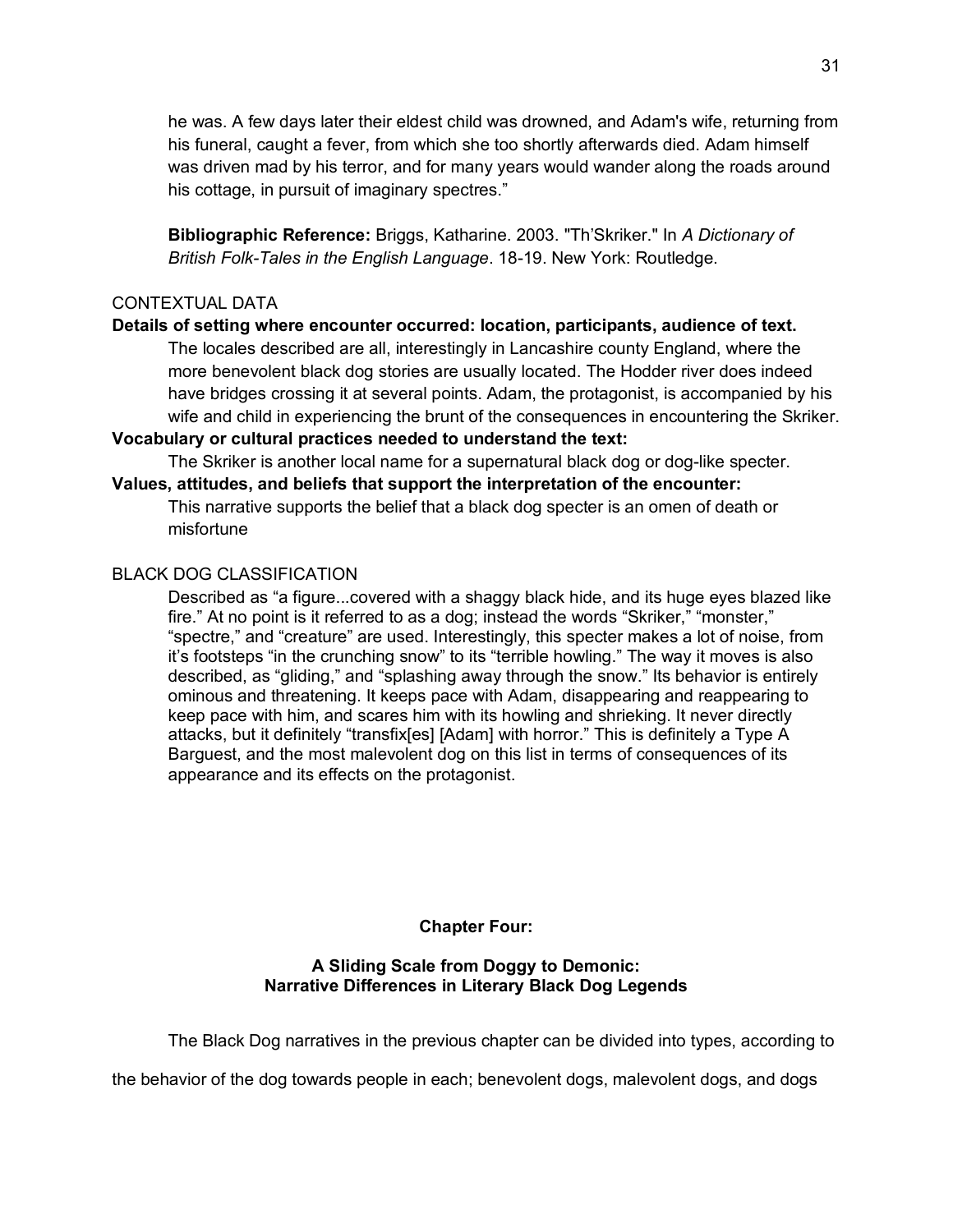he was. A few days later their eldest child was drowned, and Adam's wife, returning from his funeral, caught a fever, from which she too shortly afterwards died. Adam himself was driven mad by his terror, and for many years would wander along the roads around his cottage, in pursuit of imaginary spectres."

**Bibliographic Reference:** Briggs, Katharine. 2003. "Th'Skriker." In *A Dictionary of British Folk-Tales in the English Language*. 18-19. New York: Routledge.

CONTEXTUAL DATA

**Details of setting where encounter occurred: location, participants, audience of text.**

The locales described are all, interestingly in Lancashire county England, where the more benevolent black dog stories are usually located. The Hodder river does indeed have bridges crossing it at several points. Adam, the protagonist, is accompanied by his wife and child in experiencing the brunt of the consequences in encountering the Skriker.

**Vocabulary or cultural practices needed to understand the text:**

The Skriker is another local name for a supernatural black dog or dog-like specter.

**Values, attitudes, and beliefs that support the interpretation of the encounter:**

This narrative supports the belief that a black dog specter is an omen of death or misfortune

BLACK DOG CLASSIFICATION

Described as "a figure...covered with a shaggy black hide, and its huge eyes blazed like fire." At no point is it referred to as a dog; instead the words "Skriker," "monster," "spectre," and "creature" are used. Interestingly, this specter makes a lot of noise, from it's footsteps "in the crunching snow" to its "terrible howling." The way it moves is also described, as "gliding," and "splashing away through the snow." Its behavior is entirely ominous and threatening. It keeps pace with Adam, disappearing and reappearing to keep pace with him, and scares him with its howling and shrieking. It never directly attacks, but it definitely "transfix[es] [Adam] with horror." This is definitely a Type A Barguest, and the most malevolent dog on this list in terms of consequences of its appearance and its effects on the protagonist.

## Chapter Four:

### A Sliding Scale from Doggy to Demonic: Narrative Differences in Literary Black Dog Legends

The Black Dog narratives in the previous chapter can be divided into types, according to the behavior of the dog towards people in each; benevolent dogs, malevolent dogs, and dogs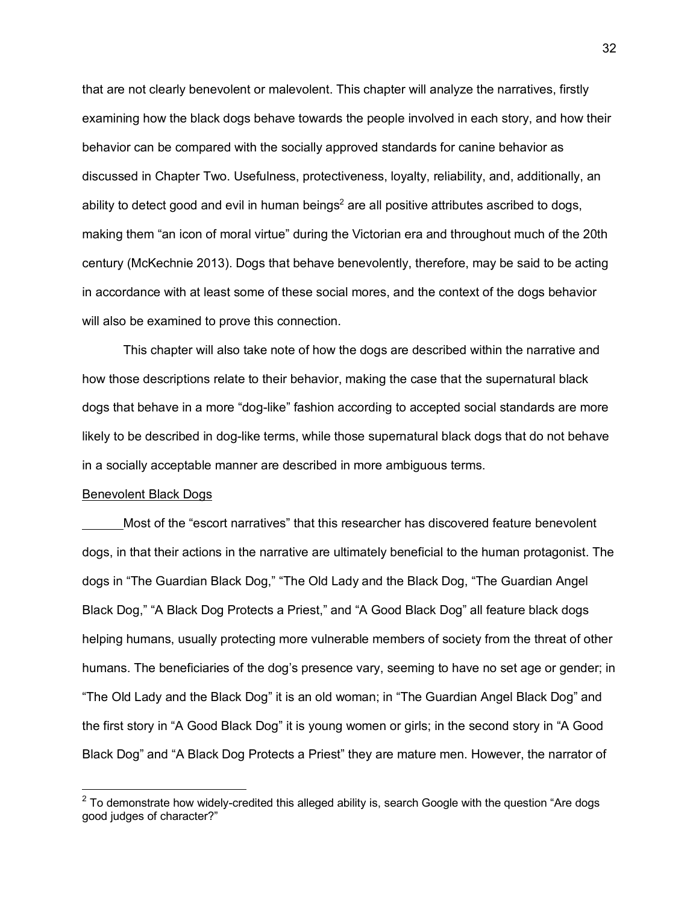that are not clearly benevolent or malevolent. This chapter will analyze the narratives, firstly examining how the black dogs behave towards the people involved in each story, and how their behavior can be compared with the socially approved standards for canine behavior as discussed in Chapter Two. Usefulness, protectiveness, loyalty, reliability, and, additionally, an ability to detect good and evil in human beings[2] are all positive attributes ascribed to dogs, making them "an icon of moral virtue" during the Victorian era and throughout much of the 20th century (McKechnie 2013). Dogs that behave benevolently, therefore, may be said to be acting in accordance with at least some of these social mores, and the context of the dogs behavior will also be examined to prove this connection.

This chapter will also take note of how the dogs are described within the narrative and how those descriptions relate to their behavior, making the case that the supernatural black dogs that behave in a more "dog-like" fashion according to accepted social standards are more likely to be described in dog-like terms, while those supernatural black dogs that do not behave in a socially acceptable manner are described in more ambiguous terms.

<u>Benevolent Black Dogs</u>

Most of the "escort narratives" that this researcher has discovered feature benevolent dogs, in that their actions in the narrative are ultimately beneficial to the human protagonist. The dogs in "The Guardian Black Dog," "The Old Lady and the Black Dog, "The Guardian Angel Black Dog," "A Black Dog Protects a Priest," and "A Good Black Dog" all feature black dogs helping humans, usually protecting more vulnerable members of society from the threat of other humans. The beneficiaries of the dog's presence vary, seeming to have no set age or gender; in "The Old Lady and the Black Dog" it is an old woman; in "The Guardian Angel Black Dog" and the first story in "A Good Black Dog" it is young women or girls; in the second story in "A Good Black Dog" and "A Black Dog Protects a Priest" they are mature men. However, the narrator of

[2] To demonstrate how widely-credited this alleged ability is, search Google with the question "Are dogs good judges of character?"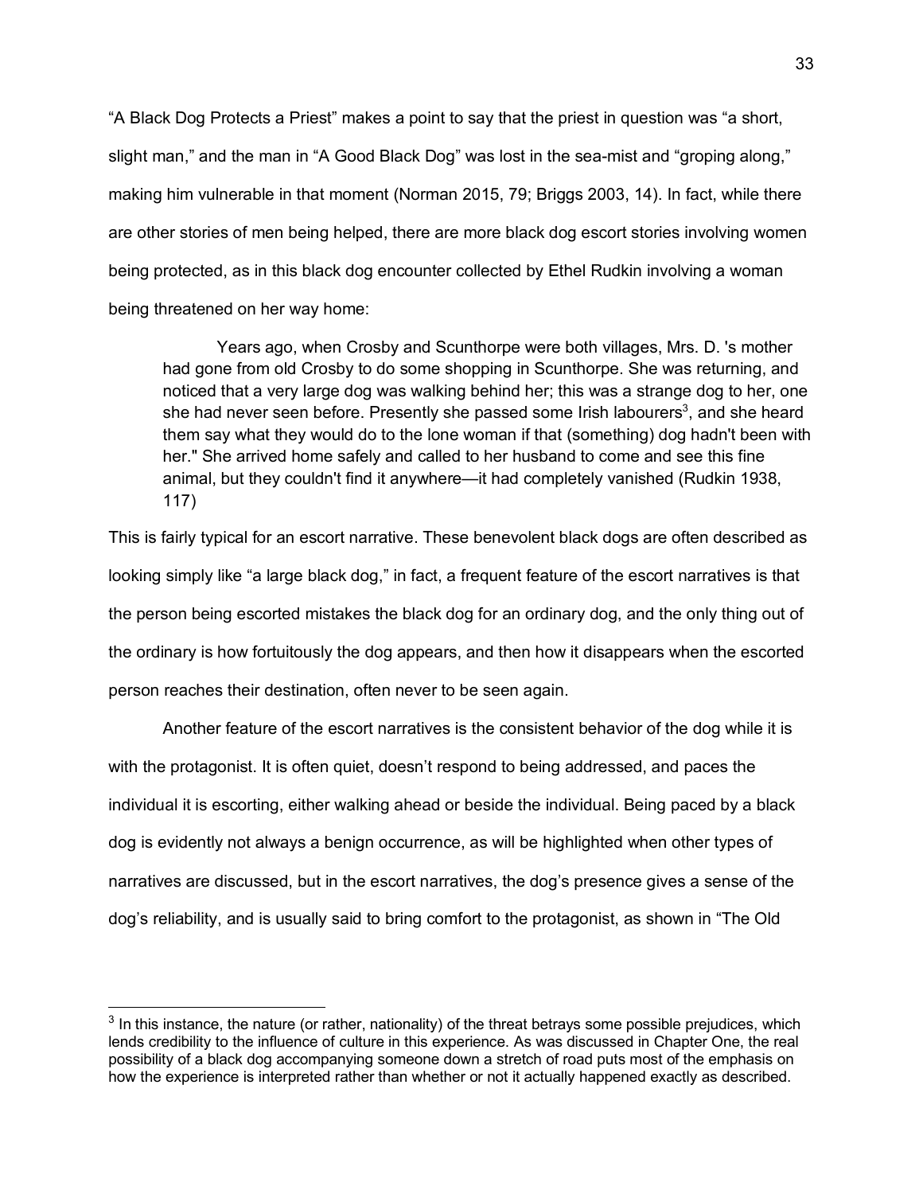"A Black Dog Protects a Priest" makes a point to say that the priest in question was "a short, slight man," and the man in "A Good Black Dog" was lost in the sea-mist and "groping along," making him vulnerable in that moment (Norman 2015, 79; Briggs 2003, 14). In fact, while there are other stories of men being helped, there are more black dog escort stories involving women being protected, as in this black dog encounter collected by Ethel Rudkin involving a woman being threatened on her way home:

> Years ago, when Crosby and Scunthorpe were both villages, Mrs. D. 's mother had gone from old Crosby to do some shopping in Scunthorpe. She was returning, and noticed that a very large dog was walking behind her; this was a strange dog to her, one she had never seen before. Presently she passed some Irish labourers[3], and she heard them say what they would do to the lone woman if that (something) dog hadn't been with her." She arrived home safely and called to her husband to come and see this fine animal, but they couldn't find it anywhere—it had completely vanished (Rudkin 1938, 117)

This is fairly typical for an escort narrative. These benevolent black dogs are often described as looking simply like "a large black dog," in fact, a frequent feature of the escort narratives is that the person being escorted mistakes the black dog for an ordinary dog, and the only thing out of the ordinary is how fortuitously the dog appears, and then how it disappears when the escorted person reaches their destination, often never to be seen again.

Another feature of the escort narratives is the consistent behavior of the dog while it is with the protagonist. It is often quiet, doesn't respond to being addressed, and paces the individual it is escorting, either walking ahead or beside the individual. Being paced by a black dog is evidently not always a benign occurrence, as will be highlighted when other types of narratives are discussed, but in the escort narratives, the dog's presence gives a sense of the dog's reliability, and is usually said to bring comfort to the protagonist, as shown in "The Old

---

[3] In this instance, the nature (or rather, nationality) of the threat betrays some possible prejudices, which lends credibility to the influence of culture in this experience. As was discussed in Chapter One, the real possibility of a black dog accompanying someone down a stretch of road puts most of the emphasis on how the experience is interpreted rather than whether or not it actually happened exactly as described.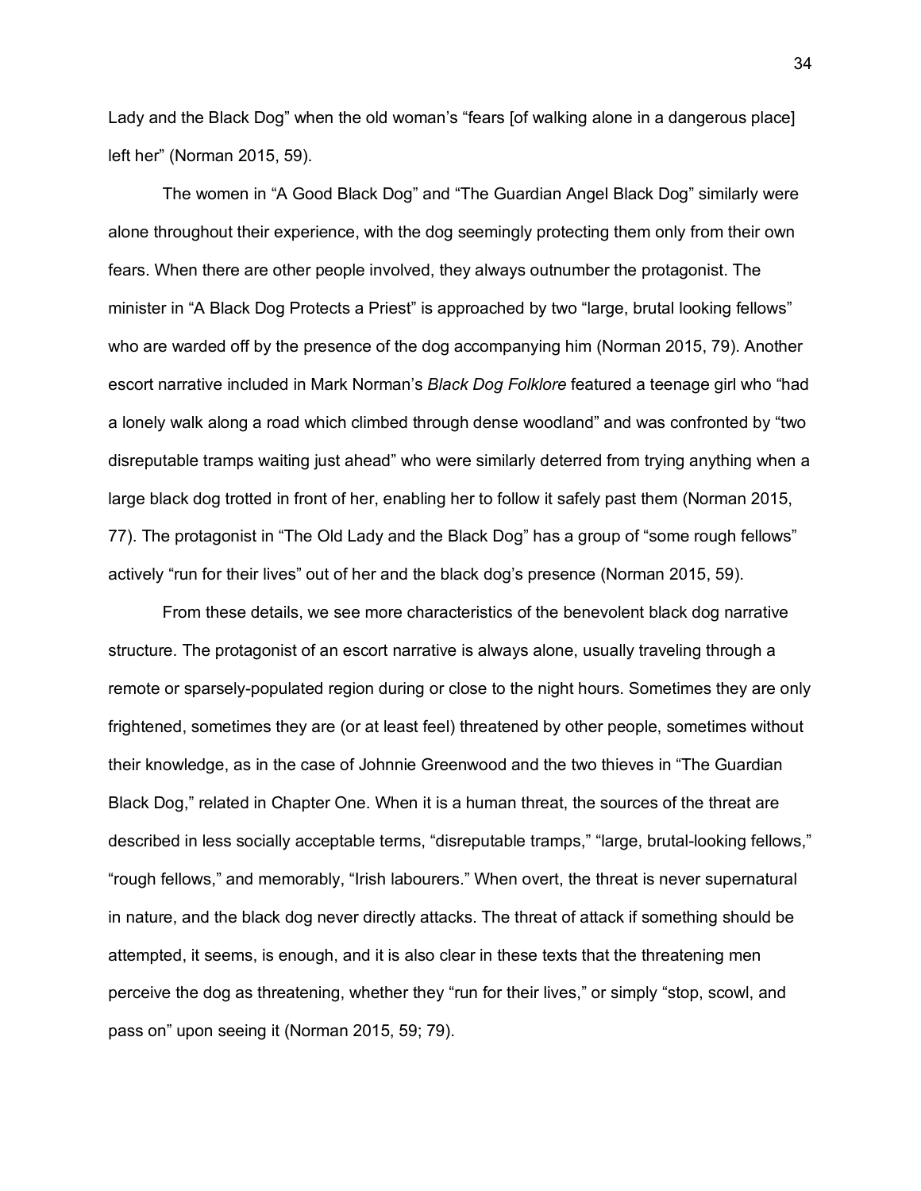Lady and the Black Dog" when the old woman's "fears [of walking alone in a dangerous place] left her" (Norman 2015, 59).

The women in "A Good Black Dog" and "The Guardian Angel Black Dog" similarly were alone throughout their experience, with the dog seemingly protecting them only from their own fears. When there are other people involved, they always outnumber the protagonist. The minister in "A Black Dog Protects a Priest" is approached by two "large, brutal looking fellows" who are warded off by the presence of the dog accompanying him (Norman 2015, 79). Another escort narrative included in Mark Norman's *Black Dog Folklore* featured a teenage girl who "had a lonely walk along a road which climbed through dense woodland" and was confronted by "two disreputable tramps waiting just ahead" who were similarly deterred from trying anything when a large black dog trotted in front of her, enabling her to follow it safely past them (Norman 2015, 77). The protagonist in "The Old Lady and the Black Dog" has a group of "some rough fellows" actively "run for their lives" out of her and the black dog's presence (Norman 2015, 59).

From these details, we see more characteristics of the benevolent black dog narrative structure. The protagonist of an escort narrative is always alone, usually traveling through a remote or sparsely-populated region during or close to the night hours. Sometimes they are only frightened, sometimes they are (or at least feel) threatened by other people, sometimes without their knowledge, as in the case of Johnnie Greenwood and the two thieves in "The Guardian Black Dog," related in Chapter One. When it is a human threat, the sources of the threat are described in less socially acceptable terms, "disreputable tramps," "large, brutal-looking fellows," "rough fellows," and memorably, "Irish labourers." When overt, the threat is never supernatural in nature, and the black dog never directly attacks. The threat of attack if something should be attempted, it seems, is enough, and it is also clear in these texts that the threatening men perceive the dog as threatening, whether they "run for their lives," or simply "stop, scowl, and pass on" upon seeing it (Norman 2015, 59; 79).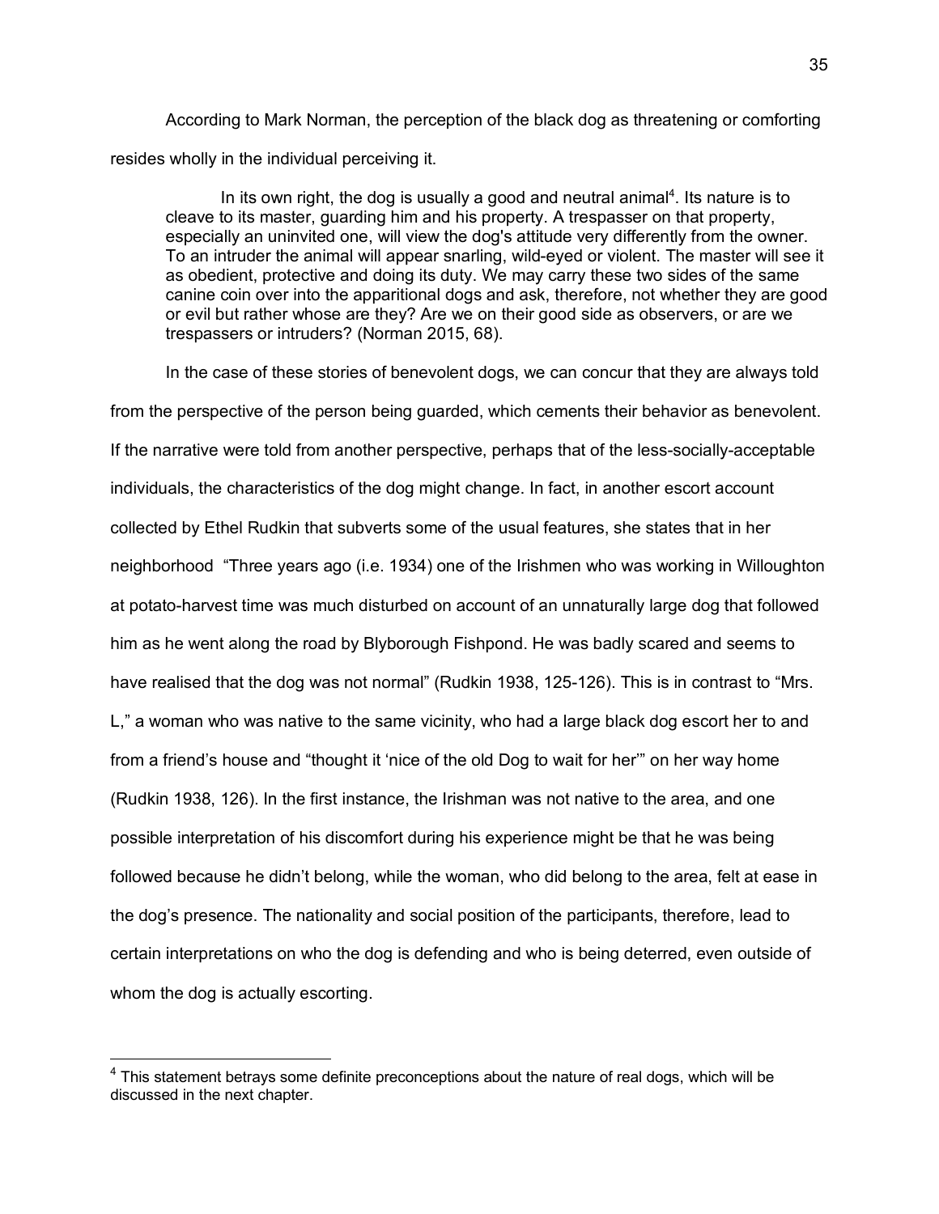According to Mark Norman, the perception of the black dog as threatening or comforting resides wholly in the individual perceiving it.

> In its own right, the dog is usually a good and neutral animal[4]. Its nature is to cleave to its master, guarding him and his property. A trespasser on that property, especially an uninvited one, will view the dog's attitude very differently from the owner. To an intruder the animal will appear snarling, wild-eyed or violent. The master will see it as obedient, protective and doing its duty. We may carry these two sides of the same canine coin over into the apparitional dogs and ask, therefore, not whether they are good or evil but rather whose are they? Are we on their good side as observers, or are we trespassers or intruders? (Norman 2015, 68).

In the case of these stories of benevolent dogs, we can concur that they are always told from the perspective of the person being guarded, which cements their behavior as benevolent. If the narrative were told from another perspective, perhaps that of the less-socially-acceptable individuals, the characteristics of the dog might change. In fact, in another escort account collected by Ethel Rudkin that subverts some of the usual features, she states that in her neighborhood "Three years ago (i.e. 1934) one of the Irishmen who was working in Willoughton at potato-harvest time was much disturbed on account of an unnaturally large dog that followed him as he went along the road by Blyborough Fishpond. He was badly scared and seems to have realised that the dog was not normal" (Rudkin 1938, 125-126). This is in contrast to "Mrs. L," a woman who was native to the same vicinity, who had a large black dog escort her to and from a friend's house and "thought it 'nice of the old Dog to wait for her'" on her way home (Rudkin 1938, 126). In the first instance, the Irishman was not native to the area, and one possible interpretation of his discomfort during his experience might be that he was being followed because he didn't belong, while the woman, who did belong to the area, felt at ease in the dog's presence. The nationality and social position of the participants, therefore, lead to certain interpretations on who the dog is defending and who is being deterred, even outside of whom the dog is actually escorting.

---

[4] This statement betrays some definite preconceptions about the nature of real dogs, which will be discussed in the next chapter.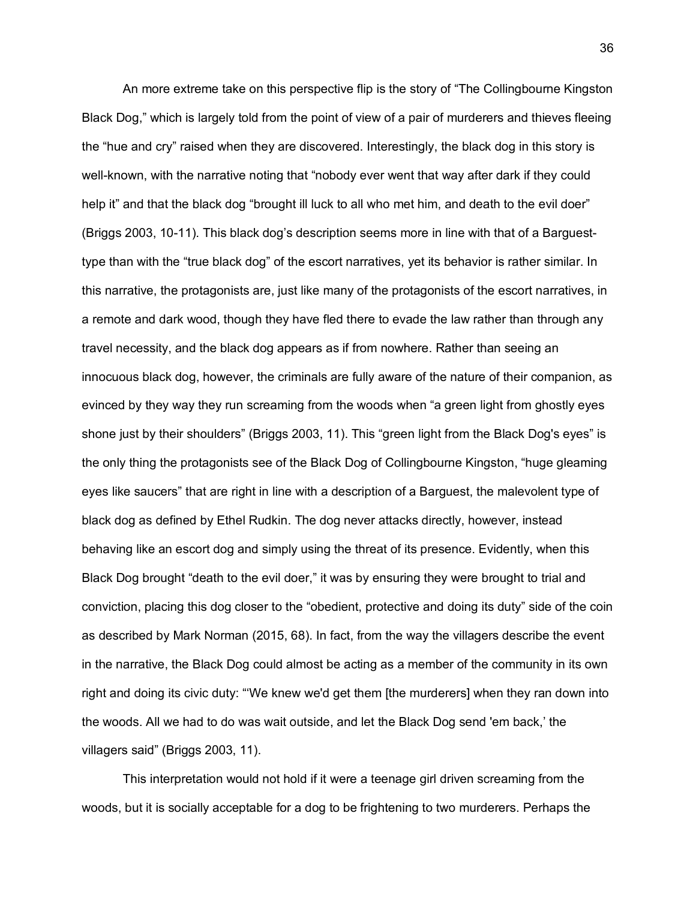An more extreme take on this perspective flip is the story of "The Collingbourne Kingston Black Dog," which is largely told from the point of view of a pair of murderers and thieves fleeing the "hue and cry" raised when they are discovered. Interestingly, the black dog in this story is well-known, with the narrative noting that "nobody ever went that way after dark if they could help it" and that the black dog "brought ill luck to all who met him, and death to the evil doer" (Briggs 2003, 10-11). This black dog's description seems more in line with that of a Barguest-type than with the "true black dog" of the escort narratives, yet its behavior is rather similar. In this narrative, the protagonists are, just like many of the protagonists of the escort narratives, in a remote and dark wood, though they have fled there to evade the law rather than through any travel necessity, and the black dog appears as if from nowhere. Rather than seeing an innocuous black dog, however, the criminals are fully aware of the nature of their companion, as evinced by they way they run screaming from the woods when "a green light from ghostly eyes shone just by their shoulders" (Briggs 2003, 11). This "green light from the Black Dog's eyes" is the only thing the protagonists see of the Black Dog of Collingbourne Kingston, "huge gleaming eyes like saucers" that are right in line with a description of a Barguest, the malevolent type of black dog as defined by Ethel Rudkin. The dog never attacks directly, however, instead behaving like an escort dog and simply using the threat of its presence. Evidently, when this Black Dog brought "death to the evil doer," it was by ensuring they were brought to trial and conviction, placing this dog closer to the "obedient, protective and doing its duty" side of the coin as described by Mark Norman (2015, 68). In fact, from the way the villagers describe the event in the narrative, the Black Dog could almost be acting as a member of the community in its own right and doing its civic duty: "'We knew we'd get them [the murderers] when they ran down into the woods. All we had to do was wait outside, and let the Black Dog send 'em back,' the villagers said" (Briggs 2003, 11).

This interpretation would not hold if it were a teenage girl driven screaming from the woods, but it is socially acceptable for a dog to be frightening to two murderers. Perhaps the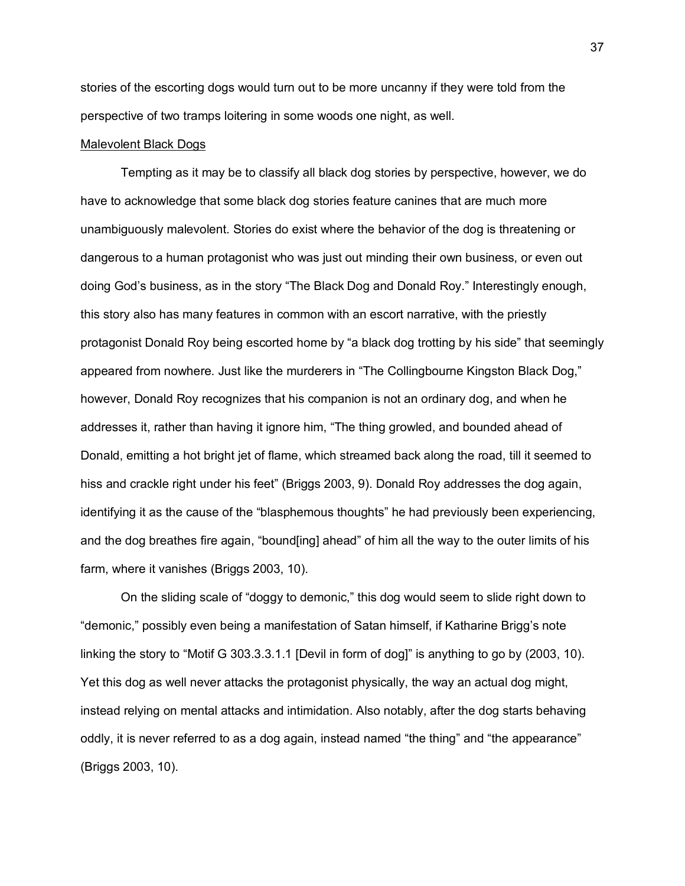stories of the escorting dogs would turn out to be more uncanny if they were told from the perspective of two tramps loitering in some woods one night, as well.

Malevolent Black Dogs

Tempting as it may be to classify all black dog stories by perspective, however, we do have to acknowledge that some black dog stories feature canines that are much more unambiguously malevolent. Stories do exist where the behavior of the dog is threatening or dangerous to a human protagonist who was just out minding their own business, or even out doing God's business, as in the story "The Black Dog and Donald Roy." Interestingly enough, this story also has many features in common with an escort narrative, with the priestly protagonist Donald Roy being escorted home by "a black dog trotting by his side" that seemingly appeared from nowhere. Just like the murderers in "The Collingbourne Kingston Black Dog," however, Donald Roy recognizes that his companion is not an ordinary dog, and when he addresses it, rather than having it ignore him, "The thing growled, and bounded ahead of Donald, emitting a hot bright jet of flame, which streamed back along the road, till it seemed to hiss and crackle right under his feet" (Briggs 2003, 9). Donald Roy addresses the dog again, identifying it as the cause of the "blasphemous thoughts" he had previously been experiencing, and the dog breathes fire again, "bound[ing] ahead" of him all the way to the outer limits of his farm, where it vanishes (Briggs 2003, 10).

On the sliding scale of "doggy to demonic," this dog would seem to slide right down to "demonic," possibly even being a manifestation of Satan himself, if Katharine Brigg's note linking the story to "Motif G 303.3.3.1.1 [Devil in form of dog]" is anything to go by (2003, 10). Yet this dog as well never attacks the protagonist physically, the way an actual dog might, instead relying on mental attacks and intimidation. Also notably, after the dog starts behaving oddly, it is never referred to as a dog again, instead named "the thing" and "the appearance" (Briggs 2003, 10).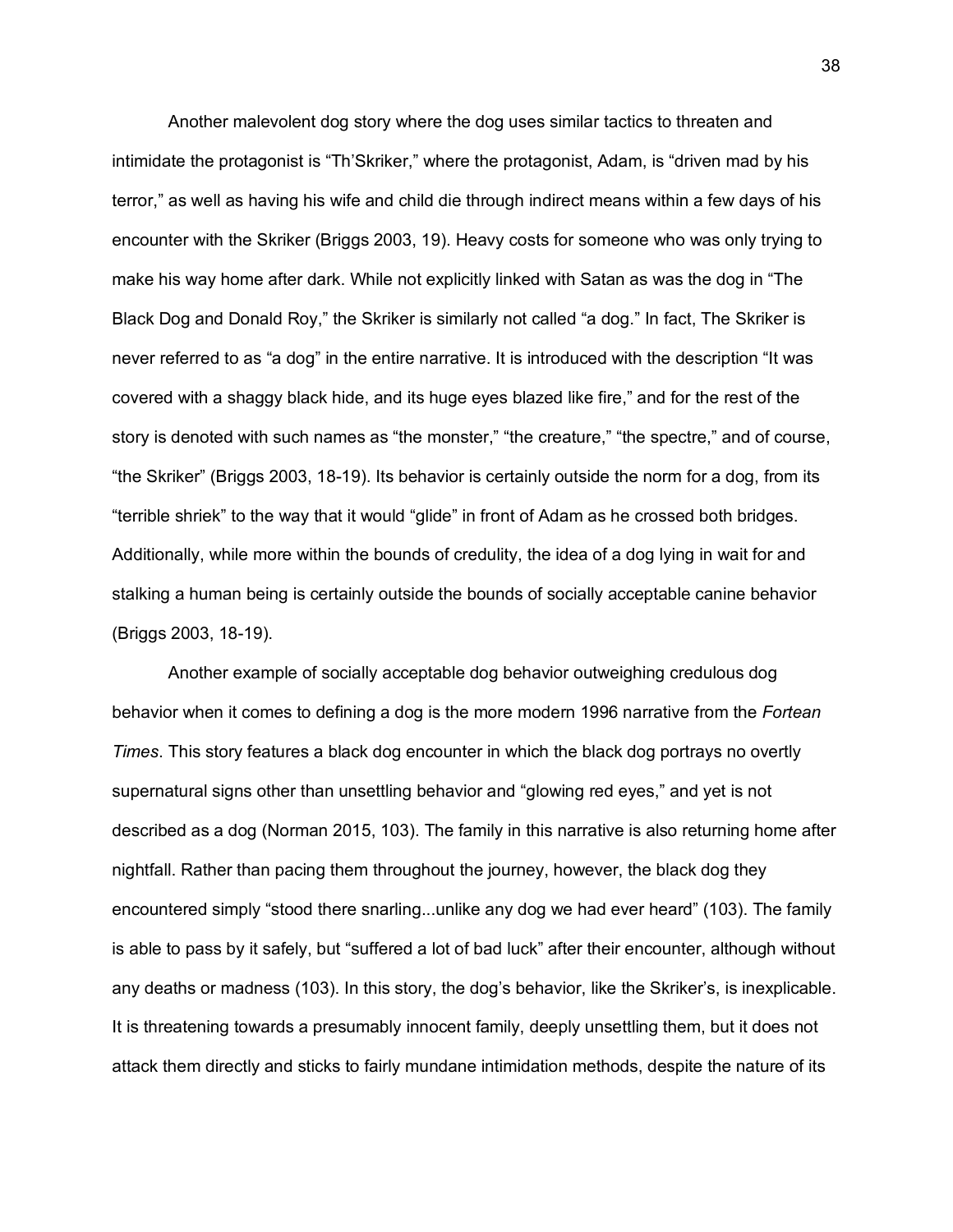Another malevolent dog story where the dog uses similar tactics to threaten and intimidate the protagonist is "Th'Skriker," where the protagonist, Adam, is "driven mad by his terror," as well as having his wife and child die through indirect means within a few days of his encounter with the Skriker (Briggs 2003, 19). Heavy costs for someone who was only trying to make his way home after dark. While not explicitly linked with Satan as was the dog in "The Black Dog and Donald Roy," the Skriker is similarly not called "a dog." In fact, The Skriker is never referred to as "a dog" in the entire narrative. It is introduced with the description "It was covered with a shaggy black hide, and its huge eyes blazed like fire," and for the rest of the story is denoted with such names as "the monster," "the creature," "the spectre," and of course, "the Skriker" (Briggs 2003, 18-19). Its behavior is certainly outside the norm for a dog, from its "terrible shriek" to the way that it would "glide" in front of Adam as he crossed both bridges. Additionally, while more within the bounds of credulity, the idea of a dog lying in wait for and stalking a human being is certainly outside the bounds of socially acceptable canine behavior (Briggs 2003, 18-19).

Another example of socially acceptable dog behavior outweighing credulous dog behavior when it comes to defining a dog is the more modern 1996 narrative from the *Fortean Times*. This story features a black dog encounter in which the black dog portrays no overtly supernatural signs other than unsettling behavior and "glowing red eyes," and yet is not described as a dog (Norman 2015, 103). The family in this narrative is also returning home after nightfall. Rather than pacing them throughout the journey, however, the black dog they encountered simply "stood there snarling...unlike any dog we had ever heard" (103). The family is able to pass by it safely, but "suffered a lot of bad luck" after their encounter, although without any deaths or madness (103). In this story, the dog's behavior, like the Skriker's, is inexplicable. It is threatening towards a presumably innocent family, deeply unsettling them, but it does not attack them directly and sticks to fairly mundane intimidation methods, despite the nature of its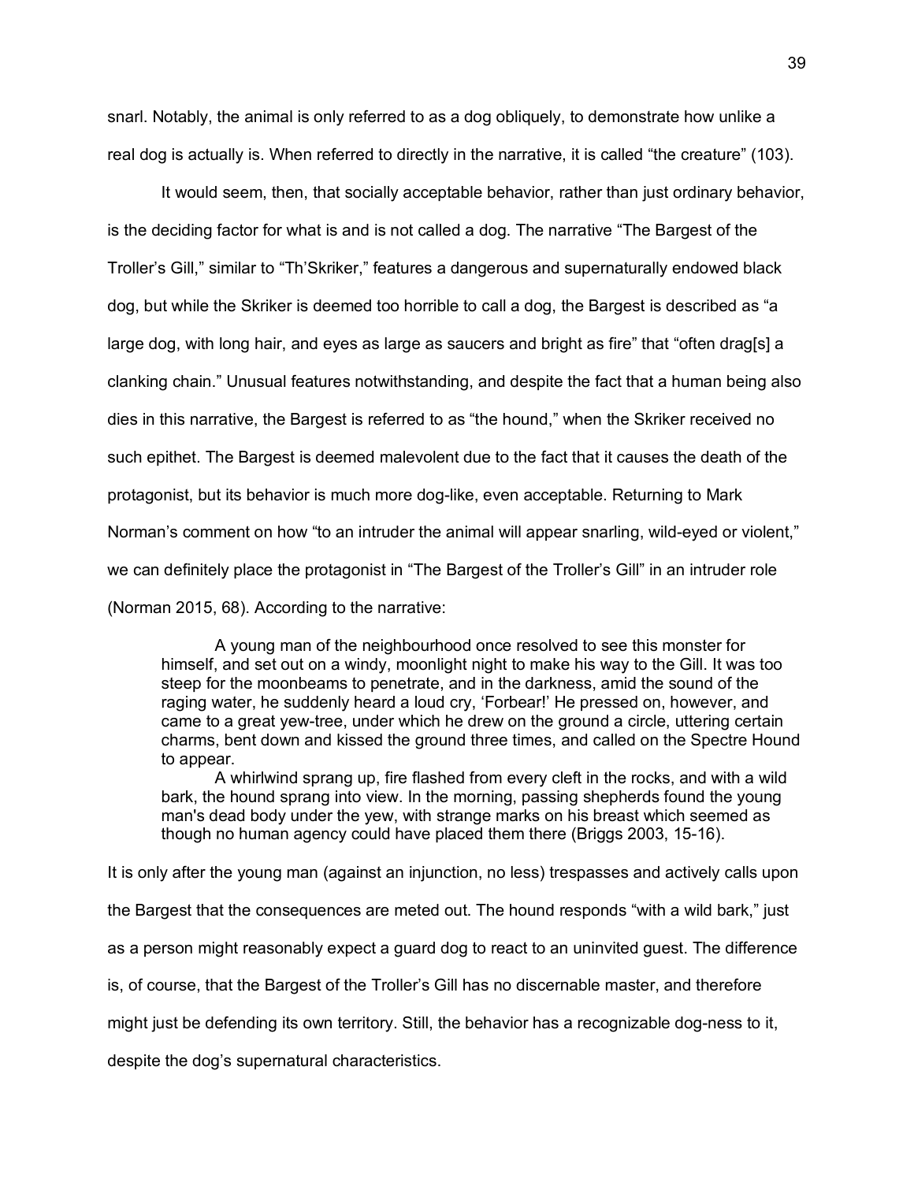snarl. Notably, the animal is only referred to as a dog obliquely, to demonstrate how unlike a real dog is actually is. When referred to directly in the narrative, it is called "the creature" (103).

It would seem, then, that socially acceptable behavior, rather than just ordinary behavior, is the deciding factor for what is and is not called a dog. The narrative "The Bargest of the Troller's Gill," similar to "Th'Skriker," features a dangerous and supernaturally endowed black dog, but while the Skriker is deemed too horrible to call a dog, the Bargest is described as "a large dog, with long hair, and eyes as large as saucers and bright as fire" that "often drag[s] a clanking chain." Unusual features notwithstanding, and despite the fact that a human being also dies in this narrative, the Bargest is referred to as "the hound," when the Skriker received no such epithet. The Bargest is deemed malevolent due to the fact that it causes the death of the protagonist, but its behavior is much more dog-like, even acceptable. Returning to Mark Norman's comment on how "to an intruder the animal will appear snarling, wild-eyed or violent," we can definitely place the protagonist in "The Bargest of the Troller's Gill" in an intruder role (Norman 2015, 68). According to the narrative:

> A young man of the neighbourhood once resolved to see this monster for himself, and set out on a windy, moonlight night to make his way to the Gill. It was too steep for the moonbeams to penetrate, and in the darkness, amid the sound of the raging water, he suddenly heard a loud cry, 'Forbear!' He pressed on, however, and came to a great yew-tree, under which he drew on the ground a circle, uttering certain charms, bent down and kissed the ground three times, and called on the Spectre Hound to appear.
>
> A whirlwind sprang up, fire flashed from every cleft in the rocks, and with a wild bark, the hound sprang into view. In the morning, passing shepherds found the young man's dead body under the yew, with strange marks on his breast which seemed as though no human agency could have placed them there (Briggs 2003, 15-16).

It is only after the young man (against an injunction, no less) trespasses and actively calls upon the Bargest that the consequences are meted out. The hound responds "with a wild bark," just as a person might reasonably expect a guard dog to react to an uninvited guest. The difference is, of course, that the Bargest of the Troller's Gill has no discernable master, and therefore might just be defending its own territory. Still, the behavior has a recognizable dog-ness to it, despite the dog's supernatural characteristics.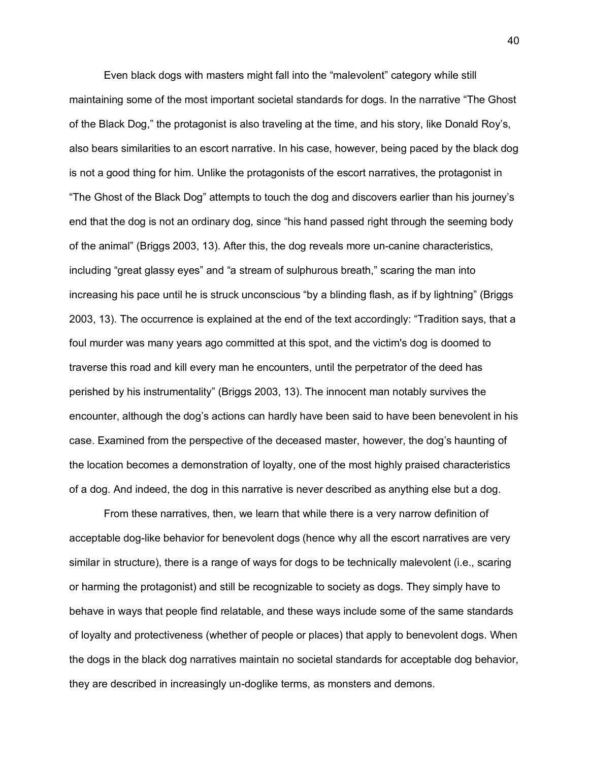Even black dogs with masters might fall into the "malevolent" category while still maintaining some of the most important societal standards for dogs. In the narrative "The Ghost of the Black Dog," the protagonist is also traveling at the time, and his story, like Donald Roy's, also bears similarities to an escort narrative. In his case, however, being paced by the black dog is not a good thing for him. Unlike the protagonists of the escort narratives, the protagonist in "The Ghost of the Black Dog" attempts to touch the dog and discovers earlier than his journey's end that the dog is not an ordinary dog, since "his hand passed right through the seeming body of the animal" (Briggs 2003, 13). After this, the dog reveals more un-canine characteristics, including "great glassy eyes" and "a stream of sulphurous breath," scaring the man into increasing his pace until he is struck unconscious "by a blinding flash, as if by lightning" (Briggs 2003, 13). The occurrence is explained at the end of the text accordingly: "Tradition says, that a foul murder was many years ago committed at this spot, and the victim's dog is doomed to traverse this road and kill every man he encounters, until the perpetrator of the deed has perished by his instrumentality" (Briggs 2003, 13). The innocent man notably survives the encounter, although the dog's actions can hardly have been said to have been benevolent in his case. Examined from the perspective of the deceased master, however, the dog's haunting of the location becomes a demonstration of loyalty, one of the most highly praised characteristics of a dog. And indeed, the dog in this narrative is never described as anything else but a dog.

From these narratives, then, we learn that while there is a very narrow definition of acceptable dog-like behavior for benevolent dogs (hence why all the escort narratives are very similar in structure), there is a range of ways for dogs to be technically malevolent (i.e., scaring or harming the protagonist) and still be recognizable to society as dogs. They simply have to behave in ways that people find relatable, and these ways include some of the same standards of loyalty and protectiveness (whether of people or places) that apply to benevolent dogs. When the dogs in the black dog narratives maintain no societal standards for acceptable dog behavior, they are described in increasingly un-doglike terms, as monsters and demons.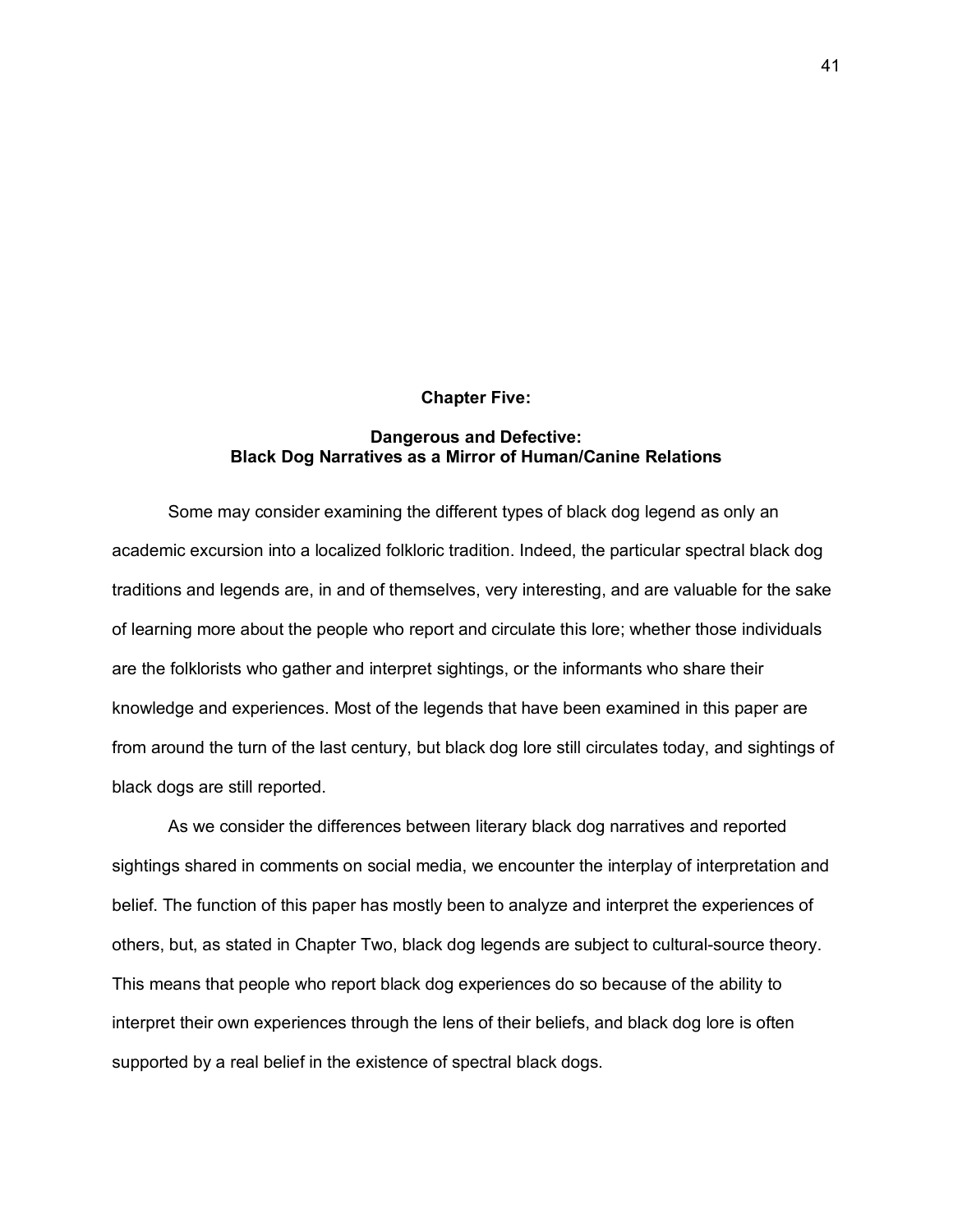# Chapter Five:

## Dangerous and Defective: Black Dog Narratives as a Mirror of Human/Canine Relations

Some may consider examining the different types of black dog legend as only an academic excursion into a localized folkloric tradition. Indeed, the particular spectral black dog traditions and legends are, in and of themselves, very interesting, and are valuable for the sake of learning more about the people who report and circulate this lore; whether those individuals are the folklorists who gather and interpret sightings, or the informants who share their knowledge and experiences. Most of the legends that have been examined in this paper are from around the turn of the last century, but black dog lore still circulates today, and sightings of black dogs are still reported.

As we consider the differences between literary black dog narratives and reported sightings shared in comments on social media, we encounter the interplay of interpretation and belief. The function of this paper has mostly been to analyze and interpret the experiences of others, but, as stated in Chapter Two, black dog legends are subject to cultural-source theory. This means that people who report black dog experiences do so because of the ability to interpret their own experiences through the lens of their beliefs, and black dog lore is often supported by a real belief in the existence of spectral black dogs.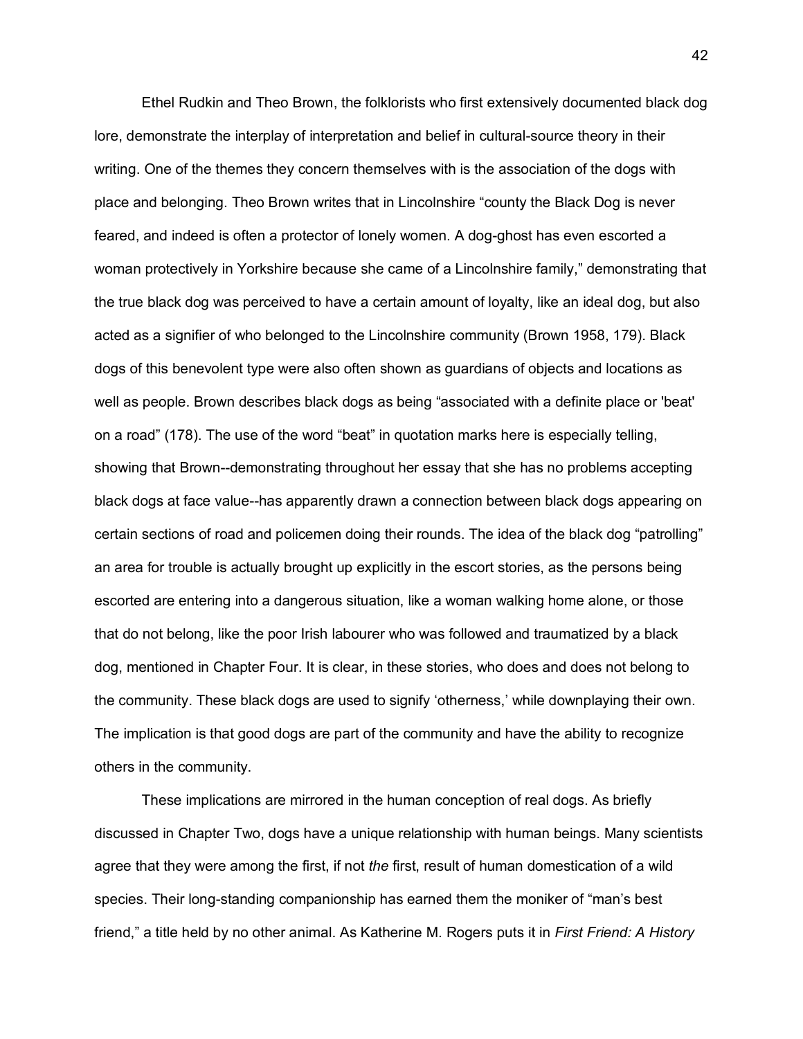Ethel Rudkin and Theo Brown, the folklorists who first extensively documented black dog lore, demonstrate the interplay of interpretation and belief in cultural-source theory in their writing. One of the themes they concern themselves with is the association of the dogs with place and belonging. Theo Brown writes that in Lincolnshire "county the Black Dog is never feared, and indeed is often a protector of lonely women. A dog-ghost has even escorted a woman protectively in Yorkshire because she came of a Lincolnshire family," demonstrating that the true black dog was perceived to have a certain amount of loyalty, like an ideal dog, but also acted as a signifier of who belonged to the Lincolnshire community (Brown 1958, 179). Black dogs of this benevolent type were also often shown as guardians of objects and locations as well as people. Brown describes black dogs as being "associated with a definite place or 'beat' on a road" (178). The use of the word "beat" in quotation marks here is especially telling, showing that Brown--demonstrating throughout her essay that she has no problems accepting black dogs at face value--has apparently drawn a connection between black dogs appearing on certain sections of road and policemen doing their rounds. The idea of the black dog "patrolling" an area for trouble is actually brought up explicitly in the escort stories, as the persons being escorted are entering into a dangerous situation, like a woman walking home alone, or those that do not belong, like the poor Irish labourer who was followed and traumatized by a black dog, mentioned in Chapter Four. It is clear, in these stories, who does and does not belong to the community. These black dogs are used to signify 'otherness,' while downplaying their own. The implication is that good dogs are part of the community and have the ability to recognize others in the community.

These implications are mirrored in the human conception of real dogs. As briefly discussed in Chapter Two, dogs have a unique relationship with human beings. Many scientists agree that they were among the first, if not *the* first, result of human domestication of a wild species. Their long-standing companionship has earned them the moniker of "man's best friend," a title held by no other animal. As Katherine M. Rogers puts it in *First Friend: A History*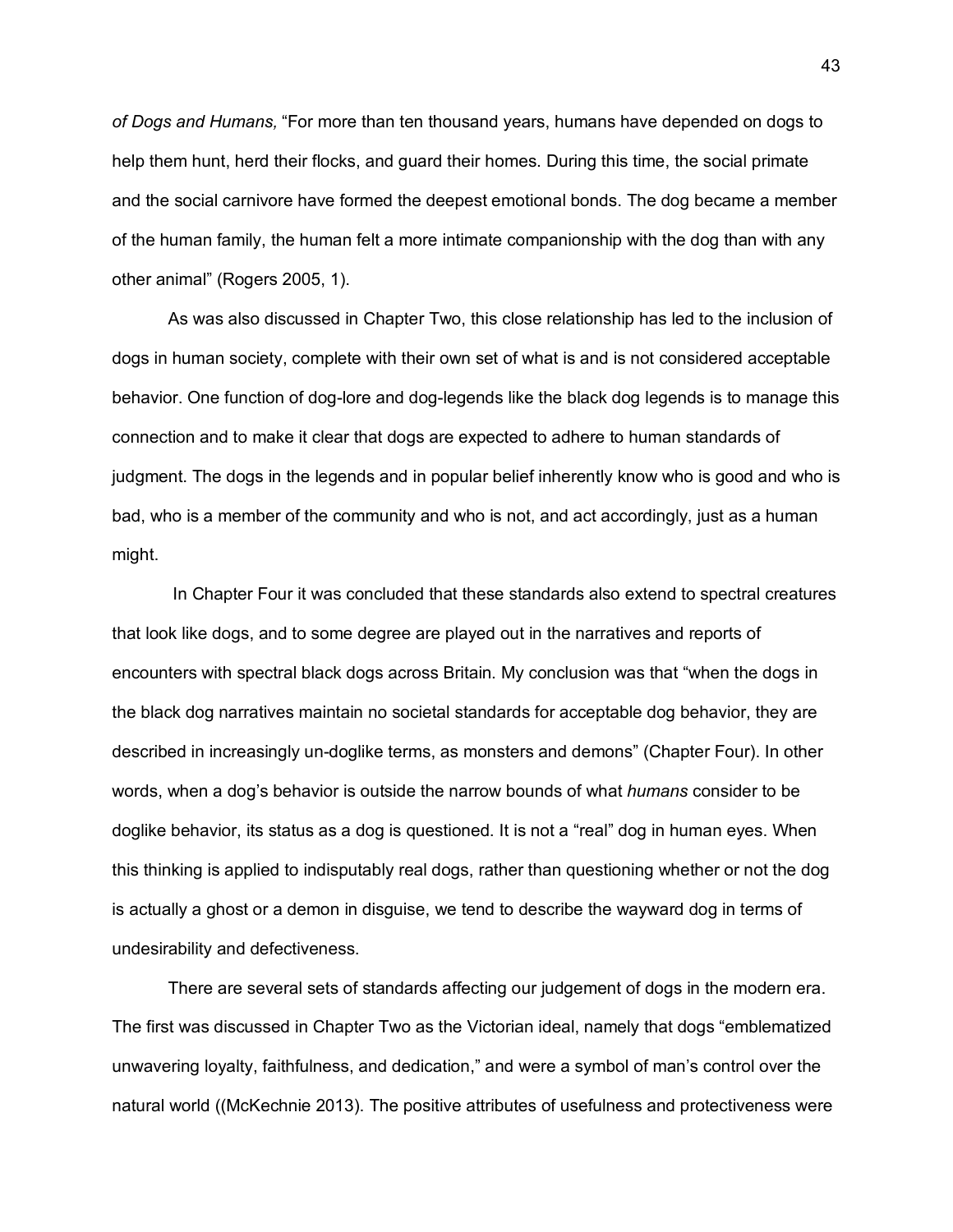*of Dogs and Humans,* "For more than ten thousand years, humans have depended on dogs to help them hunt, herd their flocks, and guard their homes. During this time, the social primate and the social carnivore have formed the deepest emotional bonds. The dog became a member of the human family, the human felt a more intimate companionship with the dog than with any other animal" (Rogers 2005, 1).

As was also discussed in Chapter Two, this close relationship has led to the inclusion of dogs in human society, complete with their own set of what is and is not considered acceptable behavior. One function of dog-lore and dog-legends like the black dog legends is to manage this connection and to make it clear that dogs are expected to adhere to human standards of judgment. The dogs in the legends and in popular belief inherently know who is good and who is bad, who is a member of the community and who is not, and act accordingly, just as a human might.

In Chapter Four it was concluded that these standards also extend to spectral creatures that look like dogs, and to some degree are played out in the narratives and reports of encounters with spectral black dogs across Britain. My conclusion was that "when the dogs in the black dog narratives maintain no societal standards for acceptable dog behavior, they are described in increasingly un-doglike terms, as monsters and demons" (Chapter Four). In other words, when a dog's behavior is outside the narrow bounds of what *humans* consider to be doglike behavior, its status as a dog is questioned. It is not a "real" dog in human eyes. When this thinking is applied to indisputably real dogs, rather than questioning whether or not the dog is actually a ghost or a demon in disguise, we tend to describe the wayward dog in terms of undesirability and defectiveness.

There are several sets of standards affecting our judgement of dogs in the modern era. The first was discussed in Chapter Two as the Victorian ideal, namely that dogs "emblematized unwavering loyalty, faithfulness, and dedication," and were a symbol of man's control over the natural world ((McKechnie 2013). The positive attributes of usefulness and protectiveness were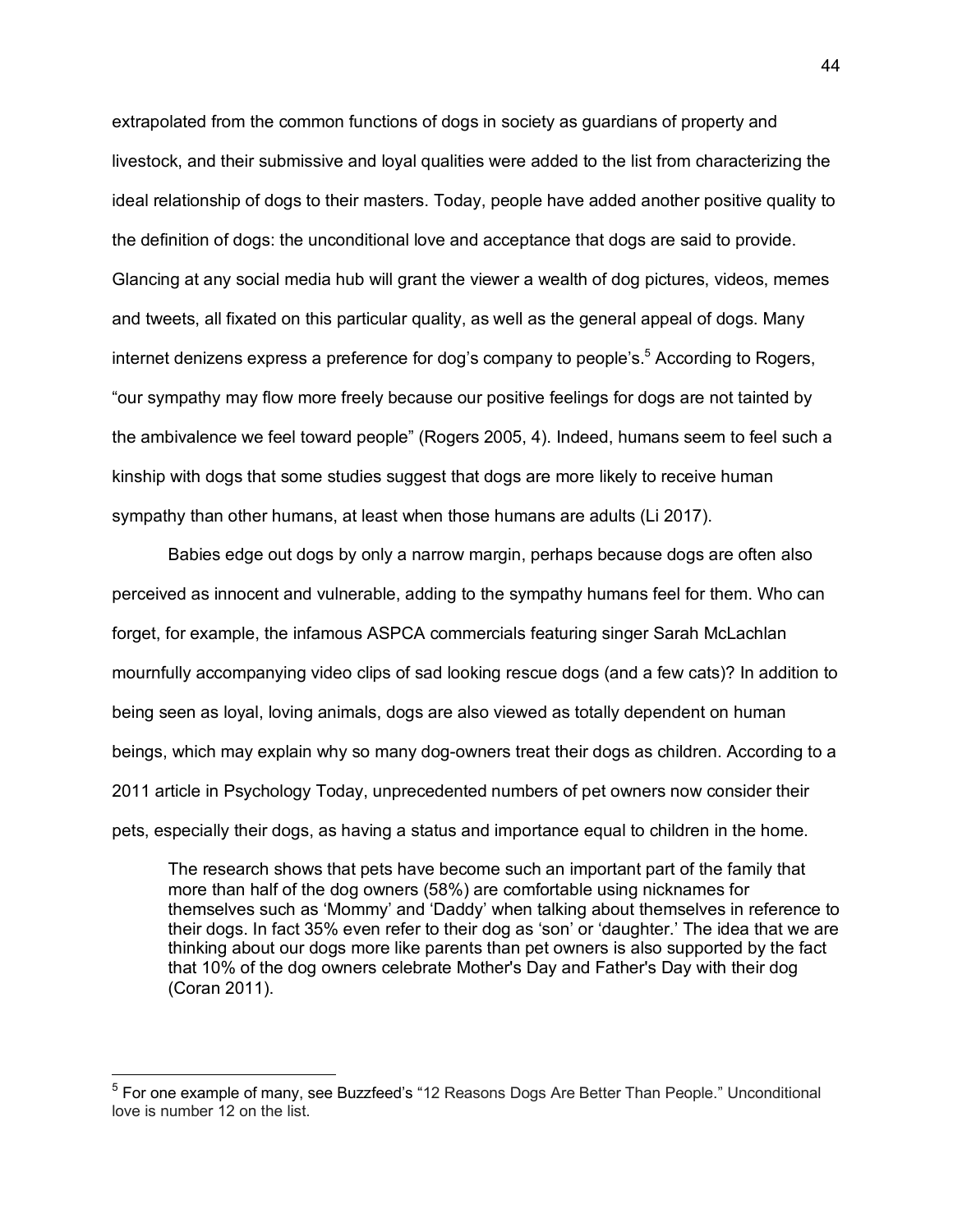extrapolated from the common functions of dogs in society as guardians of property and livestock, and their submissive and loyal qualities were added to the list from characterizing the ideal relationship of dogs to their masters. Today, people have added another positive quality to the definition of dogs: the unconditional love and acceptance that dogs are said to provide. Glancing at any social media hub will grant the viewer a wealth of dog pictures, videos, memes and tweets, all fixated on this particular quality, as well as the general appeal of dogs. Many internet denizens express a preference for dog's company to people's.[5] According to Rogers, "our sympathy may flow more freely because our positive feelings for dogs are not tainted by the ambivalence we feel toward people" (Rogers 2005, 4). Indeed, humans seem to feel such a kinship with dogs that some studies suggest that dogs are more likely to receive human sympathy than other humans, at least when those humans are adults (Li 2017).

Babies edge out dogs by only a narrow margin, perhaps because dogs are often also perceived as innocent and vulnerable, adding to the sympathy humans feel for them. Who can forget, for example, the infamous ASPCA commercials featuring singer Sarah McLachlan mournfully accompanying video clips of sad looking rescue dogs (and a few cats)? In addition to being seen as loyal, loving animals, dogs are also viewed as totally dependent on human beings, which may explain why so many dog-owners treat their dogs as children. According to a 2011 article in Psychology Today, unprecedented numbers of pet owners now consider their pets, especially their dogs, as having a status and importance equal to children in the home.

> The research shows that pets have become such an important part of the family that more than half of the dog owners (58%) are comfortable using nicknames for themselves such as 'Mommy' and 'Daddy' when talking about themselves in reference to their dogs. In fact 35% even refer to their dog as 'son' or 'daughter.' The idea that we are thinking about our dogs more like parents than pet owners is also supported by the fact that 10% of the dog owners celebrate Mother's Day and Father's Day with their dog (Coran 2011).

---

[5] For one example of many, see Buzzfeed's "12 Reasons Dogs Are Better Than People." Unconditional love is number 12 on the list.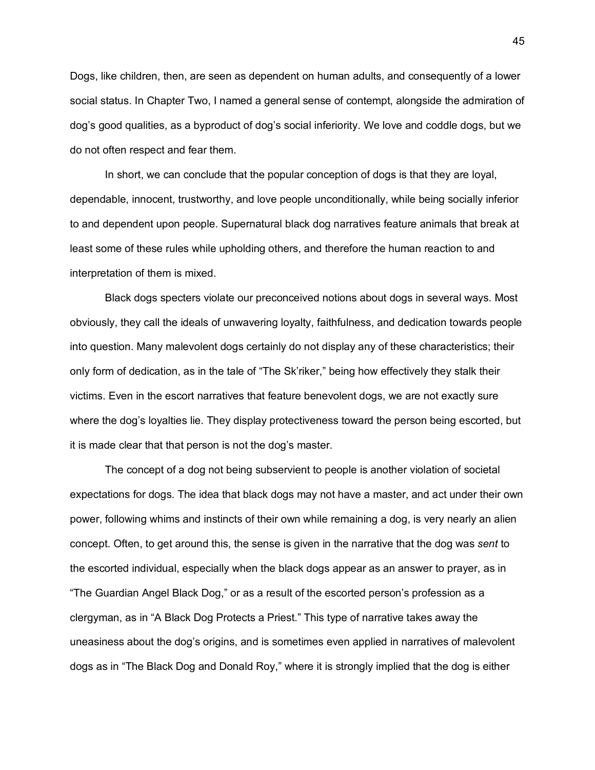Dogs, like children, then, are seen as dependent on human adults, and consequently of a lower social status. In Chapter Two, I named a general sense of contempt, alongside the admiration of dog's good qualities, as a byproduct of dog's social inferiority. We love and coddle dogs, but we do not often respect and fear them.

In short, we can conclude that the popular conception of dogs is that they are loyal, dependable, innocent, trustworthy, and love people unconditionally, while being socially inferior to and dependent upon people. Supernatural black dog narratives feature animals that break at least some of these rules while upholding others, and therefore the human reaction to and interpretation of them is mixed.

Black dogs specters violate our preconceived notions about dogs in several ways. Most obviously, they call the ideals of unwavering loyalty, faithfulness, and dedication towards people into question. Many malevolent dogs certainly do not display any of these characteristics; their only form of dedication, as in the tale of "The Sk'riker," being how effectively they stalk their victims. Even in the escort narratives that feature benevolent dogs, we are not exactly sure where the dog's loyalties lie. They display protectiveness toward the person being escorted, but it is made clear that that person is not the dog's master.

The concept of a dog not being subservient to people is another violation of societal expectations for dogs. The idea that black dogs may not have a master, and act under their own power, following whims and instincts of their own while remaining a dog, is very nearly an alien concept. Often, to get around this, the sense is given in the narrative that the dog was *sent* to the escorted individual, especially when the black dogs appear as an answer to prayer, as in "The Guardian Angel Black Dog," or as a result of the escorted person's profession as a clergyman, as in "A Black Dog Protects a Priest." This type of narrative takes away the uneasiness about the dog's origins, and is sometimes even applied in narratives of malevolent dogs as in "The Black Dog and Donald Roy," where it is strongly implied that the dog is either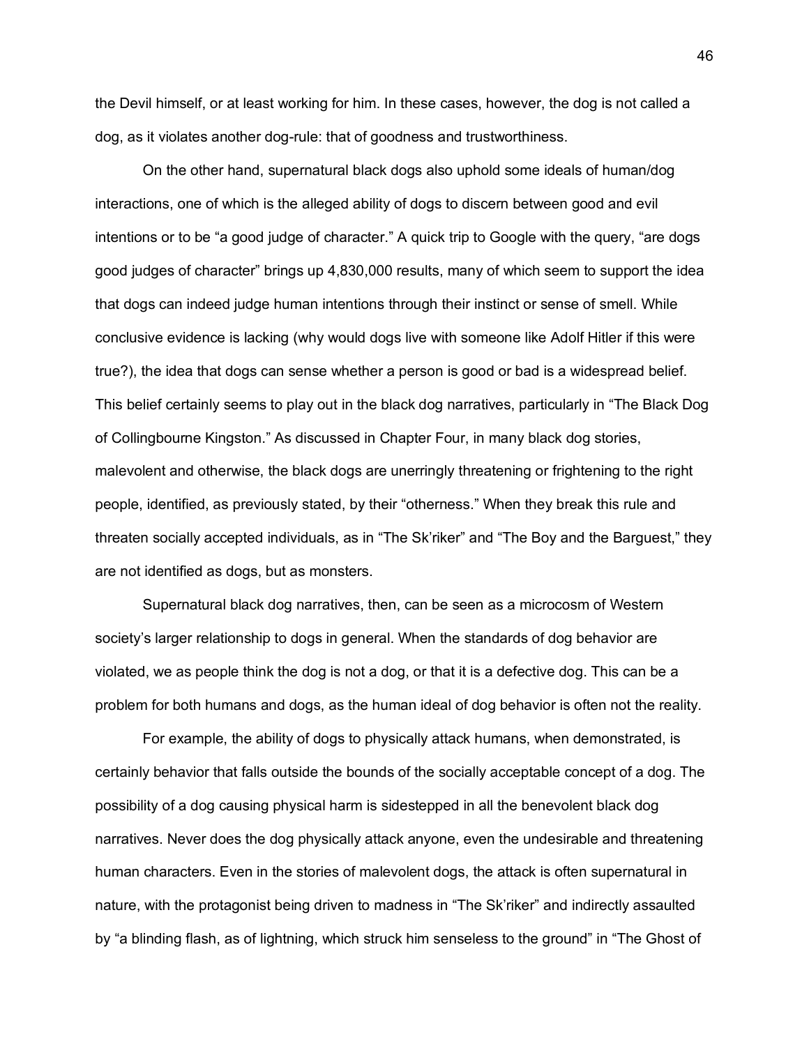the Devil himself, or at least working for him. In these cases, however, the dog is not called a dog, as it violates another dog-rule: that of goodness and trustworthiness.

On the other hand, supernatural black dogs also uphold some ideals of human/dog interactions, one of which is the alleged ability of dogs to discern between good and evil intentions or to be "a good judge of character." A quick trip to Google with the query, "are dogs good judges of character" brings up 4,830,000 results, many of which seem to support the idea that dogs can indeed judge human intentions through their instinct or sense of smell. While conclusive evidence is lacking (why would dogs live with someone like Adolf Hitler if this were true?), the idea that dogs can sense whether a person is good or bad is a widespread belief. This belief certainly seems to play out in the black dog narratives, particularly in "The Black Dog of Collingbourne Kingston." As discussed in Chapter Four, in many black dog stories, malevolent and otherwise, the black dogs are unerringly threatening or frightening to the right people, identified, as previously stated, by their "otherness." When they break this rule and threaten socially accepted individuals, as in "The Sk'riker" and "The Boy and the Barguest," they are not identified as dogs, but as monsters.

Supernatural black dog narratives, then, can be seen as a microcosm of Western society's larger relationship to dogs in general. When the standards of dog behavior are violated, we as people think the dog is not a dog, or that it is a defective dog. This can be a problem for both humans and dogs, as the human ideal of dog behavior is often not the reality.

For example, the ability of dogs to physically attack humans, when demonstrated, is certainly behavior that falls outside the bounds of the socially acceptable concept of a dog. The possibility of a dog causing physical harm is sidestepped in all the benevolent black dog narratives. Never does the dog physically attack anyone, even the undesirable and threatening human characters. Even in the stories of malevolent dogs, the attack is often supernatural in nature, with the protagonist being driven to madness in "The Sk'riker" and indirectly assaulted by "a blinding flash, as of lightning, which struck him senseless to the ground" in "The Ghost of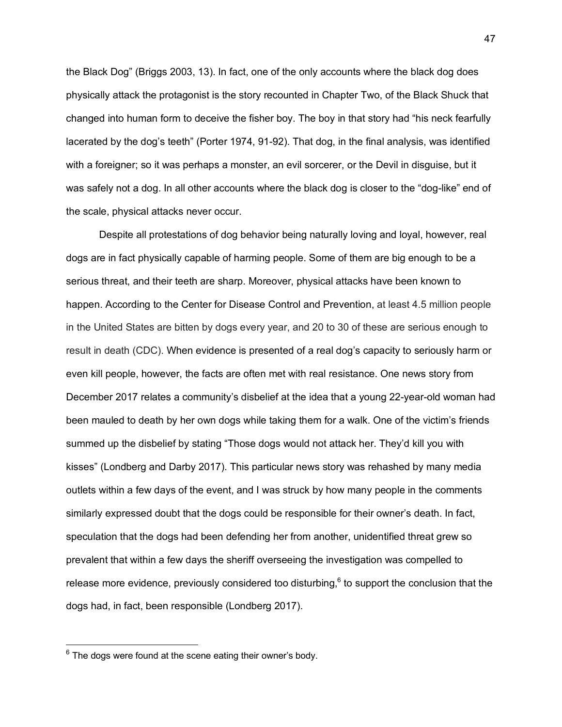the Black Dog" (Briggs 2003, 13). In fact, one of the only accounts where the black dog does physically attack the protagonist is the story recounted in Chapter Two, of the Black Shuck that changed into human form to deceive the fisher boy. The boy in that story had "his neck fearfully lacerated by the dog's teeth" (Porter 1974, 91-92). That dog, in the final analysis, was identified with a foreigner; so it was perhaps a monster, an evil sorcerer, or the Devil in disguise, but it was safely not a dog. In all other accounts where the black dog is closer to the "dog-like" end of the scale, physical attacks never occur.

Despite all protestations of dog behavior being naturally loving and loyal, however, real dogs are in fact physically capable of harming people. Some of them are big enough to be a serious threat, and their teeth are sharp. Moreover, physical attacks have been known to happen. According to the Center for Disease Control and Prevention, at least 4.5 million people in the United States are bitten by dogs every year, and 20 to 30 of these are serious enough to result in death (CDC). When evidence is presented of a real dog's capacity to seriously harm or even kill people, however, the facts are often met with real resistance. One news story from December 2017 relates a community's disbelief at the idea that a young 22-year-old woman had been mauled to death by her own dogs while taking them for a walk. One of the victim's friends summed up the disbelief by stating "Those dogs would not attack her. They'd kill you with kisses" (Londberg and Darby 2017). This particular news story was rehashed by many media outlets within a few days of the event, and I was struck by how many people in the comments similarly expressed doubt that the dogs could be responsible for their owner's death. In fact, speculation that the dogs had been defending her from another, unidentified threat grew so prevalent that within a few days the sheriff overseeing the investigation was compelled to release more evidence, previously considered too disturbing,[6] to support the conclusion that the dogs had, in fact, been responsible (Londberg 2017).

[6] The dogs were found at the scene eating their owner's body.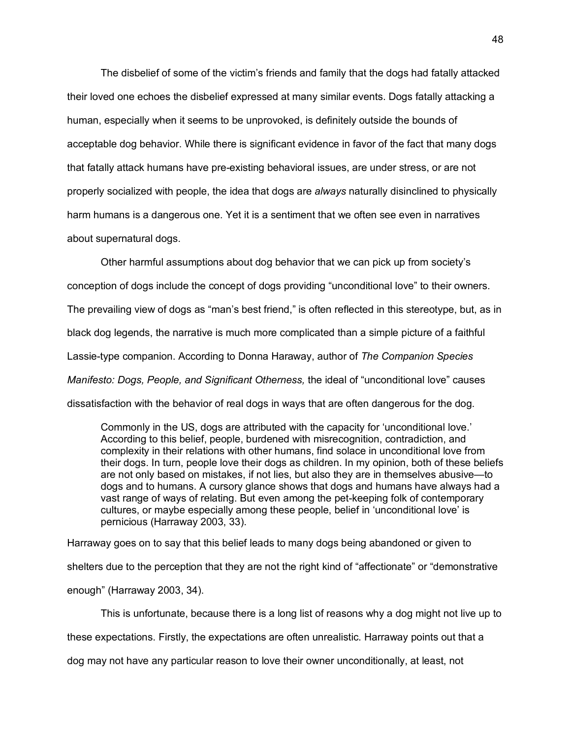The disbelief of some of the victim's friends and family that the dogs had fatally attacked their loved one echoes the disbelief expressed at many similar events. Dogs fatally attacking a human, especially when it seems to be unprovoked, is definitely outside the bounds of acceptable dog behavior. While there is significant evidence in favor of the fact that many dogs that fatally attack humans have pre-existing behavioral issues, are under stress, or are not properly socialized with people, the idea that dogs are *always* naturally disinclined to physically harm humans is a dangerous one. Yet it is a sentiment that we often see even in narratives about supernatural dogs.

Other harmful assumptions about dog behavior that we can pick up from society's conception of dogs include the concept of dogs providing "unconditional love" to their owners. The prevailing view of dogs as "man's best friend," is often reflected in this stereotype, but, as in black dog legends, the narrative is much more complicated than a simple picture of a faithful Lassie-type companion. According to Donna Haraway, author of *The Companion Species Manifesto: Dogs, People, and Significant Otherness,* the ideal of "unconditional love" causes dissatisfaction with the behavior of real dogs in ways that are often dangerous for the dog.

> Commonly in the US, dogs are attributed with the capacity for 'unconditional love.' According to this belief, people, burdened with misrecognition, contradiction, and complexity in their relations with other humans, find solace in unconditional love from their dogs. In turn, people love their dogs as children. In my opinion, both of these beliefs are not only based on mistakes, if not lies, but also they are in themselves abusive—to dogs and to humans. A cursory glance shows that dogs and humans have always had a vast range of ways of relating. But even among the pet-keeping folk of contemporary cultures, or maybe especially among these people, belief in 'unconditional love' is pernicious (Harraway 2003, 33).

Harraway goes on to say that this belief leads to many dogs being abandoned or given to shelters due to the perception that they are not the right kind of "affectionate" or "demonstrative enough" (Harraway 2003, 34).

This is unfortunate, because there is a long list of reasons why a dog might not live up to these expectations. Firstly, the expectations are often unrealistic. Harraway points out that a dog may not have any particular reason to love their owner unconditionally, at least, not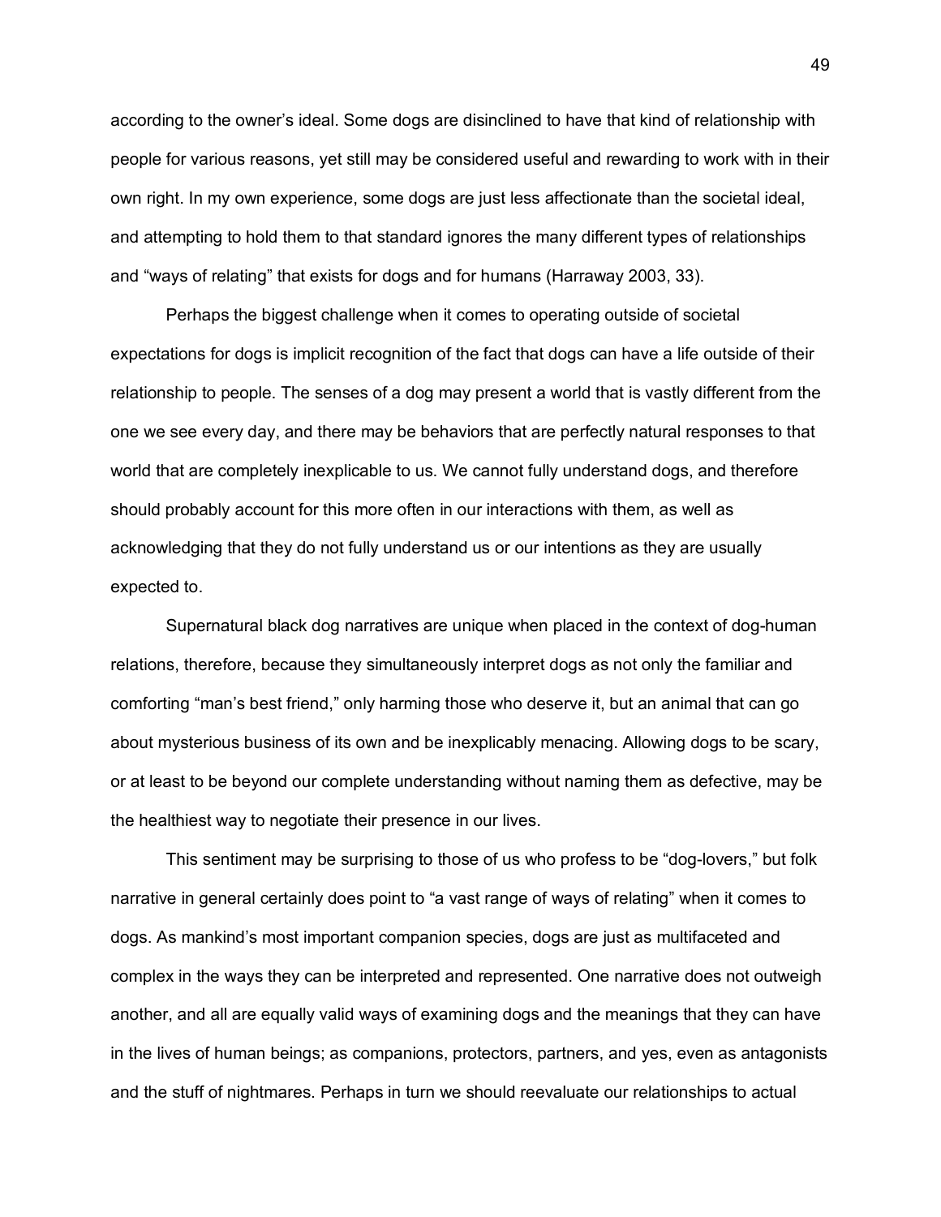according to the owner's ideal. Some dogs are disinclined to have that kind of relationship with people for various reasons, yet still may be considered useful and rewarding to work with in their own right. In my own experience, some dogs are just less affectionate than the societal ideal, and attempting to hold them to that standard ignores the many different types of relationships and "ways of relating" that exists for dogs and for humans (Harraway 2003, 33).

Perhaps the biggest challenge when it comes to operating outside of societal expectations for dogs is implicit recognition of the fact that dogs can have a life outside of their relationship to people. The senses of a dog may present a world that is vastly different from the one we see every day, and there may be behaviors that are perfectly natural responses to that world that are completely inexplicable to us. We cannot fully understand dogs, and therefore should probably account for this more often in our interactions with them, as well as acknowledging that they do not fully understand us or our intentions as they are usually expected to.

Supernatural black dog narratives are unique when placed in the context of dog-human relations, therefore, because they simultaneously interpret dogs as not only the familiar and comforting "man's best friend," only harming those who deserve it, but an animal that can go about mysterious business of its own and be inexplicably menacing. Allowing dogs to be scary, or at least to be beyond our complete understanding without naming them as defective, may be the healthiest way to negotiate their presence in our lives.

This sentiment may be surprising to those of us who profess to be "dog-lovers," but folk narrative in general certainly does point to "a vast range of ways of relating" when it comes to dogs. As mankind's most important companion species, dogs are just as multifaceted and complex in the ways they can be interpreted and represented. One narrative does not outweigh another, and all are equally valid ways of examining dogs and the meanings that they can have in the lives of human beings; as companions, protectors, partners, and yes, even as antagonists and the stuff of nightmares. Perhaps in turn we should reevaluate our relationships to actual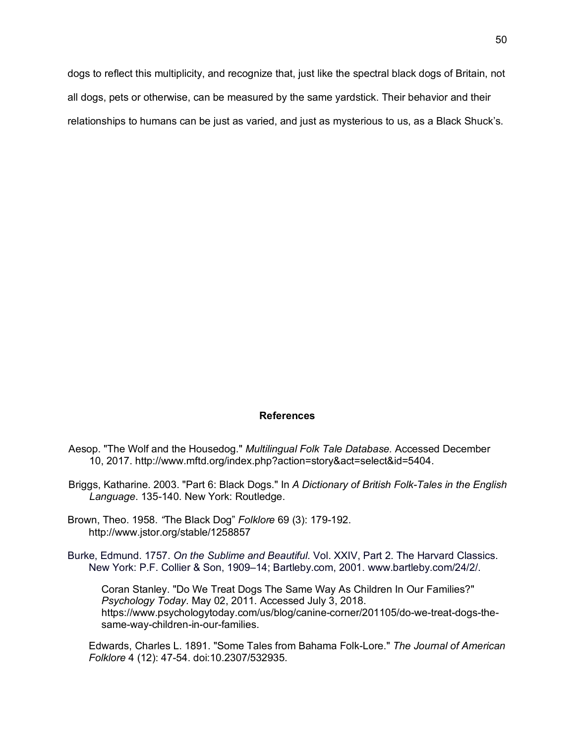dogs to reflect this multiplicity, and recognize that, just like the spectral black dogs of Britain, not all dogs, pets or otherwise, can be measured by the same yardstick. Their behavior and their relationships to humans can be just as varied, and just as mysterious to us, as a Black Shuck's.

## References

Aesop. "The Wolf and the Housedog." *Multilingual Folk Tale Database.* Accessed December 10, 2017. http://www.mftd.org/index.php?action=story&act=select&id=5404.

Briggs, Katharine. 2003. "Part 6: Black Dogs." In *A Dictionary of British Folk-Tales in the English Language*. 135-140. New York: Routledge.

Brown, Theo. 1958. "The Black Dog" *Folklore* 69 (3): 179-192. http://www.jstor.org/stable/1258857

Burke, Edmund. 1757. *On the Sublime and Beautiful*. Vol. XXIV, Part 2. The Harvard Classics. New York: P.F. Collier & Son, 1909–14; Bartleby.com, 2001. www.bartleby.com/24/2/.

Coran Stanley. "Do We Treat Dogs The Same Way As Children In Our Families?" *Psychology Today*. May 02, 2011. Accessed July 3, 2018. https://www.psychologytoday.com/us/blog/canine-corner/201105/do-we-treat-dogs-the-same-way-children-in-our-families.

Edwards, Charles L. 1891. "Some Tales from Bahama Folk-Lore." *The Journal of American Folklore* 4 (12): 47-54. doi:10.2307/532935.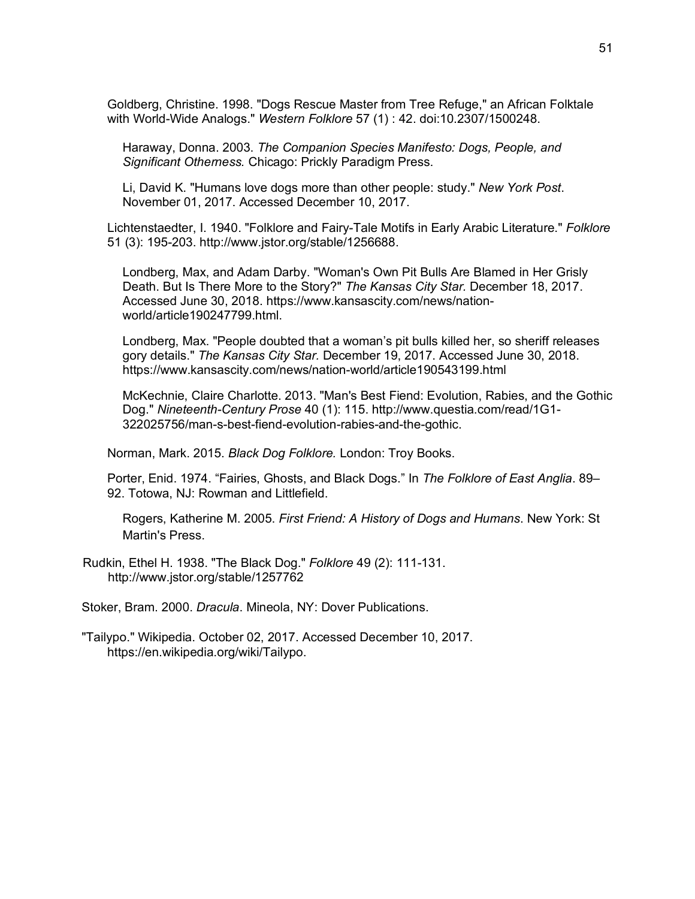Goldberg, Christine. 1998. "Dogs Rescue Master from Tree Refuge," an African Folktale with World-Wide Analogs." *Western Folklore* 57 (1) : 42. doi:10.2307/1500248.

Haraway, Donna. 2003. *The Companion Species Manifesto: Dogs, People, and Significant Otherness.* Chicago: Prickly Paradigm Press.

Li, David K. "Humans love dogs more than other people: study." *New York Post*. November 01, 2017. Accessed December 10, 2017.

Lichtenstaedter, I. 1940. "Folklore and Fairy-Tale Motifs in Early Arabic Literature." *Folklore* 51 (3): 195-203. http://www.jstor.org/stable/1256688.

Londberg, Max, and Adam Darby. "Woman's Own Pit Bulls Are Blamed in Her Grisly Death. But Is There More to the Story?" *The Kansas City Star.* December 18, 2017. Accessed June 30, 2018. https://www.kansascity.com/news/nation-world/article190247799.html.

Londberg, Max. "People doubted that a woman's pit bulls killed her, so sheriff releases gory details." *The Kansas City Star.* December 19, 2017. Accessed June 30, 2018. https://www.kansascity.com/news/nation-world/article190543199.html

McKechnie, Claire Charlotte. 2013. "Man's Best Fiend: Evolution, Rabies, and the Gothic Dog." *Nineteenth-Century Prose* 40 (1): 115. http://www.questia.com/read/1G1-322025756/man-s-best-fiend-evolution-rabies-and-the-gothic.

Norman, Mark. 2015. *Black Dog Folklore.* London: Troy Books.

Porter, Enid. 1974. "Fairies, Ghosts, and Black Dogs." In *The Folklore of East Anglia*. 89–92. Totowa, NJ: Rowman and Littlefield.

Rogers, Katherine M. 2005. *First Friend: A History of Dogs and Humans*. New York: St Martin's Press.

Rudkin, Ethel H. 1938. "The Black Dog." *Folklore* 49 (2): 111-131. http://www.jstor.org/stable/1257762

Stoker, Bram. 2000. *Dracula*. Mineola, NY: Dover Publications.

"Tailypo." Wikipedia. October 02, 2017. Accessed December 10, 2017. https://en.wikipedia.org/wiki/Tailypo.